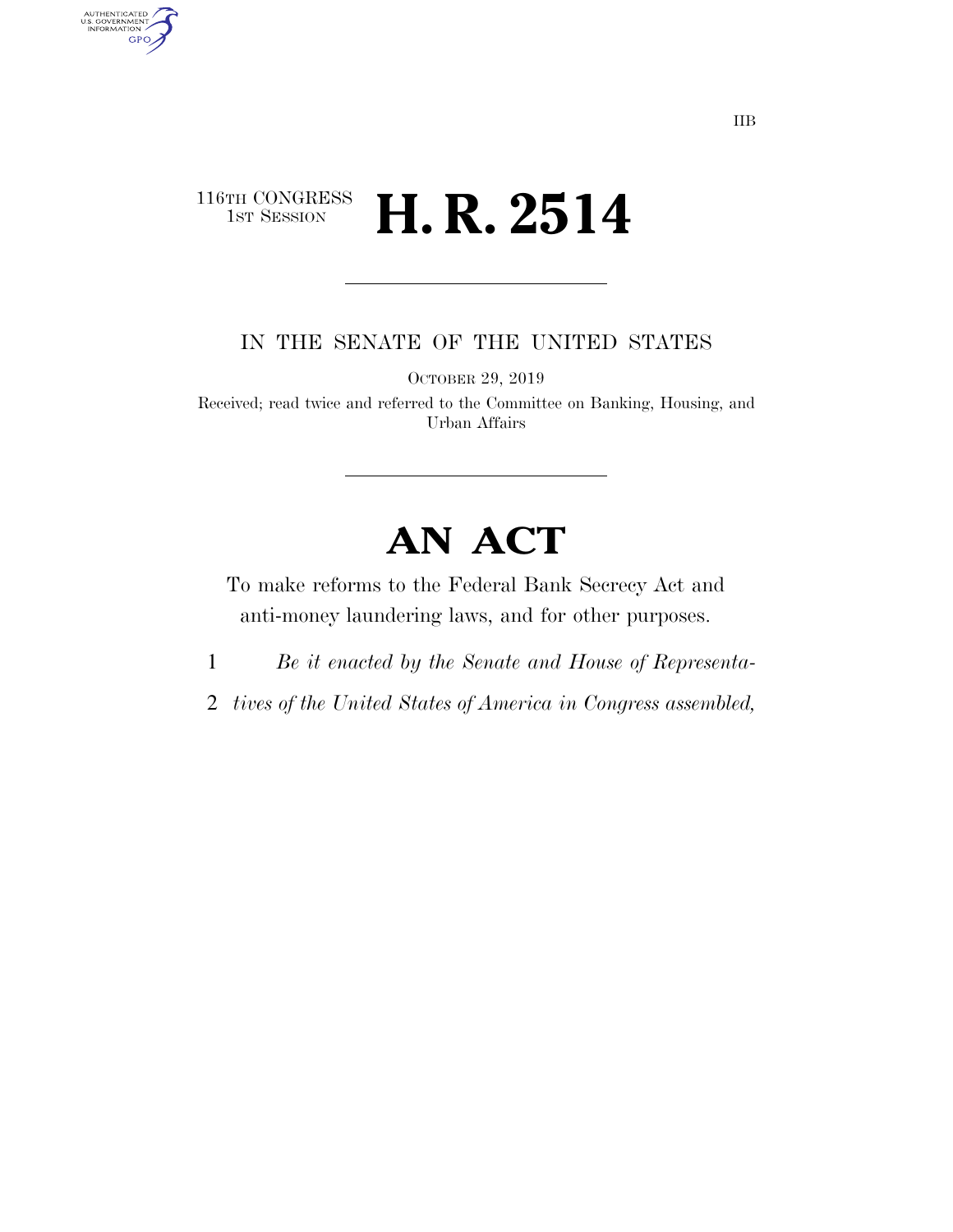IIB

116TH CONGRESS
1ST SESSION

# H. R. 2514

IN THE SENATE OF THE UNITED STATES

OCTOBER 29, 2019

Received; read twice and referred to the Committee on Banking, Housing, and Urban Affairs

# AN ACT

To make reforms to the Federal Bank Secrecy Act and anti-money laundering laws, and for other purposes.

1 *Be it enacted by the Senate and House of Representa-*
2 *tives of the United States of America in Congress assembled,*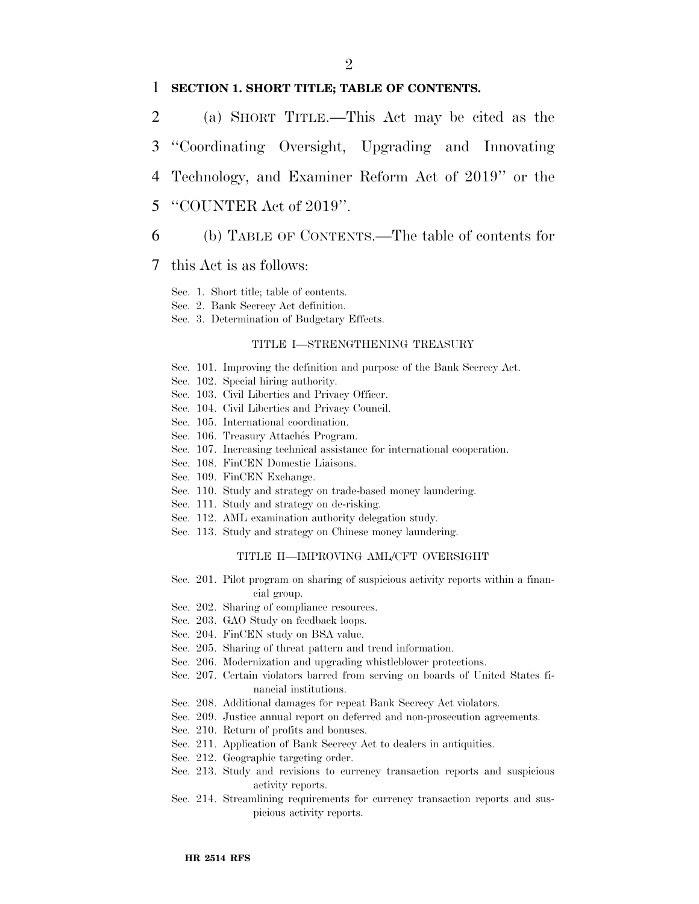**SECTION 1. SHORT TITLE; TABLE OF CONTENTS.**

(a) SHORT TITLE.—This Act may be cited as the "Coordinating Oversight, Upgrading and Innovating Technology, and Examiner Reform Act of 2019" or the "COUNTER Act of 2019".

(b) TABLE OF CONTENTS.—The table of contents for this Act is as follows:

Sec. 1. Short title; table of contents.
Sec. 2. Bank Secrecy Act definition.
Sec. 3. Determination of Budgetary Effects.

TITLE I—STRENGTHENING TREASURY

Sec. 101. Improving the definition and purpose of the Bank Secrecy Act.
Sec. 102. Special hiring authority.
Sec. 103. Civil Liberties and Privacy Officer.
Sec. 104. Civil Liberties and Privacy Council.
Sec. 105. International coordination.
Sec. 106. Treasury Attachés Program.
Sec. 107. Increasing technical assistance for international cooperation.
Sec. 108. FinCEN Domestic Liaisons.
Sec. 109. FinCEN Exchange.
Sec. 110. Study and strategy on trade-based money laundering.
Sec. 111. Study and strategy on de-risking.
Sec. 112. AML examination authority delegation study.
Sec. 113. Study and strategy on Chinese money laundering.

TITLE II—IMPROVING AML/CFT OVERSIGHT

Sec. 201. Pilot program on sharing of suspicious activity reports within a financial group.
Sec. 202. Sharing of compliance resources.
Sec. 203. GAO Study on feedback loops.
Sec. 204. FinCEN study on BSA value.
Sec. 205. Sharing of threat pattern and trend information.
Sec. 206. Modernization and upgrading whistleblower protections.
Sec. 207. Certain violators barred from serving on boards of United States financial institutions.
Sec. 208. Additional damages for repeat Bank Secrecy Act violators.
Sec. 209. Justice annual report on deferred and non-prosecution agreements.
Sec. 210. Return of profits and bonuses.
Sec. 211. Application of Bank Secrecy Act to dealers in antiquities.
Sec. 212. Geographic targeting order.
Sec. 213. Study and revisions to currency transaction reports and suspicious activity reports.
Sec. 214. Streamlining requirements for currency transaction reports and suspicious activity reports.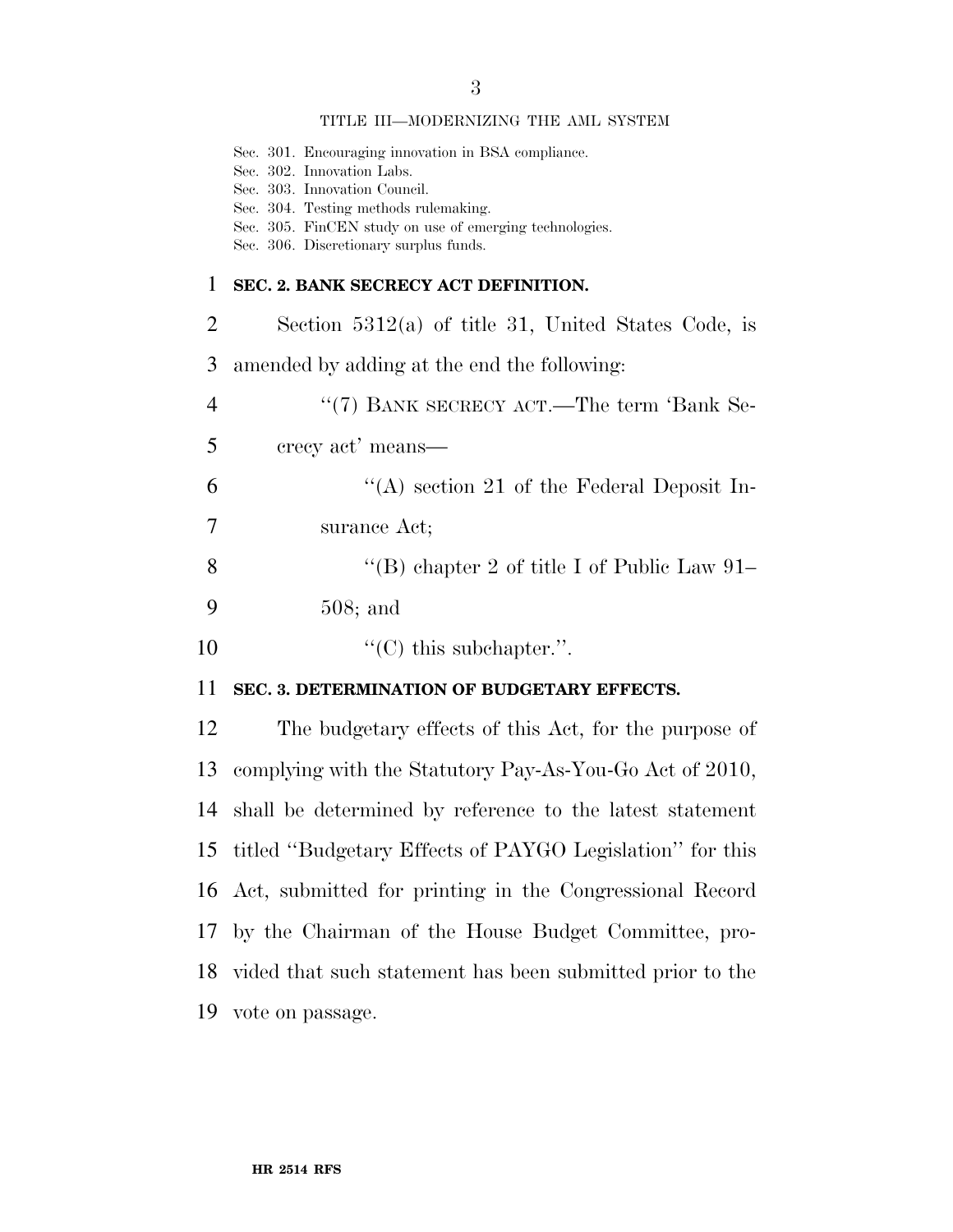TITLE III—MODERNIZING THE AML SYSTEM

Sec. 301. Encouraging innovation in BSA compliance.
Sec. 302. Innovation Labs.
Sec. 303. Innovation Council.
Sec. 304. Testing methods rulemaking.
Sec. 305. FinCEN study on use of emerging technologies.
Sec. 306. Discretionary surplus funds.

**SEC. 2. BANK SECRECY ACT DEFINITION.**

Section 5312(a) of title 31, United States Code, is amended by adding at the end the following:

"(7) BANK SECRECY ACT.—The term 'Bank Secrecy act' means—

"(A) section 21 of the Federal Deposit Insurance Act;

"(B) chapter 2 of title I of Public Law 91–508; and

"(C) this subchapter.".

**SEC. 3. DETERMINATION OF BUDGETARY EFFECTS.**

The budgetary effects of this Act, for the purpose of complying with the Statutory Pay-As-You-Go Act of 2010, shall be determined by reference to the latest statement titled "Budgetary Effects of PAYGO Legislation" for this Act, submitted for printing in the Congressional Record by the Chairman of the House Budget Committee, provided that such statement has been submitted prior to the vote on passage.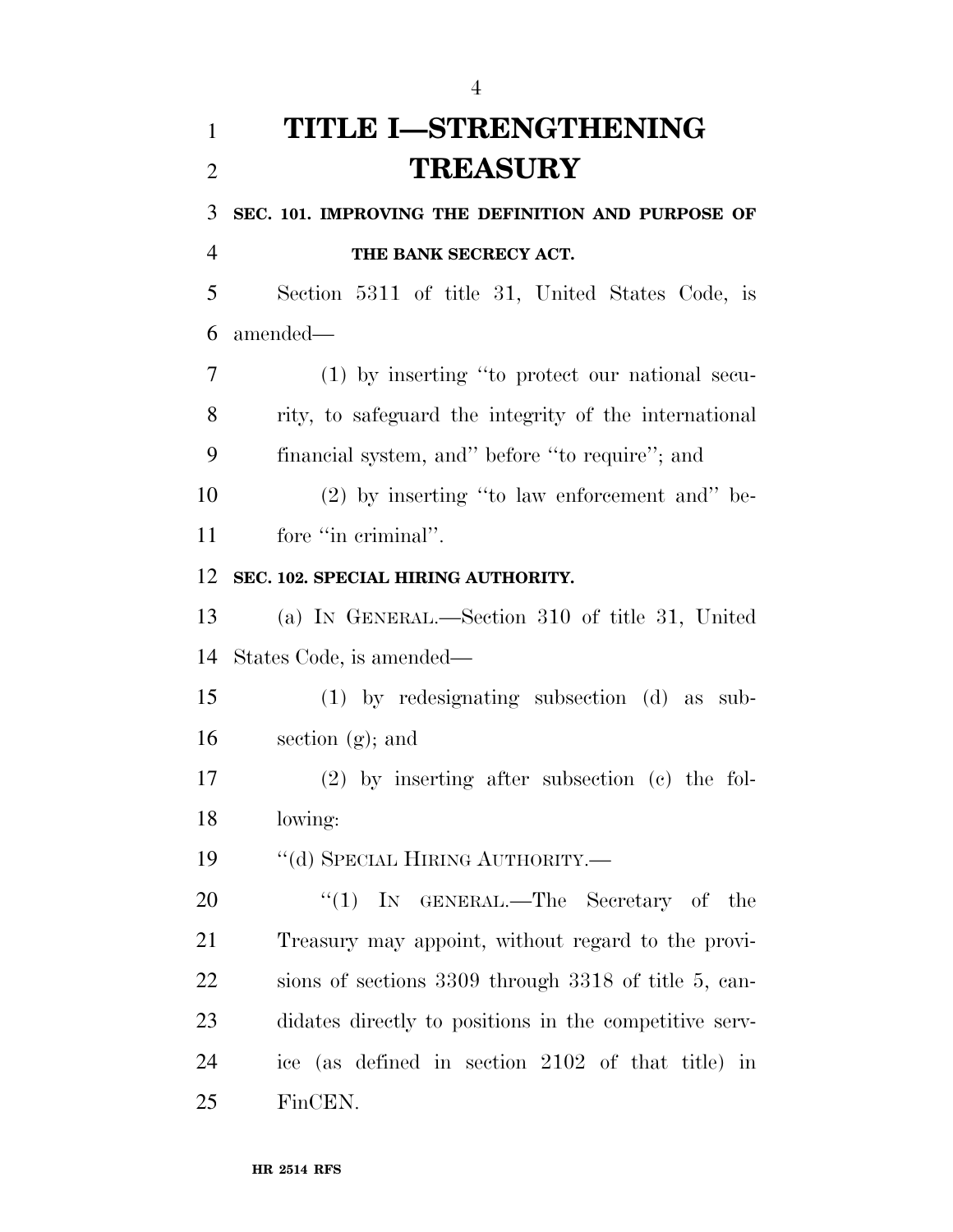# TITLE I—STRENGTHENING TREASURY

**SEC. 101. IMPROVING THE DEFINITION AND PURPOSE OF THE BANK SECRECY ACT.**

Section 5311 of title 31, United States Code, is amended—

(1) by inserting "to protect our national security, to safeguard the integrity of the international financial system, and" before "to require"; and

(2) by inserting "to law enforcement and" before "in criminal".

**SEC. 102. SPECIAL HIRING AUTHORITY.**

(a) IN GENERAL.—Section 310 of title 31, United States Code, is amended—

(1) by redesignating subsection (d) as subsection (g); and

(2) by inserting after subsection (c) the following:

"(d) SPECIAL HIRING AUTHORITY.—

"(1) IN GENERAL.—The Secretary of the Treasury may appoint, without regard to the provisions of sections 3309 through 3318 of title 5, candidates directly to positions in the competitive service (as defined in section 2102 of that title) in FinCEN.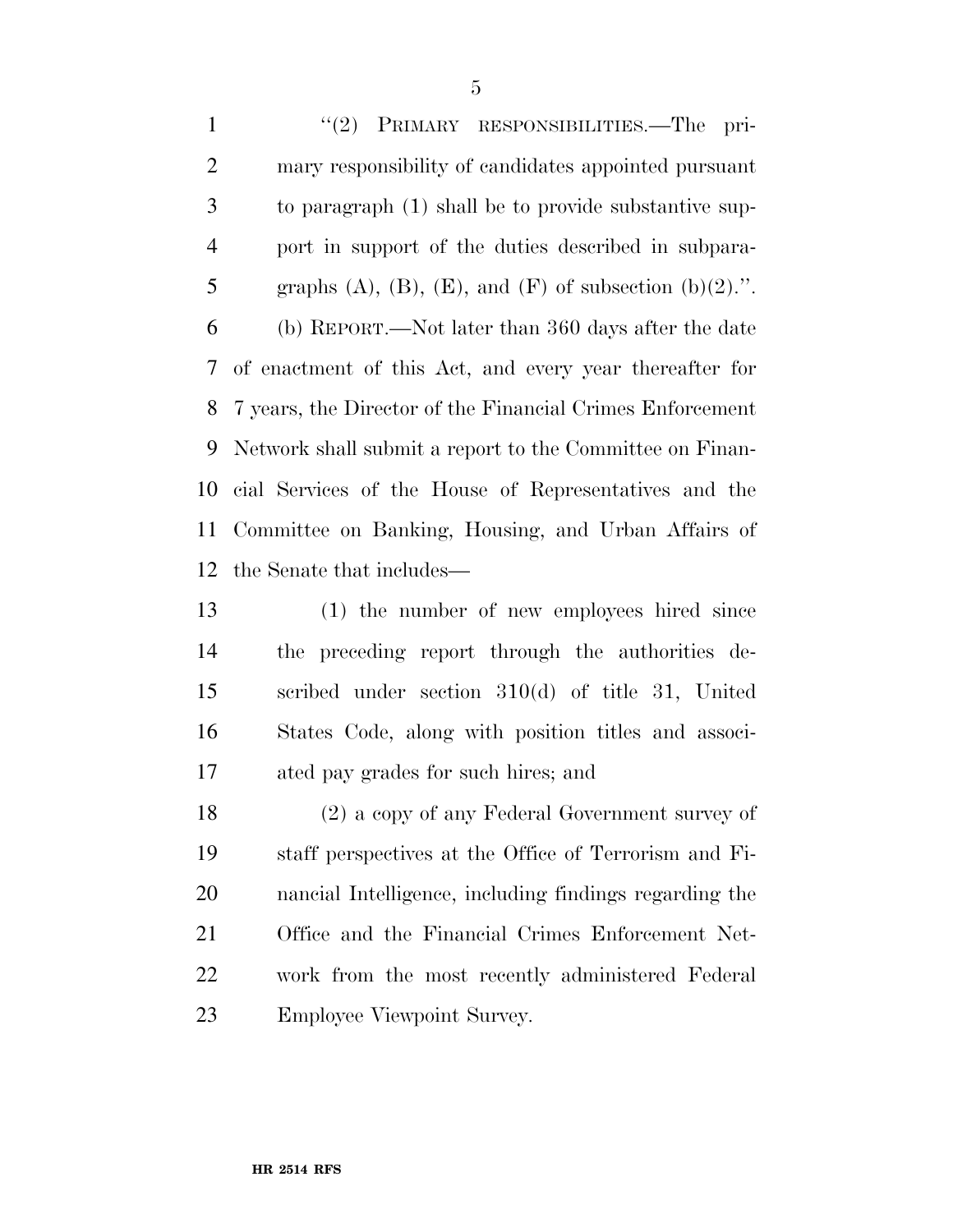"(2) PRIMARY RESPONSIBILITIES.—The primary responsibility of candidates appointed pursuant to paragraph (1) shall be to provide substantive support in support of the duties described in subparagraphs (A), (B), (E), and (F) of subsection (b)(2).".

(b) REPORT.—Not later than 360 days after the date of enactment of this Act, and every year thereafter for 7 years, the Director of the Financial Crimes Enforcement Network shall submit a report to the Committee on Financial Services of the House of Representatives and the Committee on Banking, Housing, and Urban Affairs of the Senate that includes—

(1) the number of new employees hired since the preceding report through the authorities described under section 310(d) of title 31, United States Code, along with position titles and associated pay grades for such hires; and

(2) a copy of any Federal Government survey of staff perspectives at the Office of Terrorism and Financial Intelligence, including findings regarding the Office and the Financial Crimes Enforcement Network from the most recently administered Federal Employee Viewpoint Survey.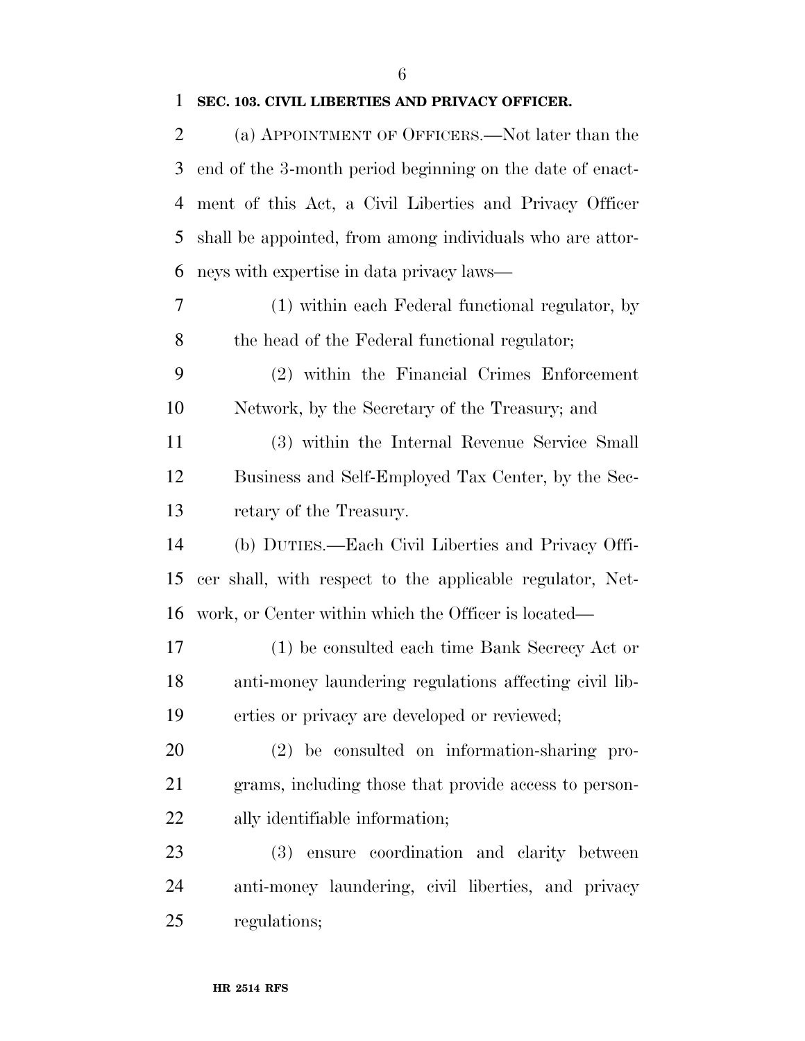**SEC. 103. CIVIL LIBERTIES AND PRIVACY OFFICER.**

(a) APPOINTMENT OF OFFICERS.—Not later than the end of the 3-month period beginning on the date of enactment of this Act, a Civil Liberties and Privacy Officer shall be appointed, from among individuals who are attorneys with expertise in data privacy laws—

(1) within each Federal functional regulator, by the head of the Federal functional regulator;

(2) within the Financial Crimes Enforcement Network, by the Secretary of the Treasury; and

(3) within the Internal Revenue Service Small Business and Self-Employed Tax Center, by the Secretary of the Treasury.

(b) DUTIES.—Each Civil Liberties and Privacy Officer shall, with respect to the applicable regulator, Network, or Center within which the Officer is located—

(1) be consulted each time Bank Secrecy Act or anti-money laundering regulations affecting civil liberties or privacy are developed or reviewed;

(2) be consulted on information-sharing programs, including those that provide access to personally identifiable information;

(3) ensure coordination and clarity between anti-money laundering, civil liberties, and privacy regulations;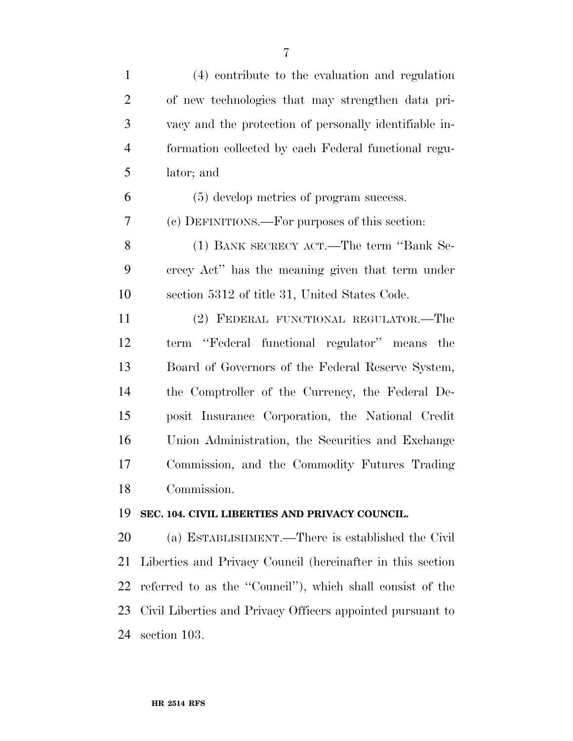(4) contribute to the evaluation and regulation of new technologies that may strengthen data privacy and the protection of personally identifiable information collected by each Federal functional regulator; and

(5) develop metrics of program success.

(c) DEFINITIONS.—For purposes of this section:

(1) BANK SECRECY ACT.—The term ''Bank Secrecy Act'' has the meaning given that term under section 5312 of title 31, United States Code.

(2) FEDERAL FUNCTIONAL REGULATOR.—The term ''Federal functional regulator'' means the Board of Governors of the Federal Reserve System, the Comptroller of the Currency, the Federal Deposit Insurance Corporation, the National Credit Union Administration, the Securities and Exchange Commission, and the Commodity Futures Trading Commission.

**SEC. 104. CIVIL LIBERTIES AND PRIVACY COUNCIL.**

(a) ESTABLISHMENT.—There is established the Civil Liberties and Privacy Council (hereinafter in this section referred to as the ''Council''), which shall consist of the Civil Liberties and Privacy Officers appointed pursuant to section 103.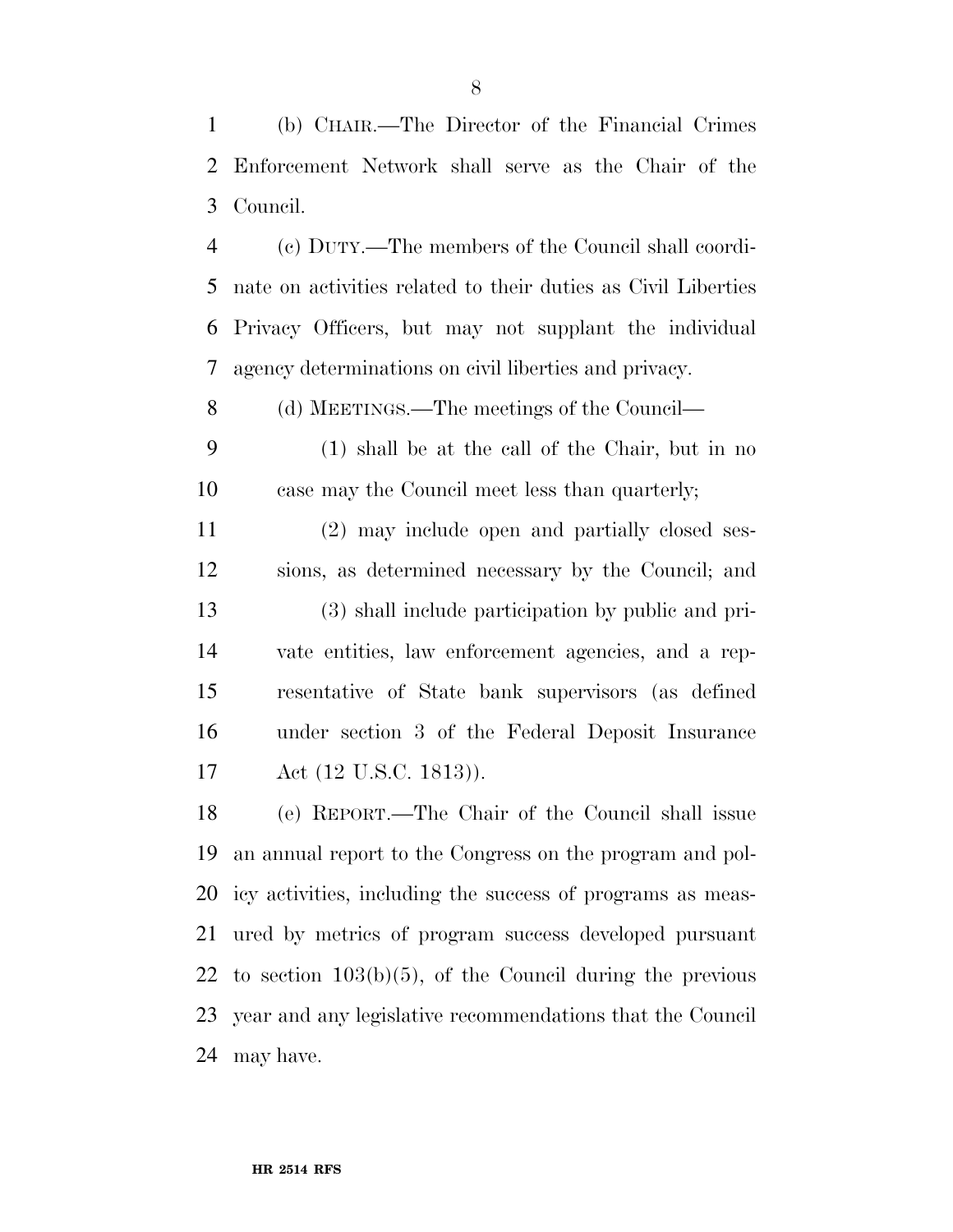(b) CHAIR.—The Director of the Financial Crimes Enforcement Network shall serve as the Chair of the Council.

(c) DUTY.—The members of the Council shall coordinate on activities related to their duties as Civil Liberties Privacy Officers, but may not supplant the individual agency determinations on civil liberties and privacy.

(d) MEETINGS.—The meetings of the Council—

(1) shall be at the call of the Chair, but in no case may the Council meet less than quarterly;

(2) may include open and partially closed sessions, as determined necessary by the Council; and

(3) shall include participation by public and private entities, law enforcement agencies, and a representative of State bank supervisors (as defined under section 3 of the Federal Deposit Insurance Act (12 U.S.C. 1813)).

(e) REPORT.—The Chair of the Council shall issue an annual report to the Congress on the program and policy activities, including the success of programs as measured by metrics of program success developed pursuant to section 103(b)(5), of the Council during the previous year and any legislative recommendations that the Council may have.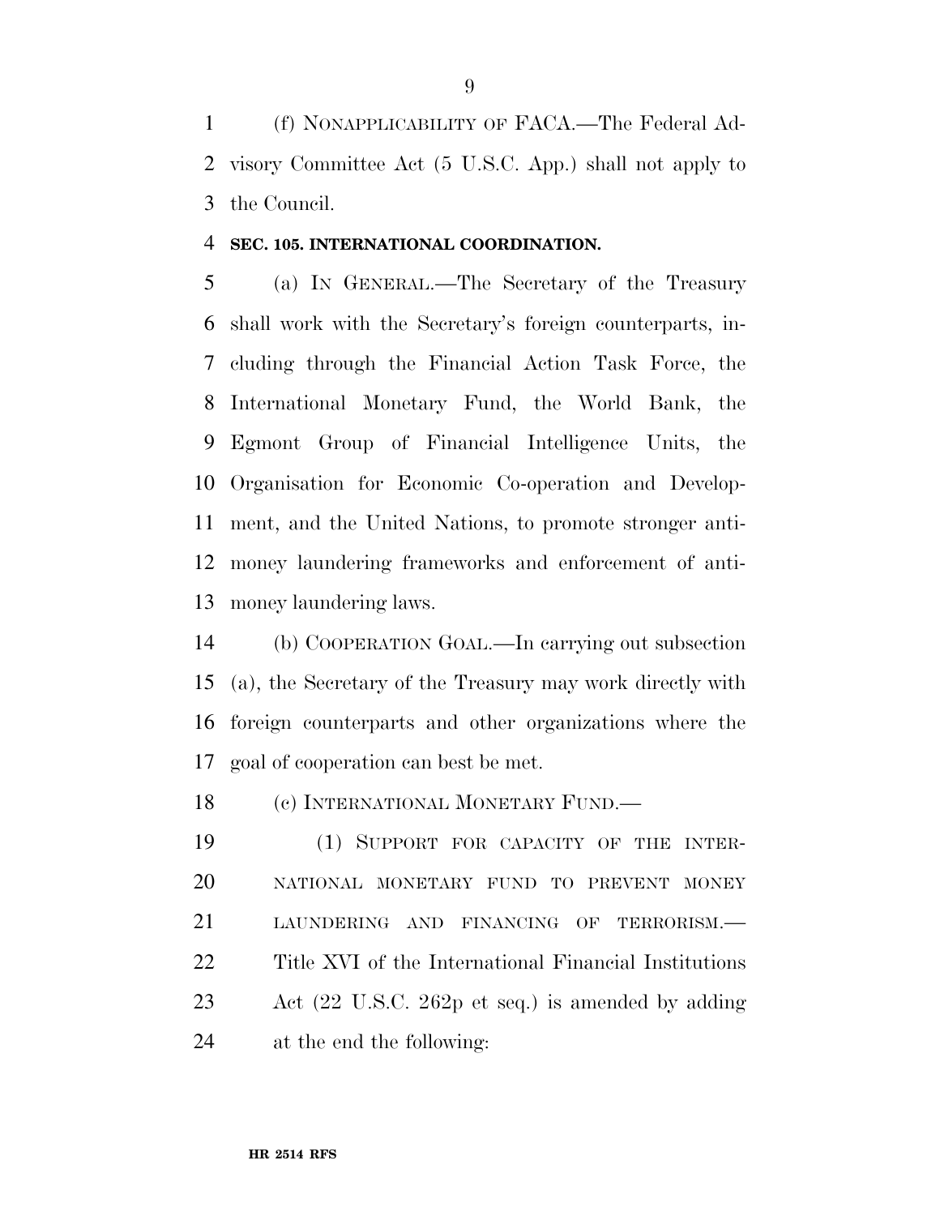(f) NONAPPLICABILITY OF FACA.—The Federal Advisory Committee Act (5 U.S.C. App.) shall not apply to the Council.

**SEC. 105. INTERNATIONAL COORDINATION.**

(a) IN GENERAL.—The Secretary of the Treasury shall work with the Secretary's foreign counterparts, including through the Financial Action Task Force, the International Monetary Fund, the World Bank, the Egmont Group of Financial Intelligence Units, the Organisation for Economic Co-operation and Development, and the United Nations, to promote stronger anti-money laundering frameworks and enforcement of anti-money laundering laws.

(b) COOPERATION GOAL.—In carrying out subsection (a), the Secretary of the Treasury may work directly with foreign counterparts and other organizations where the goal of cooperation can best be met.

(c) INTERNATIONAL MONETARY FUND.—

(1) SUPPORT FOR CAPACITY OF THE INTERNATIONAL MONETARY FUND TO PREVENT MONEY LAUNDERING AND FINANCING OF TERRORISM.—Title XVI of the International Financial Institutions Act (22 U.S.C. 262p et seq.) is amended by adding at the end the following: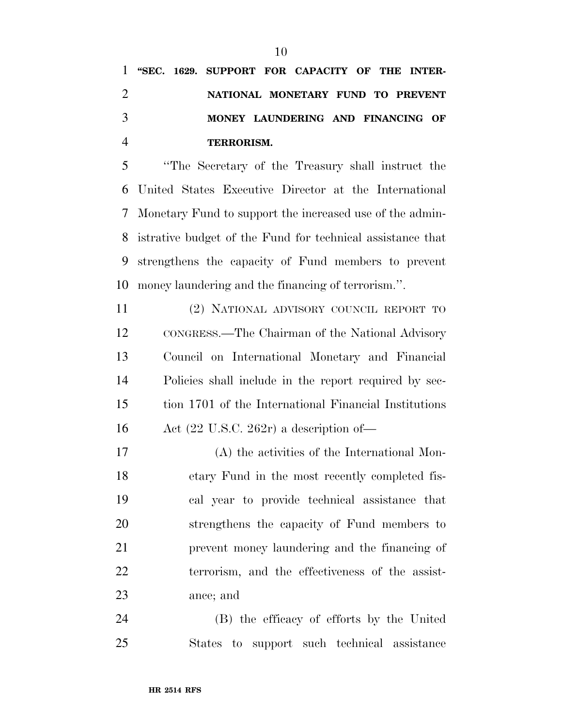**"SEC. 1629. SUPPORT FOR CAPACITY OF THE INTERNATIONAL MONETARY FUND TO PREVENT MONEY LAUNDERING AND FINANCING OF TERRORISM.**

"The Secretary of the Treasury shall instruct the United States Executive Director at the International Monetary Fund to support the increased use of the administrative budget of the Fund for technical assistance that strengthens the capacity of Fund members to prevent money laundering and the financing of terrorism.".

(2) NATIONAL ADVISORY COUNCIL REPORT TO CONGRESS.—The Chairman of the National Advisory Council on International Monetary and Financial Policies shall include in the report required by section 1701 of the International Financial Institutions Act (22 U.S.C. 262r) a description of—

(A) the activities of the International Monetary Fund in the most recently completed fiscal year to provide technical assistance that strengthens the capacity of Fund members to prevent money laundering and the financing of terrorism, and the effectiveness of the assistance; and

(B) the efficacy of efforts by the United States to support such technical assistance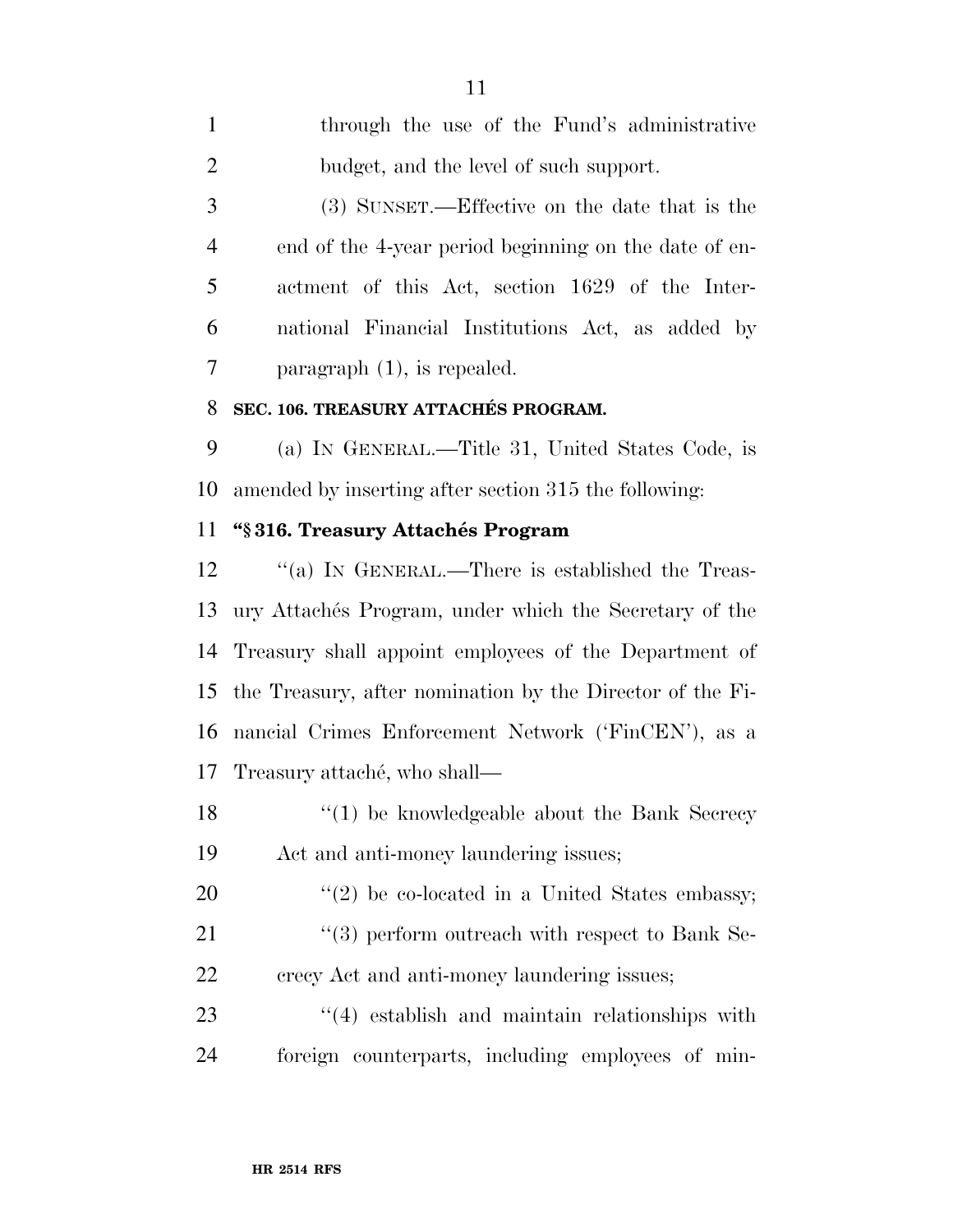through the use of the Fund's administrative budget, and the level of such support.

(3) SUNSET.—Effective on the date that is the end of the 4-year period beginning on the date of enactment of this Act, section 1629 of the International Financial Institutions Act, as added by paragraph (1), is repealed.

**SEC. 106. TREASURY ATTACHÉS PROGRAM.**

(a) IN GENERAL.—Title 31, United States Code, is amended by inserting after section 315 the following:

**"§ 316. Treasury Attachés Program**

"(a) IN GENERAL.—There is established the Treasury Attachés Program, under which the Secretary of the Treasury shall appoint employees of the Department of the Treasury, after nomination by the Director of the Financial Crimes Enforcement Network ('FinCEN'), as a Treasury attaché, who shall—

"(1) be knowledgeable about the Bank Secrecy Act and anti-money laundering issues;

"(2) be co-located in a United States embassy;

"(3) perform outreach with respect to Bank Secrecy Act and anti-money laundering issues;

"(4) establish and maintain relationships with foreign counterparts, including employees of min-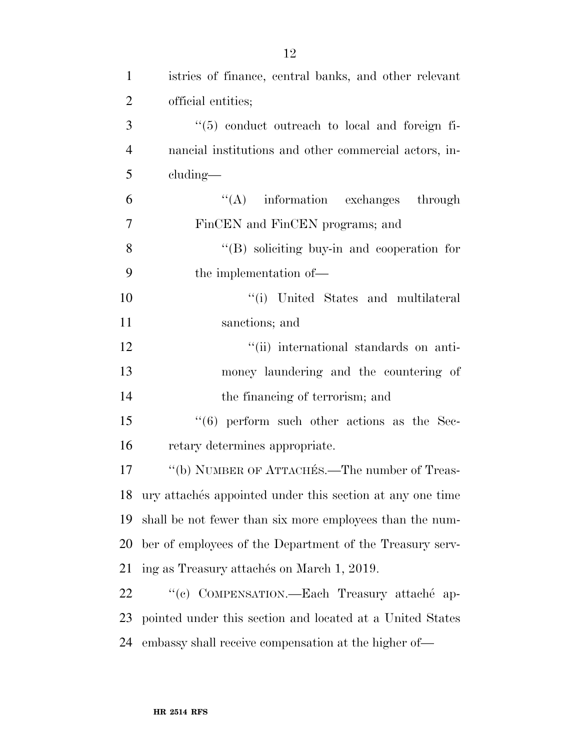istries of finance, central banks, and other relevant official entities;

"(5) conduct outreach to local and foreign financial institutions and other commercial actors, including—

"(A) information exchanges through FinCEN and FinCEN programs; and

"(B) soliciting buy-in and cooperation for the implementation of—

"(i) United States and multilateral sanctions; and

"(ii) international standards on anti-money laundering and the countering of the financing of terrorism; and

"(6) perform such other actions as the Secretary determines appropriate.

"(b) NUMBER OF ATTACHÉS.—The number of Treasury attachés appointed under this section at any one time shall be not fewer than six more employees than the number of employees of the Department of the Treasury serving as Treasury attachés on March 1, 2019.

"(c) COMPENSATION.—Each Treasury attaché appointed under this section and located at a United States embassy shall receive compensation at the higher of—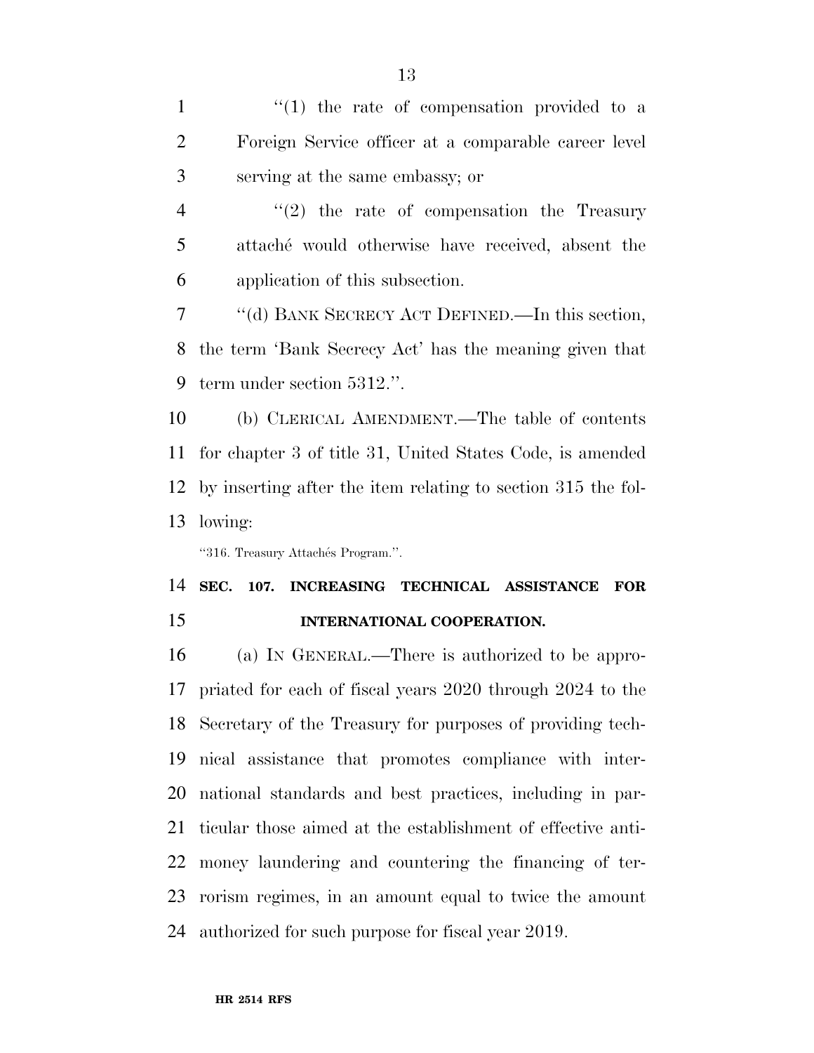"(1) the rate of compensation provided to a Foreign Service officer at a comparable career level serving at the same embassy; or

"(2) the rate of compensation the Treasury attaché would otherwise have received, absent the application of this subsection.

"(d) BANK SECRECY ACT DEFINED.—In this section, the term 'Bank Secrecy Act' has the meaning given that term under section 5312.".

(b) CLERICAL AMENDMENT.—The table of contents for chapter 3 of title 31, United States Code, is amended by inserting after the item relating to section 315 the following:

"316. Treasury Attachés Program.".

**SEC. 107. INCREASING TECHNICAL ASSISTANCE FOR INTERNATIONAL COOPERATION.**

(a) IN GENERAL.—There is authorized to be appropriated for each of fiscal years 2020 through 2024 to the Secretary of the Treasury for purposes of providing technical assistance that promotes compliance with international standards and best practices, including in particular those aimed at the establishment of effective anti-money laundering and countering the financing of terrorism regimes, in an amount equal to twice the amount authorized for such purpose for fiscal year 2019.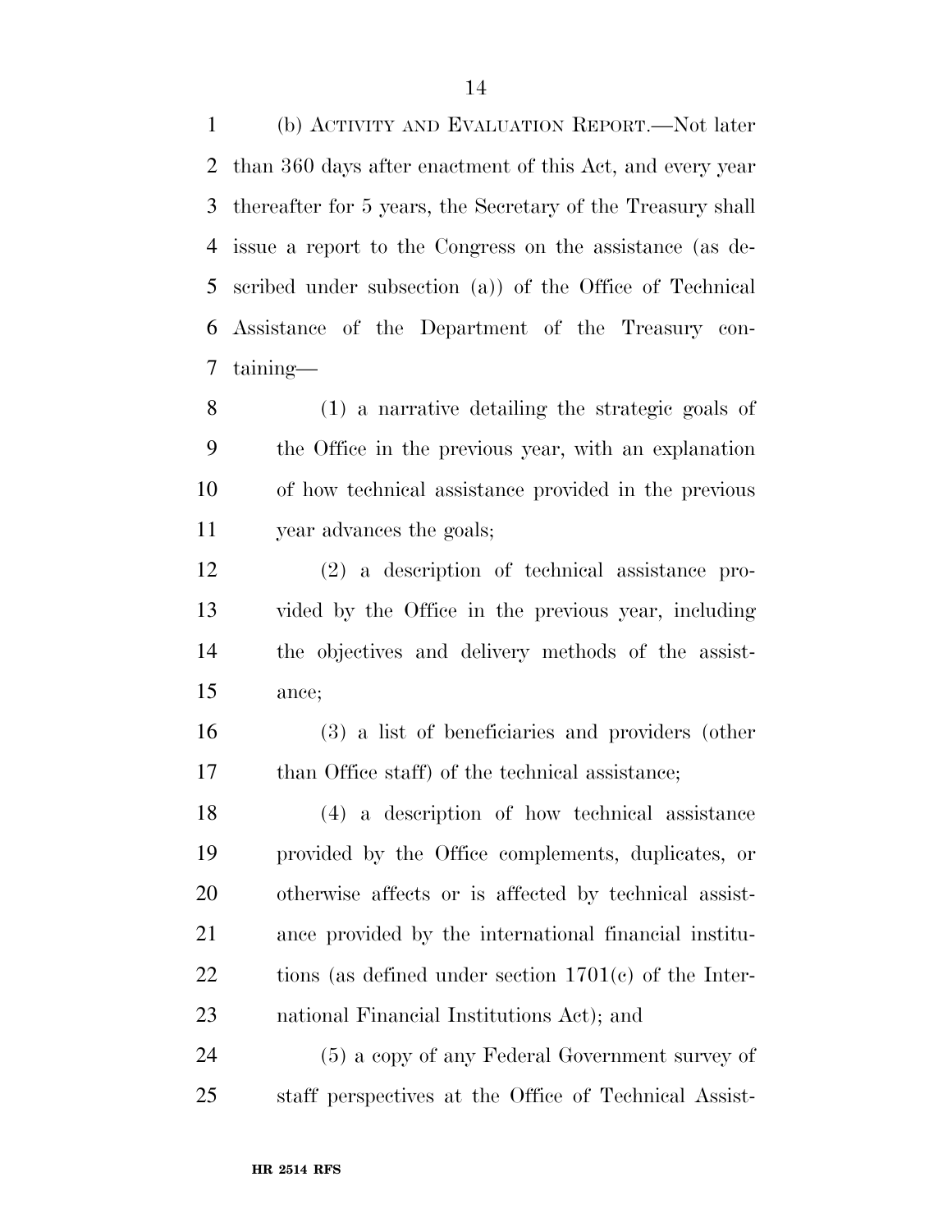(b) ACTIVITY AND EVALUATION REPORT.—Not later than 360 days after enactment of this Act, and every year thereafter for 5 years, the Secretary of the Treasury shall issue a report to the Congress on the assistance (as described under subsection (a)) of the Office of Technical Assistance of the Department of the Treasury containing—

(1) a narrative detailing the strategic goals of the Office in the previous year, with an explanation of how technical assistance provided in the previous year advances the goals;

(2) a description of technical assistance provided by the Office in the previous year, including the objectives and delivery methods of the assistance;

(3) a list of beneficiaries and providers (other than Office staff) of the technical assistance;

(4) a description of how technical assistance provided by the Office complements, duplicates, or otherwise affects or is affected by technical assistance provided by the international financial institutions (as defined under section 1701(c) of the International Financial Institutions Act); and

(5) a copy of any Federal Government survey of staff perspectives at the Office of Technical Assist-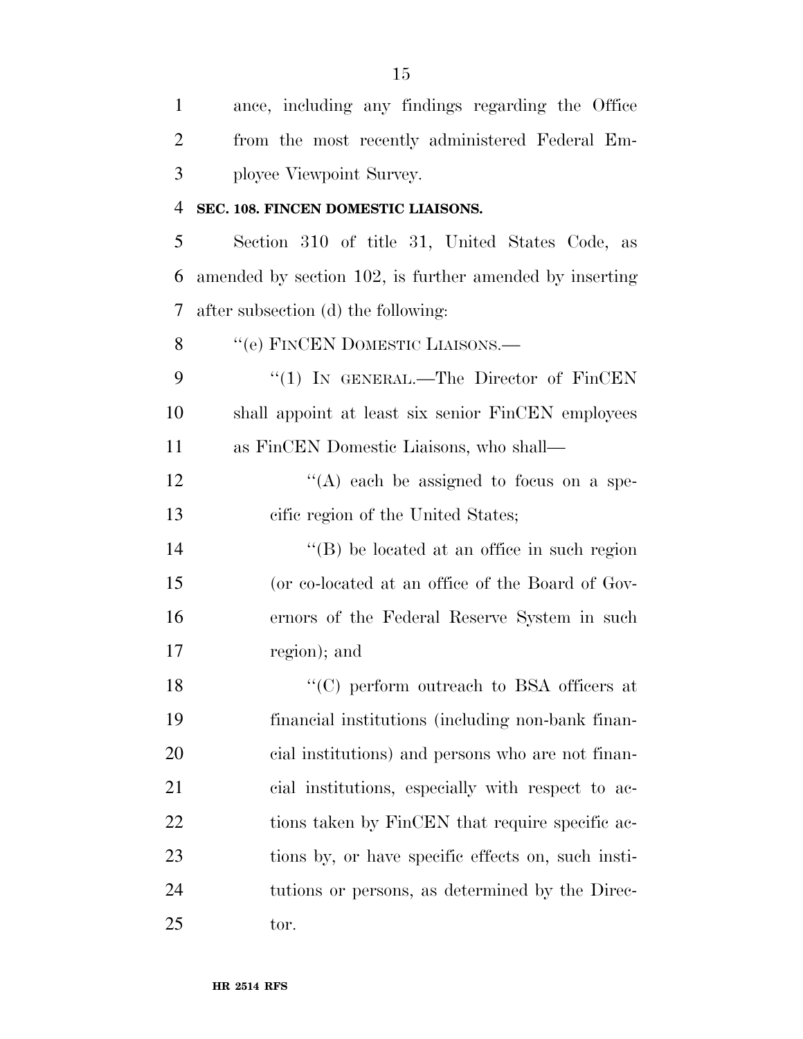ance, including any findings regarding the Office from the most recently administered Federal Employee Viewpoint Survey.

**SEC. 108. FINCEN DOMESTIC LIAISONS.**

Section 310 of title 31, United States Code, as amended by section 102, is further amended by inserting after subsection (d) the following:

''(e) FINCEN DOMESTIC LIAISONS.—

''(1) IN GENERAL.—The Director of FinCEN shall appoint at least six senior FinCEN employees as FinCEN Domestic Liaisons, who shall—

''(A) each be assigned to focus on a specific region of the United States;

''(B) be located at an office in such region (or co-located at an office of the Board of Governors of the Federal Reserve System in such region); and

''(C) perform outreach to BSA officers at financial institutions (including non-bank financial institutions) and persons who are not financial institutions, especially with respect to actions taken by FinCEN that require specific actions by, or have specific effects on, such institutions or persons, as determined by the Director.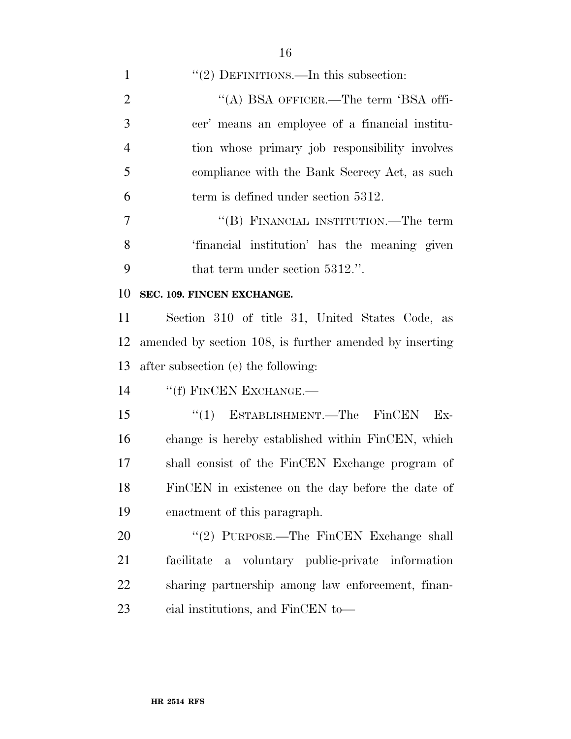"(2) DEFINITIONS.—In this subsection:

"(A) BSA OFFICER.—The term 'BSA officer' means an employee of a financial institution whose primary job responsibility involves compliance with the Bank Secrecy Act, as such term is defined under section 5312.

"(B) FINANCIAL INSTITUTION.—The term 'financial institution' has the meaning given that term under section 5312.".

**SEC. 109. FINCEN EXCHANGE.**

Section 310 of title 31, United States Code, as amended by section 108, is further amended by inserting after subsection (e) the following:

"(f) FINCEN EXCHANGE.—

"(1) ESTABLISHMENT.—The FinCEN Exchange is hereby established within FinCEN, which shall consist of the FinCEN Exchange program of FinCEN in existence on the day before the date of enactment of this paragraph.

"(2) PURPOSE.—The FinCEN Exchange shall facilitate a voluntary public-private information sharing partnership among law enforcement, financial institutions, and FinCEN to—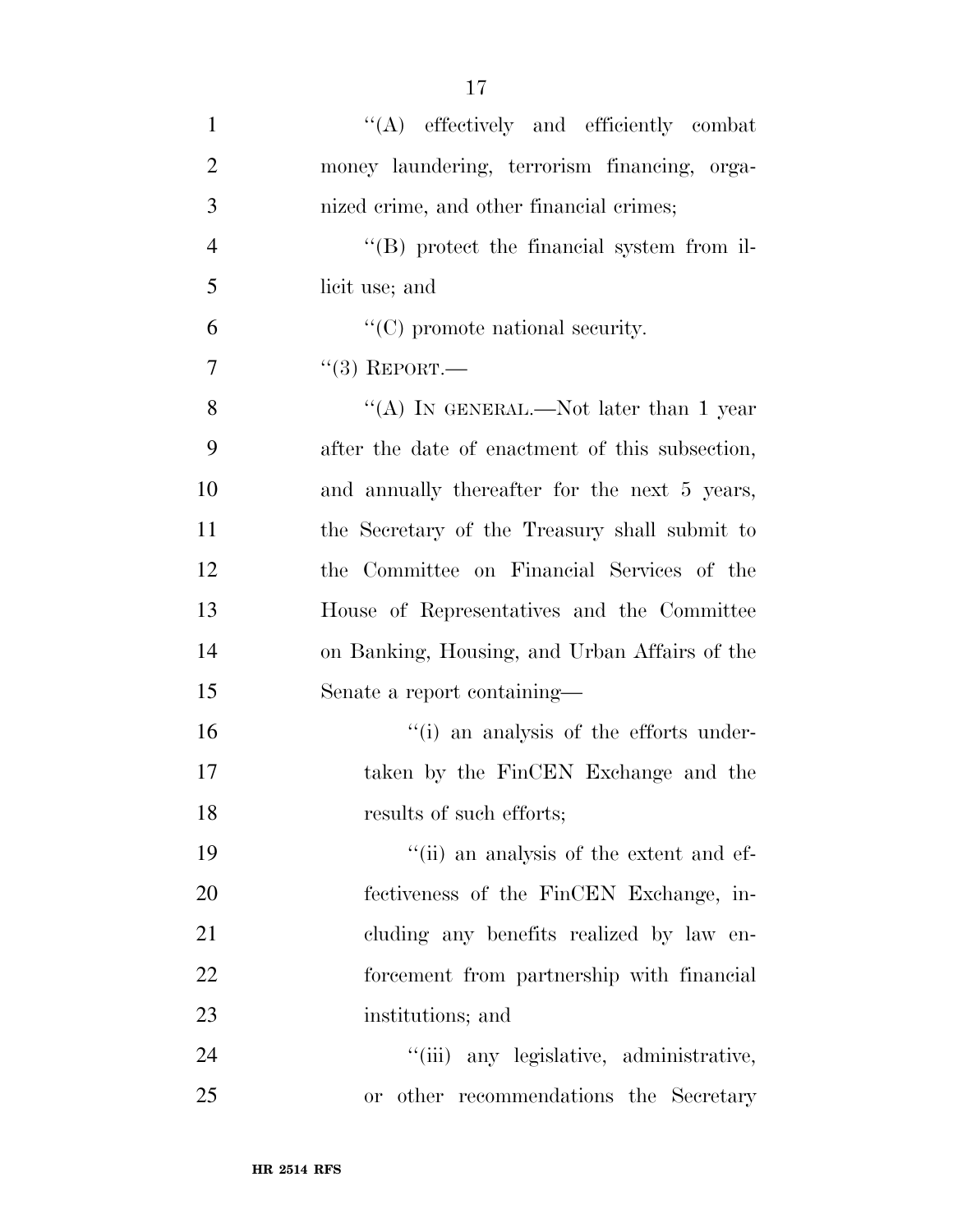"(A) effectively and efficiently combat money laundering, terrorism financing, organized crime, and other financial crimes;

"(B) protect the financial system from illicit use; and

"(C) promote national security.

"(3) REPORT.—

"(A) IN GENERAL.—Not later than 1 year after the date of enactment of this subsection, and annually thereafter for the next 5 years, the Secretary of the Treasury shall submit to the Committee on Financial Services of the House of Representatives and the Committee on Banking, Housing, and Urban Affairs of the Senate a report containing—

"(i) an analysis of the efforts undertaken by the FinCEN Exchange and the results of such efforts;

"(ii) an analysis of the extent and effectiveness of the FinCEN Exchange, including any benefits realized by law enforcement from partnership with financial institutions; and

"(iii) any legislative, administrative, or other recommendations the Secretary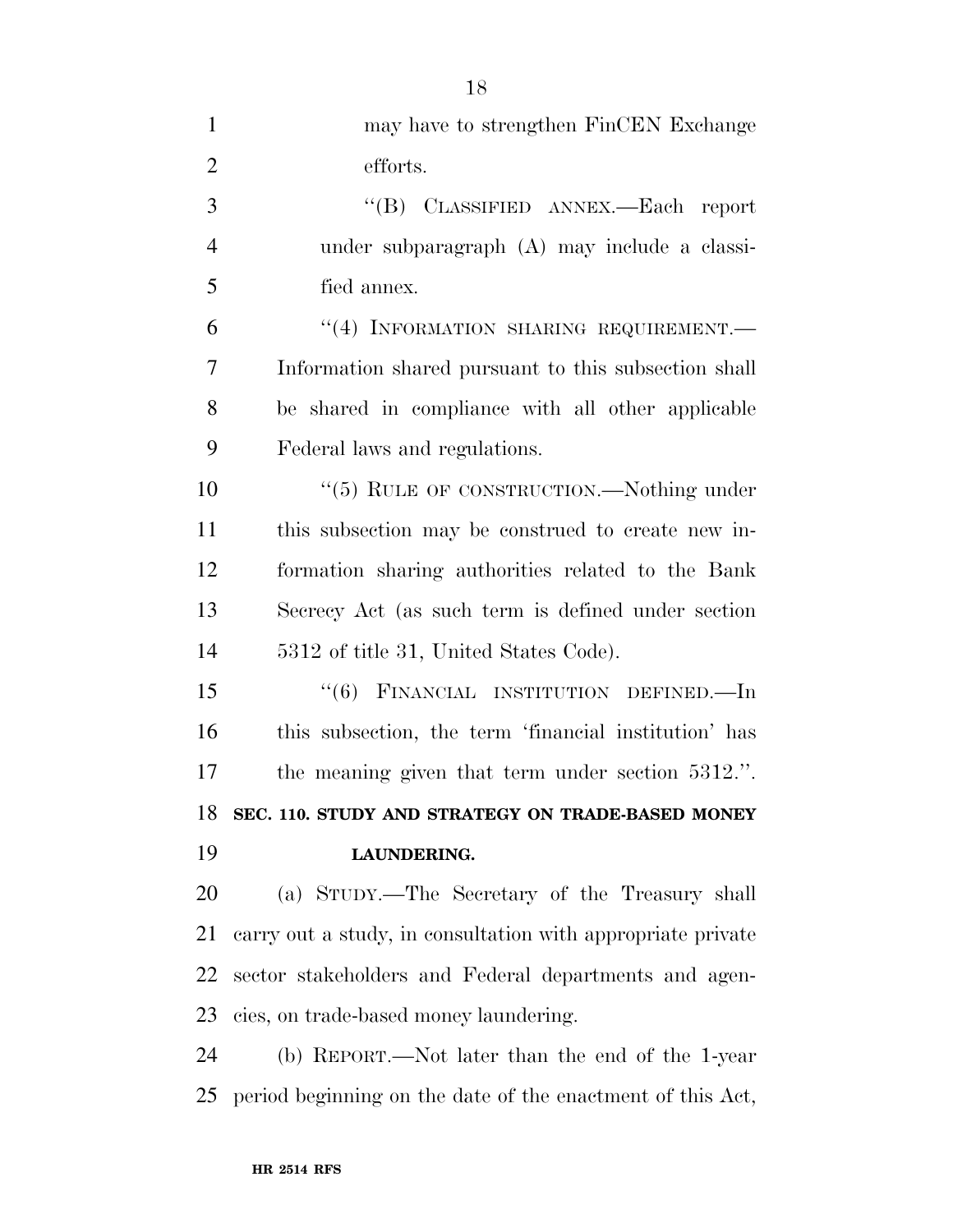may have to strengthen FinCEN Exchange efforts.

''(B) CLASSIFIED ANNEX.—Each report under subparagraph (A) may include a classified annex.

''(4) INFORMATION SHARING REQUIREMENT.—Information shared pursuant to this subsection shall be shared in compliance with all other applicable Federal laws and regulations.

''(5) RULE OF CONSTRUCTION.—Nothing under this subsection may be construed to create new information sharing authorities related to the Bank Secrecy Act (as such term is defined under section 5312 of title 31, United States Code).

''(6) FINANCIAL INSTITUTION DEFINED.—In this subsection, the term 'financial institution' has the meaning given that term under section 5312.''.

**SEC. 110. STUDY AND STRATEGY ON TRADE-BASED MONEY LAUNDERING.**

(a) STUDY.—The Secretary of the Treasury shall carry out a study, in consultation with appropriate private sector stakeholders and Federal departments and agencies, on trade-based money laundering.

(b) REPORT.—Not later than the end of the 1-year period beginning on the date of the enactment of this Act,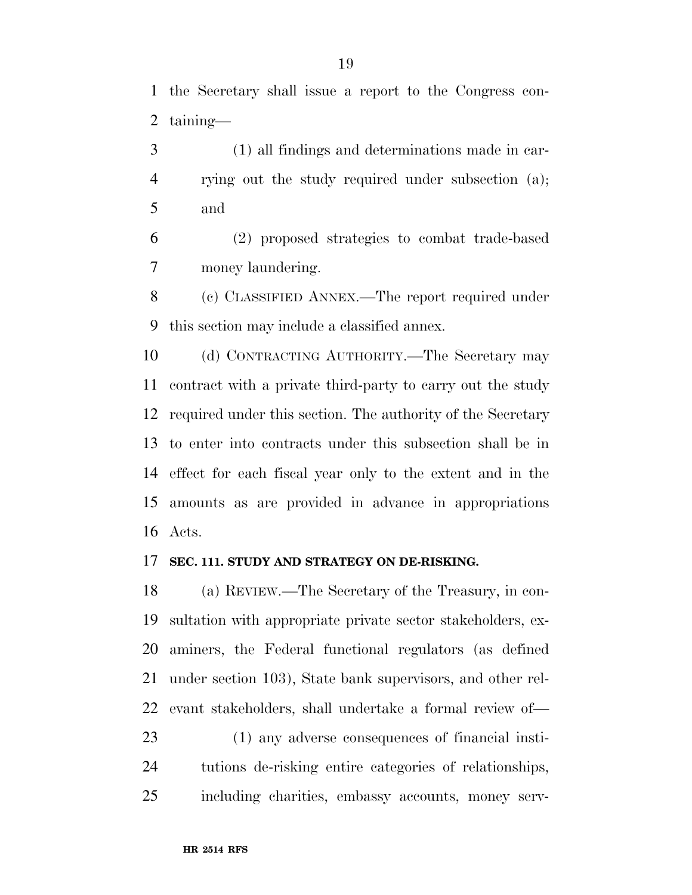the Secretary shall issue a report to the Congress containing—

(1) all findings and determinations made in carrying out the study required under subsection (a); and

(2) proposed strategies to combat trade-based money laundering.

(c) CLASSIFIED ANNEX.—The report required under this section may include a classified annex.

(d) CONTRACTING AUTHORITY.—The Secretary may contract with a private third-party to carry out the study required under this section. The authority of the Secretary to enter into contracts under this subsection shall be in effect for each fiscal year only to the extent and in the amounts as are provided in advance in appropriations Acts.

**SEC. 111. STUDY AND STRATEGY ON DE-RISKING.**

(a) REVIEW.—The Secretary of the Treasury, in consultation with appropriate private sector stakeholders, examiners, the Federal functional regulators (as defined under section 103), State bank supervisors, and other relevant stakeholders, shall undertake a formal review of—

(1) any adverse consequences of financial institutions de-risking entire categories of relationships, including charities, embassy accounts, money serv-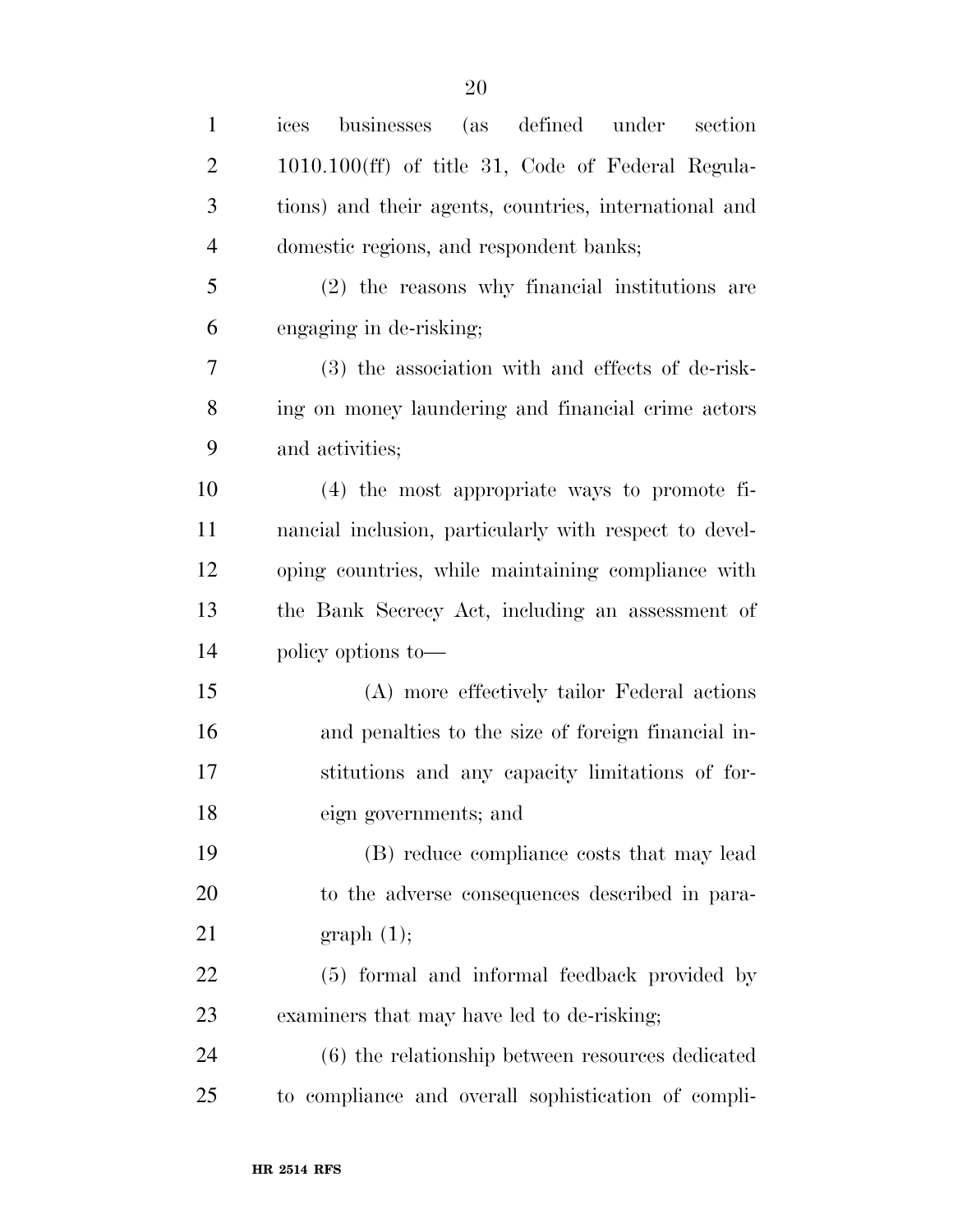ices businesses (as defined under section 1010.100(ff) of title 31, Code of Federal Regulations) and their agents, countries, international and domestic regions, and respondent banks;

(2) the reasons why financial institutions are engaging in de-risking;

(3) the association with and effects of de-risking on money laundering and financial crime actors and activities;

(4) the most appropriate ways to promote financial inclusion, particularly with respect to developing countries, while maintaining compliance with the Bank Secrecy Act, including an assessment of policy options to—

(A) more effectively tailor Federal actions and penalties to the size of foreign financial institutions and any capacity limitations of foreign governments; and

(B) reduce compliance costs that may lead to the adverse consequences described in paragraph (1);

(5) formal and informal feedback provided by examiners that may have led to de-risking;

(6) the relationship between resources dedicated to compliance and overall sophistication of compli-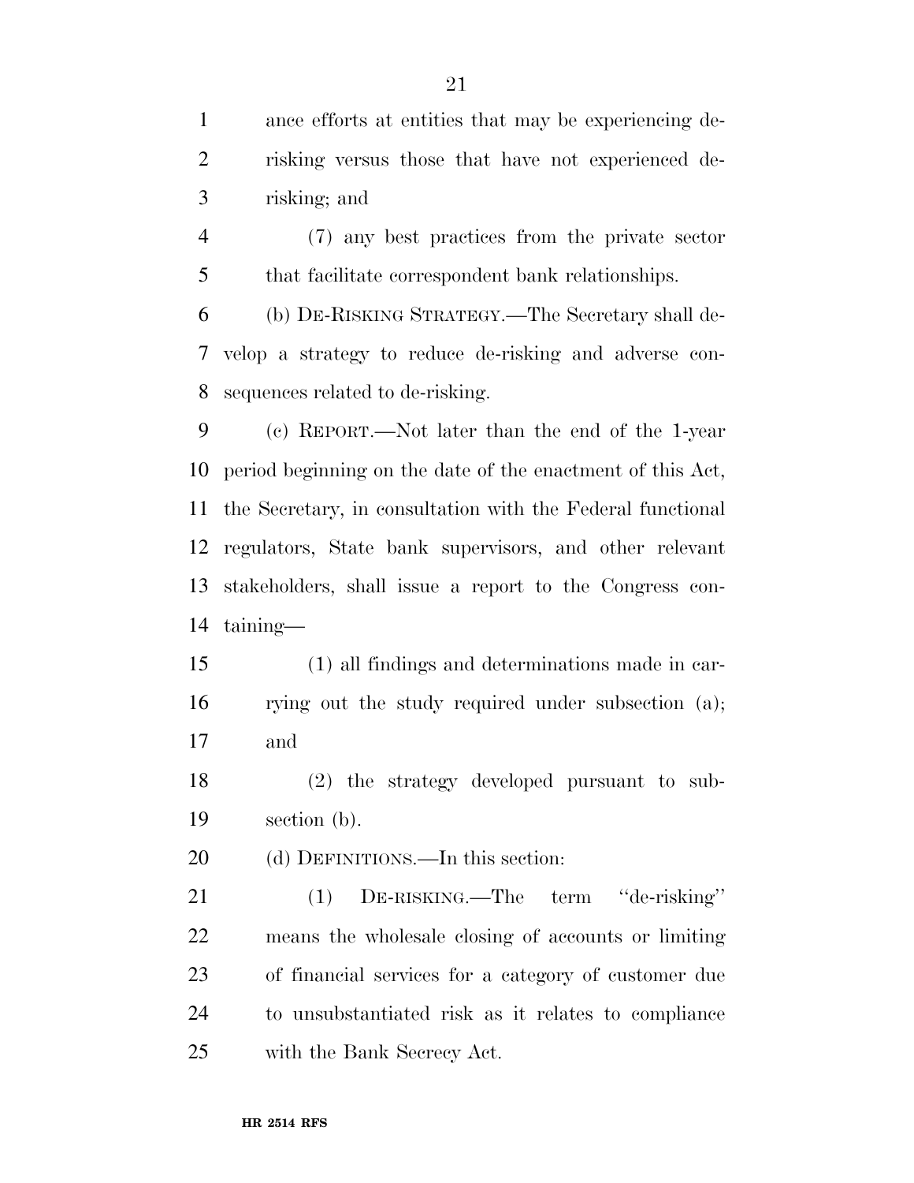ance efforts at entities that may be experiencing de-risking versus those that have not experienced de-risking; and

(7) any best practices from the private sector that facilitate correspondent bank relationships.

(b) DE-RISKING STRATEGY.—The Secretary shall develop a strategy to reduce de-risking and adverse consequences related to de-risking.

(c) REPORT.—Not later than the end of the 1-year period beginning on the date of the enactment of this Act, the Secretary, in consultation with the Federal functional regulators, State bank supervisors, and other relevant stakeholders, shall issue a report to the Congress containing—

(1) all findings and determinations made in carrying out the study required under subsection (a); and

(2) the strategy developed pursuant to subsection (b).

(d) DEFINITIONS.—In this section:

(1) DE-RISKING.—The term ''de-risking'' means the wholesale closing of accounts or limiting of financial services for a category of customer due to unsubstantiated risk as it relates to compliance with the Bank Secrecy Act.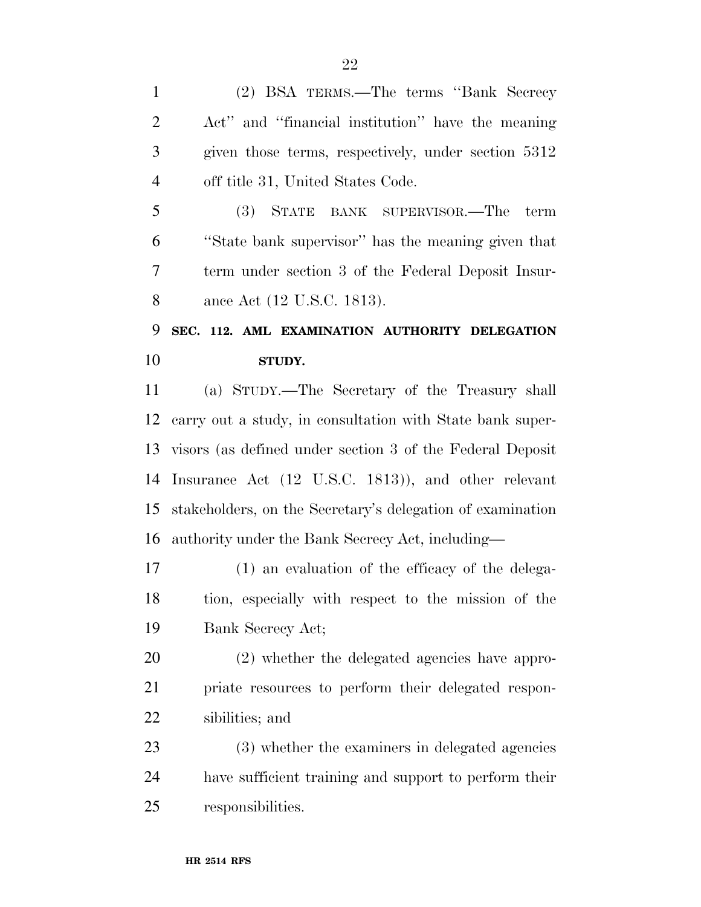(2) BSA TERMS.—The terms ''Bank Secrecy Act'' and ''financial institution'' have the meaning given those terms, respectively, under section 5312 off title 31, United States Code.

(3) STATE BANK SUPERVISOR.—The term ''State bank supervisor'' has the meaning given that term under section 3 of the Federal Deposit Insurance Act (12 U.S.C. 1813).

**SEC. 112. AML EXAMINATION AUTHORITY DELEGATION STUDY.**

(a) STUDY.—The Secretary of the Treasury shall carry out a study, in consultation with State bank supervisors (as defined under section 3 of the Federal Deposit Insurance Act (12 U.S.C. 1813)), and other relevant stakeholders, on the Secretary's delegation of examination authority under the Bank Secrecy Act, including—

(1) an evaluation of the efficacy of the delegation, especially with respect to the mission of the Bank Secrecy Act;

(2) whether the delegated agencies have appropriate resources to perform their delegated responsibilities; and

(3) whether the examiners in delegated agencies have sufficient training and support to perform their responsibilities.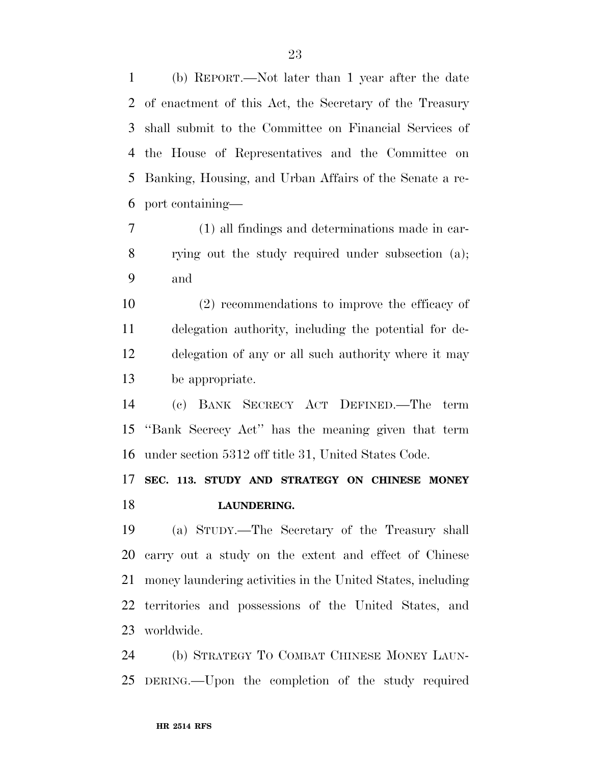(b) REPORT.—Not later than 1 year after the date of enactment of this Act, the Secretary of the Treasury shall submit to the Committee on Financial Services of the House of Representatives and the Committee on Banking, Housing, and Urban Affairs of the Senate a report containing—

(1) all findings and determinations made in carrying out the study required under subsection (a); and

(2) recommendations to improve the efficacy of delegation authority, including the potential for de-delegation of any or all such authority where it may be appropriate.

(c) BANK SECRECY ACT DEFINED.—The term "Bank Secrecy Act" has the meaning given that term under section 5312 off title 31, United States Code.

**SEC. 113. STUDY AND STRATEGY ON CHINESE MONEY LAUNDERING.**

(a) STUDY.—The Secretary of the Treasury shall carry out a study on the extent and effect of Chinese money laundering activities in the United States, including territories and possessions of the United States, and worldwide.

(b) STRATEGY TO COMBAT CHINESE MONEY LAUNDERING.—Upon the completion of the study required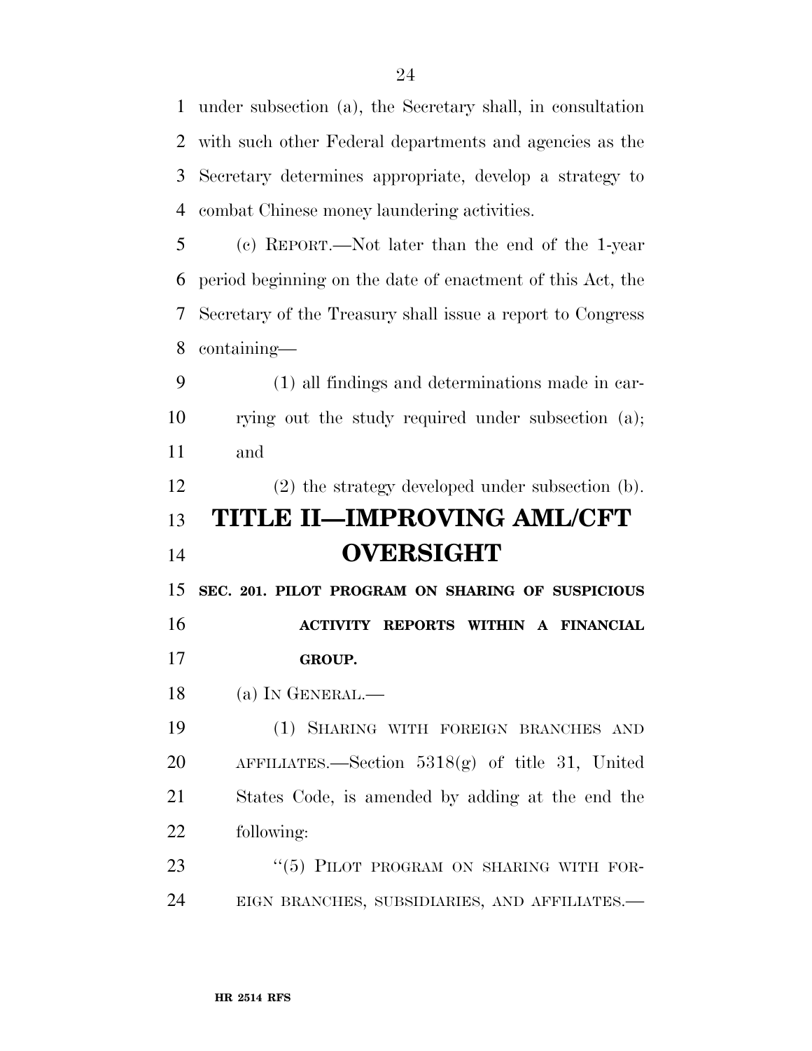under subsection (a), the Secretary shall, in consultation with such other Federal departments and agencies as the Secretary determines appropriate, develop a strategy to combat Chinese money laundering activities.

(c) REPORT.—Not later than the end of the 1-year period beginning on the date of enactment of this Act, the Secretary of the Treasury shall issue a report to Congress containing—

(1) all findings and determinations made in carrying out the study required under subsection (a); and

(2) the strategy developed under subsection (b).

# TITLE II—IMPROVING AML/CFT OVERSIGHT

**SEC. 201. PILOT PROGRAM ON SHARING OF SUSPICIOUS ACTIVITY REPORTS WITHIN A FINANCIAL GROUP.**

(a) IN GENERAL.—

(1) SHARING WITH FOREIGN BRANCHES AND AFFILIATES.—Section 5318(g) of title 31, United States Code, is amended by adding at the end the following:

"(5) PILOT PROGRAM ON SHARING WITH FOREIGN BRANCHES, SUBSIDIARIES, AND AFFILIATES.—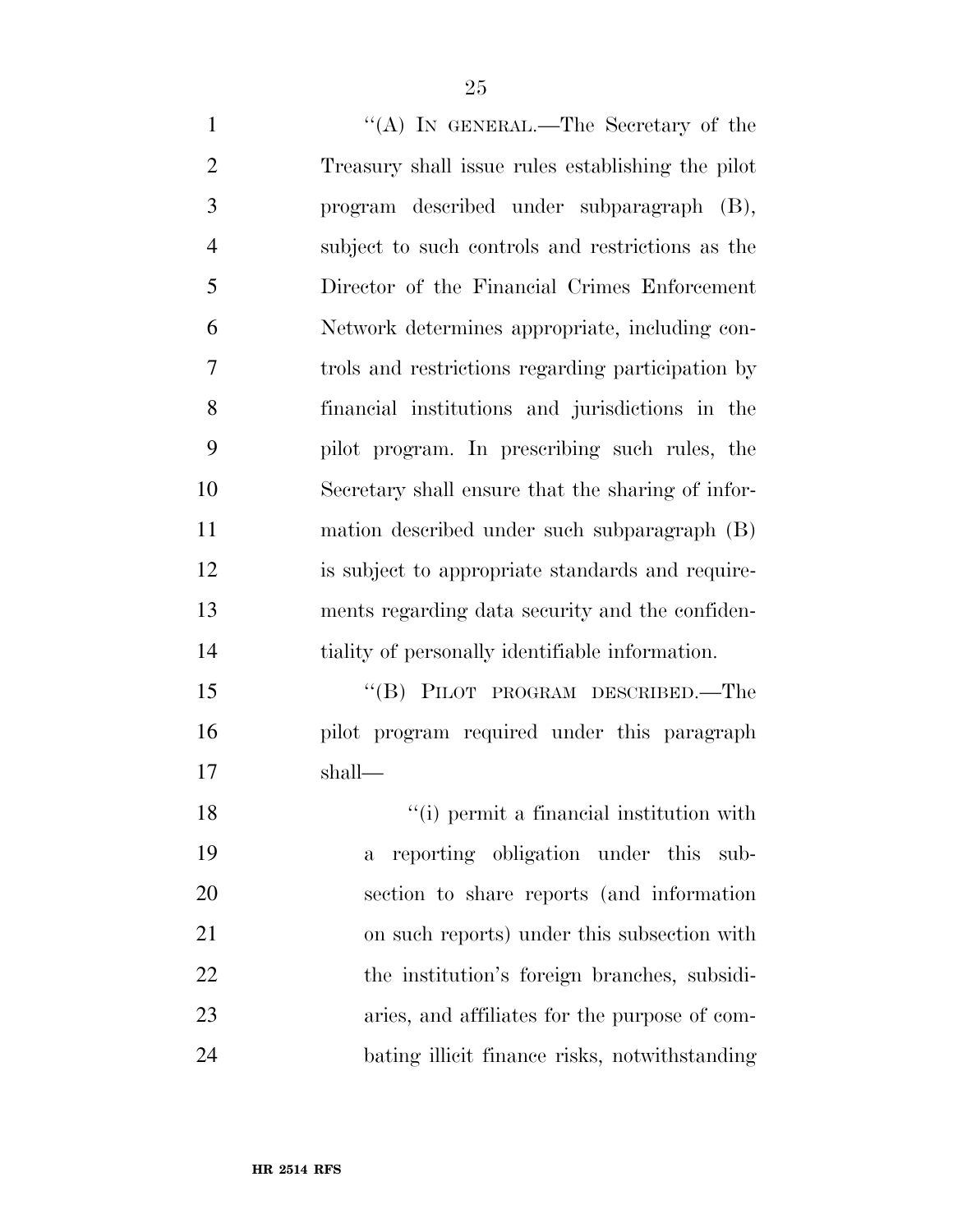“(A) IN GENERAL.—The Secretary of the Treasury shall issue rules establishing the pilot program described under subparagraph (B), subject to such controls and restrictions as the Director of the Financial Crimes Enforcement Network determines appropriate, including controls and restrictions regarding participation by financial institutions and jurisdictions in the pilot program. In prescribing such rules, the Secretary shall ensure that the sharing of information described under such subparagraph (B) is subject to appropriate standards and requirements regarding data security and the confidentiality of personally identifiable information.

“(B) PILOT PROGRAM DESCRIBED.—The pilot program required under this paragraph shall—

“(i) permit a financial institution with a reporting obligation under this subsection to share reports (and information on such reports) under this subsection with the institution’s foreign branches, subsidiaries, and affiliates for the purpose of combating illicit finance risks, notwithstanding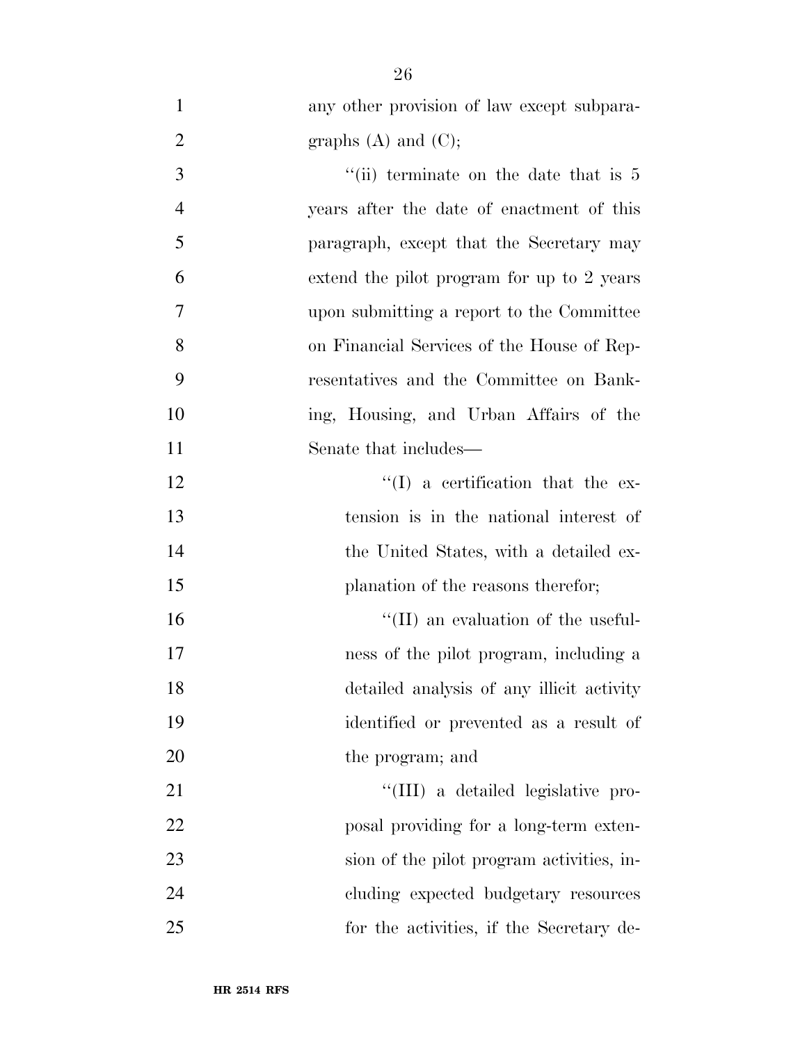any other provision of law except subparagraphs (A) and (C);

''(ii) terminate on the date that is 5 years after the date of enactment of this paragraph, except that the Secretary may extend the pilot program for up to 2 years upon submitting a report to the Committee on Financial Services of the House of Representatives and the Committee on Banking, Housing, and Urban Affairs of the Senate that includes—

''(I) a certification that the extension is in the national interest of the United States, with a detailed explanation of the reasons therefor;

''(II) an evaluation of the usefulness of the pilot program, including a detailed analysis of any illicit activity identified or prevented as a result of the program; and

''(III) a detailed legislative proposal providing for a long-term extension of the pilot program activities, including expected budgetary resources for the activities, if the Secretary de-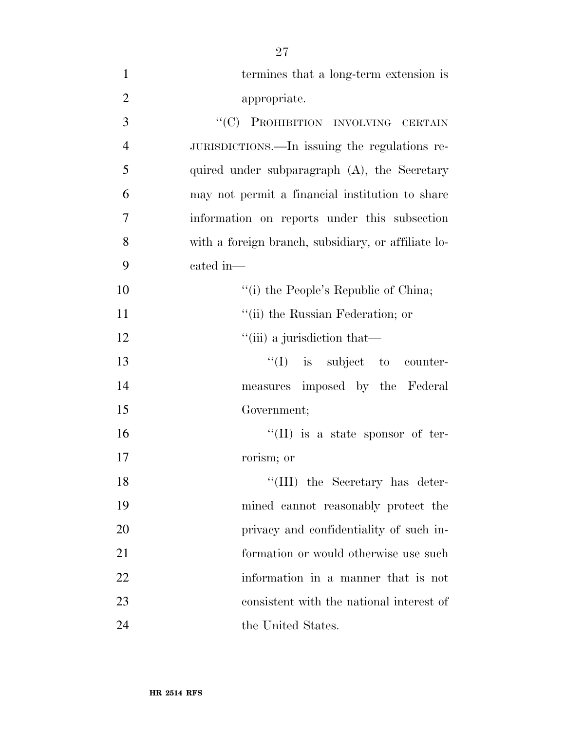termines that a long-term extension is appropriate.

''(C) PROHIBITION INVOLVING CERTAIN JURISDICTIONS.—In issuing the regulations required under subparagraph (A), the Secretary may not permit a financial institution to share information on reports under this subsection with a foreign branch, subsidiary, or affiliate located in—

''(i) the People's Republic of China;

''(ii) the Russian Federation; or

''(iii) a jurisdiction that—

''(I) is subject to countermeasures imposed by the Federal Government;

''(II) is a state sponsor of terrorism; or

''(III) the Secretary has determined cannot reasonably protect the privacy and confidentiality of such information or would otherwise use such information in a manner that is not consistent with the national interest of the United States.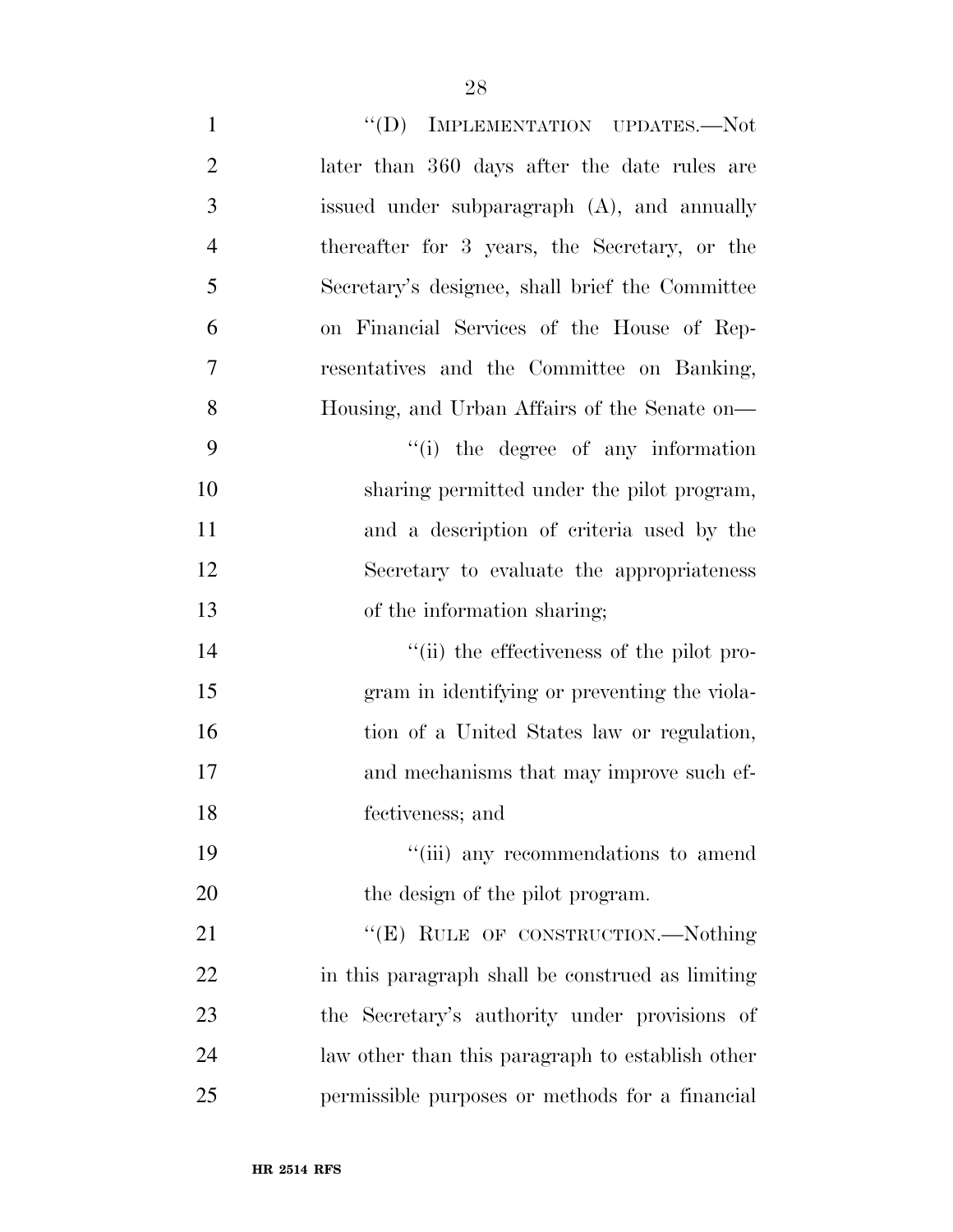"(D) IMPLEMENTATION UPDATES.—Not later than 360 days after the date rules are issued under subparagraph (A), and annually thereafter for 3 years, the Secretary, or the Secretary's designee, shall brief the Committee on Financial Services of the House of Representatives and the Committee on Banking, Housing, and Urban Affairs of the Senate on—

"(i) the degree of any information sharing permitted under the pilot program, and a description of criteria used by the Secretary to evaluate the appropriateness of the information sharing;

"(ii) the effectiveness of the pilot program in identifying or preventing the violation of a United States law or regulation, and mechanisms that may improve such effectiveness; and

"(iii) any recommendations to amend the design of the pilot program.

"(E) RULE OF CONSTRUCTION.—Nothing in this paragraph shall be construed as limiting the Secretary's authority under provisions of law other than this paragraph to establish other permissible purposes or methods for a financial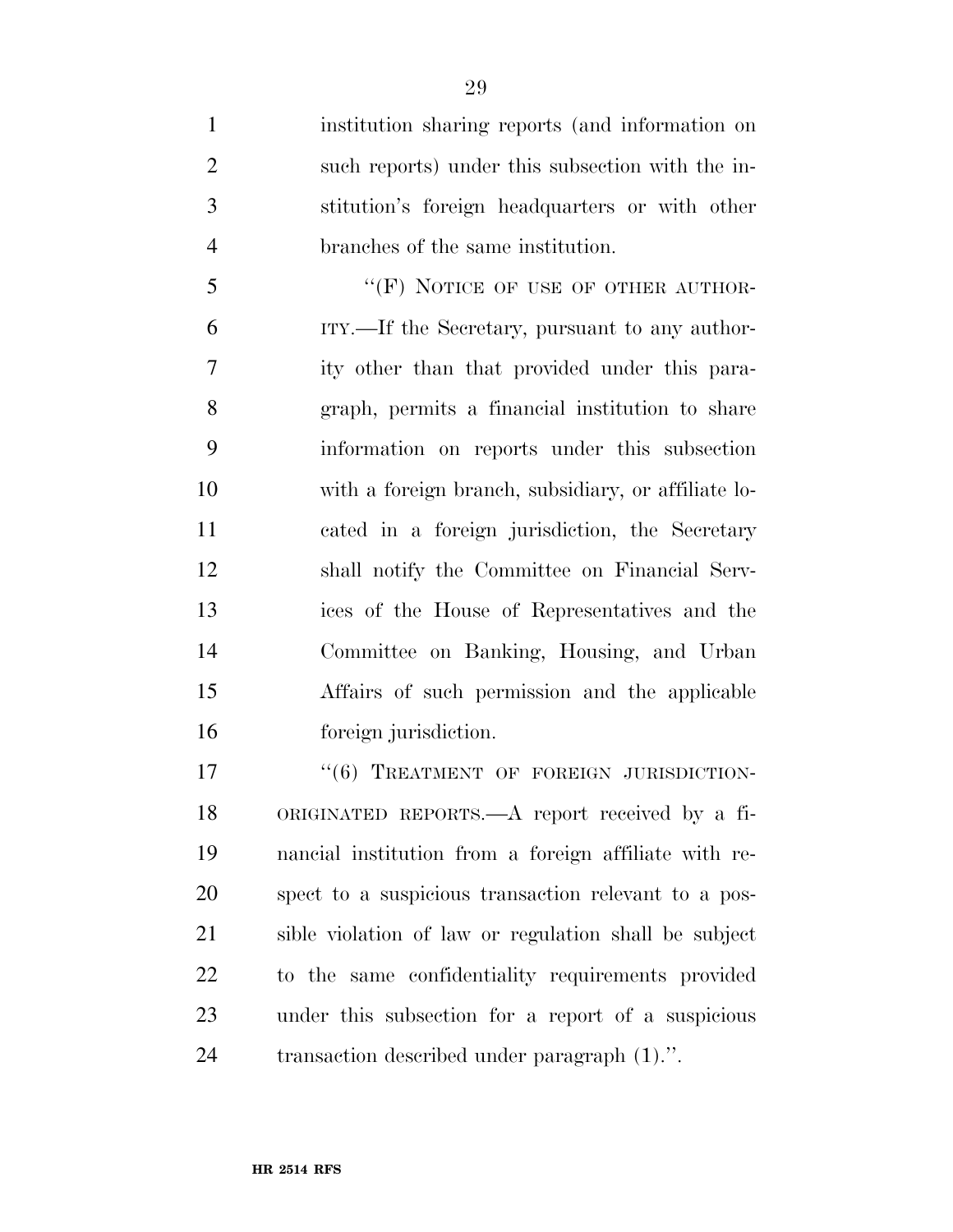institution sharing reports (and information on such reports) under this subsection with the institution's foreign headquarters or with other branches of the same institution.

"(F) NOTICE OF USE OF OTHER AUTHORITY.—If the Secretary, pursuant to any authority other than that provided under this paragraph, permits a financial institution to share information on reports under this subsection with a foreign branch, subsidiary, or affiliate located in a foreign jurisdiction, the Secretary shall notify the Committee on Financial Services of the House of Representatives and the Committee on Banking, Housing, and Urban Affairs of such permission and the applicable foreign jurisdiction.

"(6) TREATMENT OF FOREIGN JURISDICTION-ORIGINATED REPORTS.—A report received by a financial institution from a foreign affiliate with respect to a suspicious transaction relevant to a possible violation of law or regulation shall be subject to the same confidentiality requirements provided under this subsection for a report of a suspicious transaction described under paragraph (1).".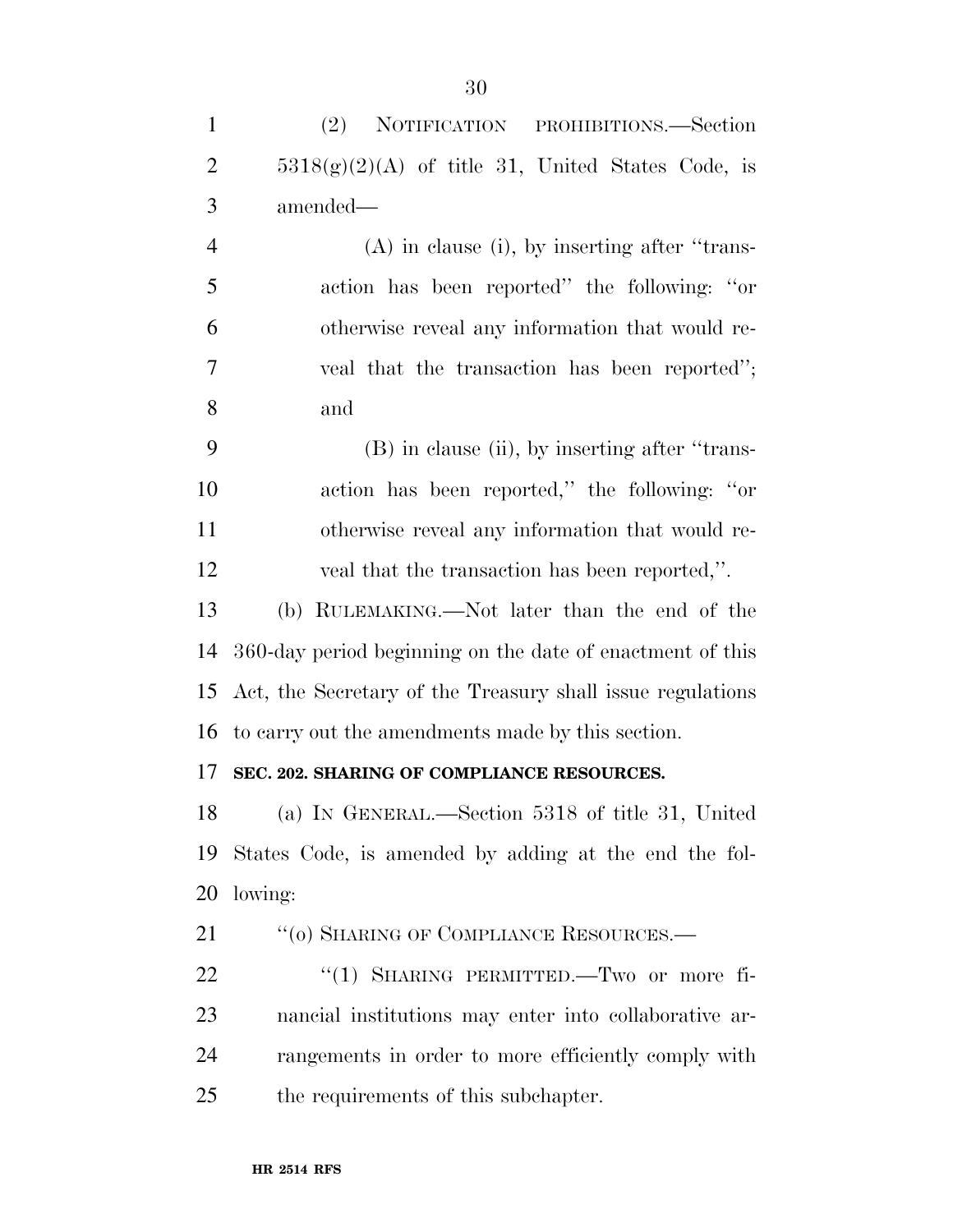(2) NOTIFICATION PROHIBITIONS.—Section 5318(g)(2)(A) of title 31, United States Code, is amended—

(A) in clause (i), by inserting after ''transaction has been reported'' the following: ''or otherwise reveal any information that would reveal that the transaction has been reported''; and

(B) in clause (ii), by inserting after ''transaction has been reported,'' the following: ''or otherwise reveal any information that would reveal that the transaction has been reported,''.

(b) RULEMAKING.—Not later than the end of the 360-day period beginning on the date of enactment of this Act, the Secretary of the Treasury shall issue regulations to carry out the amendments made by this section.

**SEC. 202. SHARING OF COMPLIANCE RESOURCES.**

(a) IN GENERAL.—Section 5318 of title 31, United States Code, is amended by adding at the end the following:

''(o) SHARING OF COMPLIANCE RESOURCES.—

''(1) SHARING PERMITTED.—Two or more financial institutions may enter into collaborative arrangements in order to more efficiently comply with the requirements of this subchapter.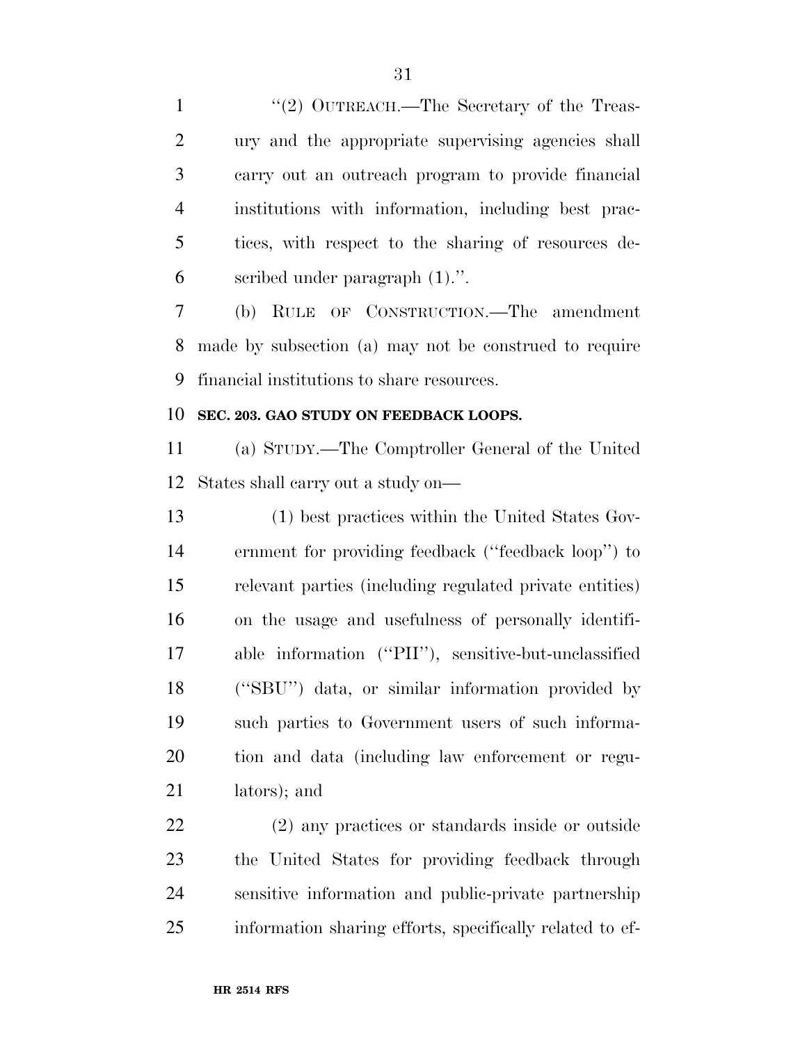"(2) OUTREACH.—The Secretary of the Treasury and the appropriate supervising agencies shall carry out an outreach program to provide financial institutions with information, including best practices, with respect to the sharing of resources described under paragraph (1).".

(b) RULE OF CONSTRUCTION.—The amendment made by subsection (a) may not be construed to require financial institutions to share resources.

**SEC. 203. GAO STUDY ON FEEDBACK LOOPS.**

(a) STUDY.—The Comptroller General of the United States shall carry out a study on—

(1) best practices within the United States Government for providing feedback ("feedback loop") to relevant parties (including regulated private entities) on the usage and usefulness of personally identifiable information ("PII"), sensitive-but-unclassified ("SBU") data, or similar information provided by such parties to Government users of such information and data (including law enforcement or regulators); and

(2) any practices or standards inside or outside the United States for providing feedback through sensitive information and public-private partnership information sharing efforts, specifically related to ef-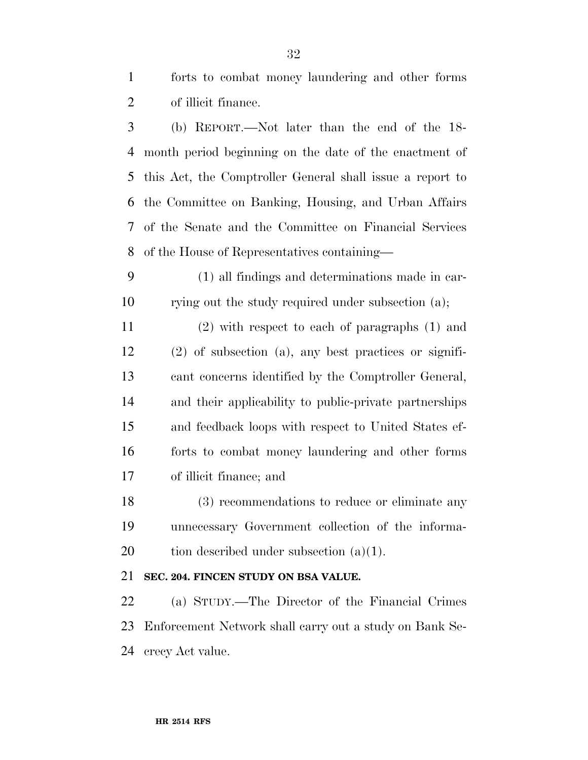forts to combat money laundering and other forms of illicit finance.

(b) REPORT.—Not later than the end of the 18-month period beginning on the date of the enactment of this Act, the Comptroller General shall issue a report to the Committee on Banking, Housing, and Urban Affairs of the Senate and the Committee on Financial Services of the House of Representatives containing—

(1) all findings and determinations made in carrying out the study required under subsection (a);

(2) with respect to each of paragraphs (1) and (2) of subsection (a), any best practices or significant concerns identified by the Comptroller General, and their applicability to public-private partnerships and feedback loops with respect to United States efforts to combat money laundering and other forms of illicit finance; and

(3) recommendations to reduce or eliminate any unnecessary Government collection of the information described under subsection (a)(1).

**SEC. 204. FINCEN STUDY ON BSA VALUE.**

(a) STUDY.—The Director of the Financial Crimes Enforcement Network shall carry out a study on Bank Secrecy Act value.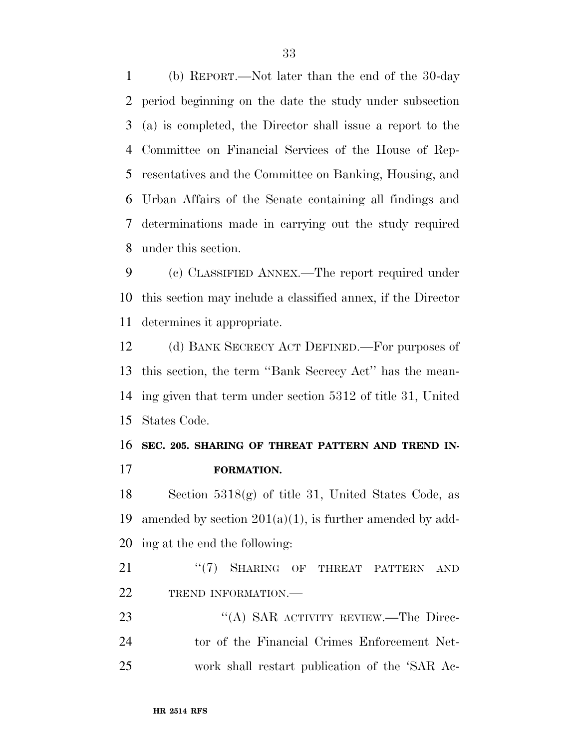(b) REPORT.—Not later than the end of the 30-day period beginning on the date the study under subsection (a) is completed, the Director shall issue a report to the Committee on Financial Services of the House of Representatives and the Committee on Banking, Housing, and Urban Affairs of the Senate containing all findings and determinations made in carrying out the study required under this section.

(c) CLASSIFIED ANNEX.—The report required under this section may include a classified annex, if the Director determines it appropriate.

(d) BANK SECRECY ACT DEFINED.—For purposes of this section, the term ''Bank Secrecy Act'' has the meaning given that term under section 5312 of title 31, United States Code.

**SEC. 205. SHARING OF THREAT PATTERN AND TREND INFORMATION.**

Section 5318(g) of title 31, United States Code, as amended by section 201(a)(1), is further amended by adding at the end the following:

''(7) SHARING OF THREAT PATTERN AND TREND INFORMATION.—

''(A) SAR ACTIVITY REVIEW.—The Director of the Financial Crimes Enforcement Network shall restart publication of the 'SAR Ac-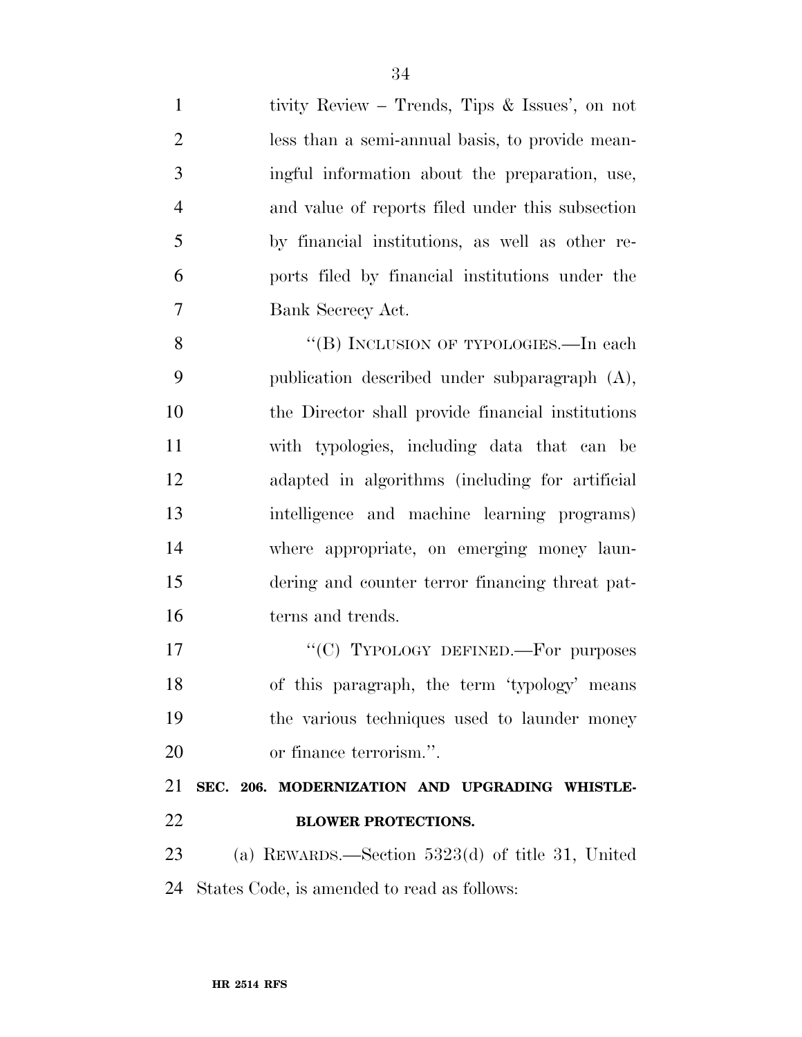tivity Review – Trends, Tips & Issues', on not less than a semi-annual basis, to provide meaningful information about the preparation, use, and value of reports filed under this subsection by financial institutions, as well as other reports filed by financial institutions under the Bank Secrecy Act.

"(B) INCLUSION OF TYPOLOGIES.—In each publication described under subparagraph (A), the Director shall provide financial institutions with typologies, including data that can be adapted in algorithms (including for artificial intelligence and machine learning programs) where appropriate, on emerging money laundering and counter terror financing threat patterns and trends.

"(C) TYPOLOGY DEFINED.—For purposes of this paragraph, the term 'typology' means the various techniques used to launder money or finance terrorism.".

**SEC. 206. MODERNIZATION AND UPGRADING WHISTLEBLOWER PROTECTIONS.**

(a) REWARDS.—Section 5323(d) of title 31, United States Code, is amended to read as follows: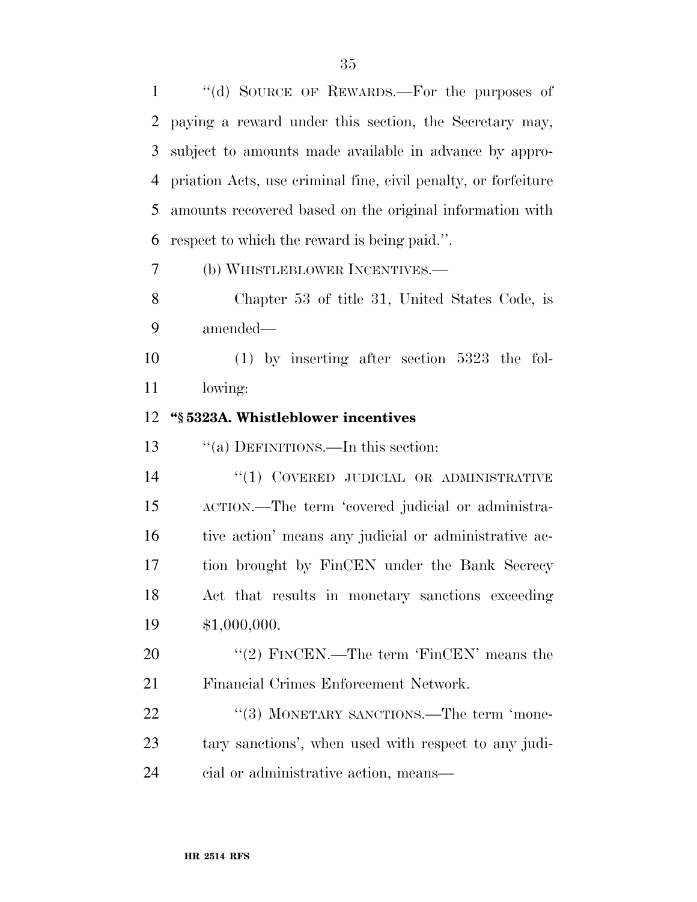''(d) SOURCE OF REWARDS.—For the purposes of paying a reward under this section, the Secretary may, subject to amounts made available in advance by appropriation Acts, use criminal fine, civil penalty, or forfeiture amounts recovered based on the original information with respect to which the reward is being paid.''.

(b) WHISTLEBLOWER INCENTIVES.—

Chapter 53 of title 31, United States Code, is amended—

(1) by inserting after section 5323 the following:

**''§ 5323A. Whistleblower incentives**

''(a) DEFINITIONS.—In this section:

''(1) COVERED JUDICIAL OR ADMINISTRATIVE ACTION.—The term 'covered judicial or administrative action' means any judicial or administrative action brought by FinCEN under the Bank Secrecy Act that results in monetary sanctions exceeding $1,000,000.

''(2) FINCEN.—The term 'FinCEN' means the Financial Crimes Enforcement Network.

''(3) MONETARY SANCTIONS.—The term 'monetary sanctions', when used with respect to any judicial or administrative action, means—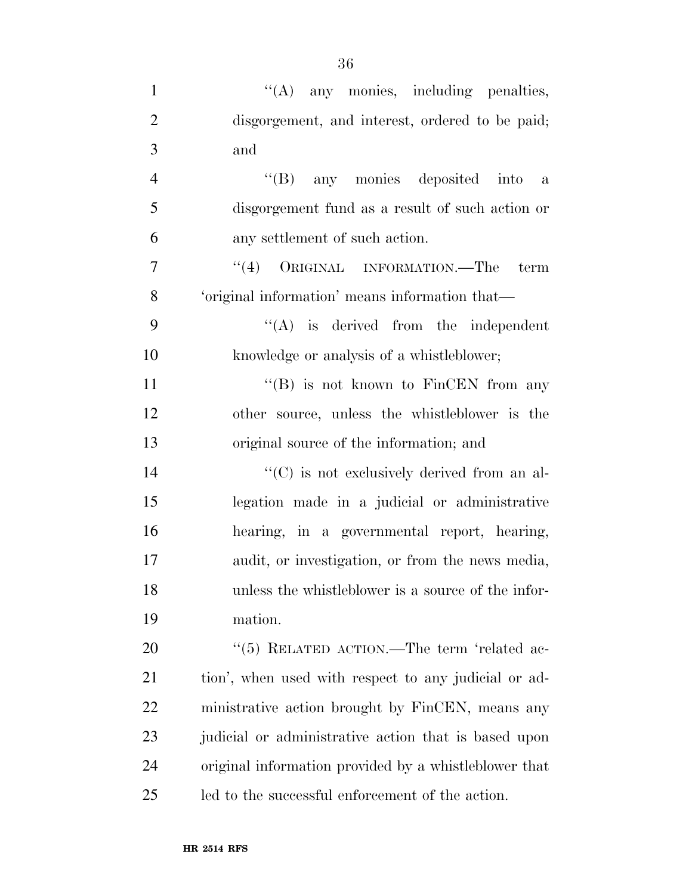''(A) any monies, including penalties, disgorgement, and interest, ordered to be paid; and

''(B) any monies deposited into a disgorgement fund as a result of such action or any settlement of such action.

''(4) ORIGINAL INFORMATION.—The term 'original information' means information that—

''(A) is derived from the independent knowledge or analysis of a whistleblower;

''(B) is not known to FinCEN from any other source, unless the whistleblower is the original source of the information; and

''(C) is not exclusively derived from an allegation made in a judicial or administrative hearing, in a governmental report, hearing, audit, or investigation, or from the news media, unless the whistleblower is a source of the information.

''(5) RELATED ACTION.—The term 'related action', when used with respect to any judicial or administrative action brought by FinCEN, means any judicial or administrative action that is based upon original information provided by a whistleblower that led to the successful enforcement of the action.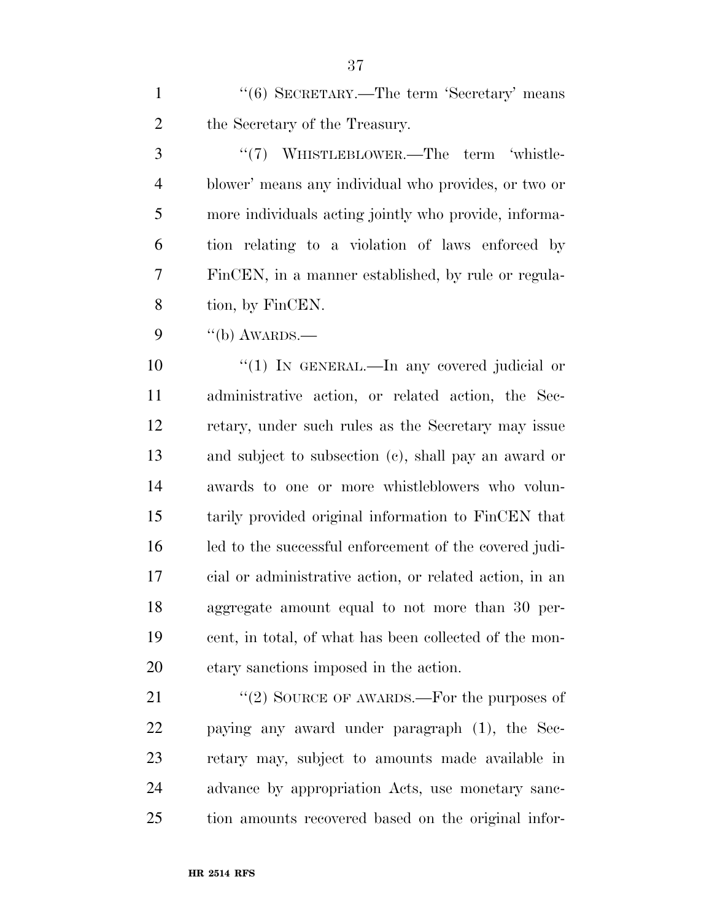"(6) SECRETARY.—The term 'Secretary' means the Secretary of the Treasury.

"(7) WHISTLEBLOWER.—The term 'whistleblower' means any individual who provides, or two or more individuals acting jointly who provide, information relating to a violation of laws enforced by FinCEN, in a manner established, by rule or regulation, by FinCEN.

"(b) AWARDS.—

"(1) IN GENERAL.—In any covered judicial or administrative action, or related action, the Secretary, under such rules as the Secretary may issue and subject to subsection (c), shall pay an award or awards to one or more whistleblowers who voluntarily provided original information to FinCEN that led to the successful enforcement of the covered judicial or administrative action, or related action, in an aggregate amount equal to not more than 30 percent, in total, of what has been collected of the monetary sanctions imposed in the action.

"(2) SOURCE OF AWARDS.—For the purposes of paying any award under paragraph (1), the Secretary may, subject to amounts made available in advance by appropriation Acts, use monetary sanction amounts recovered based on the original infor-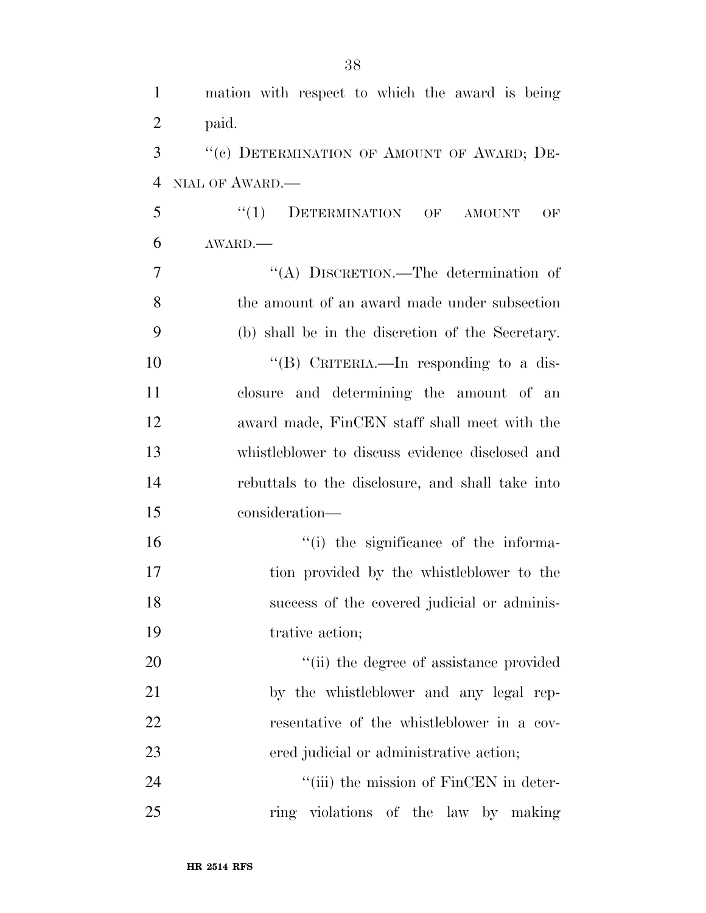mation with respect to which the award is being paid.

''(c) DETERMINATION OF AMOUNT OF AWARD; DENIAL OF AWARD.—

''(1) DETERMINATION OF AMOUNT OF AWARD.—

''(A) DISCRETION.—The determination of the amount of an award made under subsection (b) shall be in the discretion of the Secretary.

''(B) CRITERIA.—In responding to a disclosure and determining the amount of an award made, FinCEN staff shall meet with the whistleblower to discuss evidence disclosed and rebuttals to the disclosure, and shall take into consideration—

''(i) the significance of the information provided by the whistleblower to the success of the covered judicial or administrative action;

''(ii) the degree of assistance provided by the whistleblower and any legal representative of the whistleblower in a covered judicial or administrative action;

''(iii) the mission of FinCEN in deterring violations of the law by making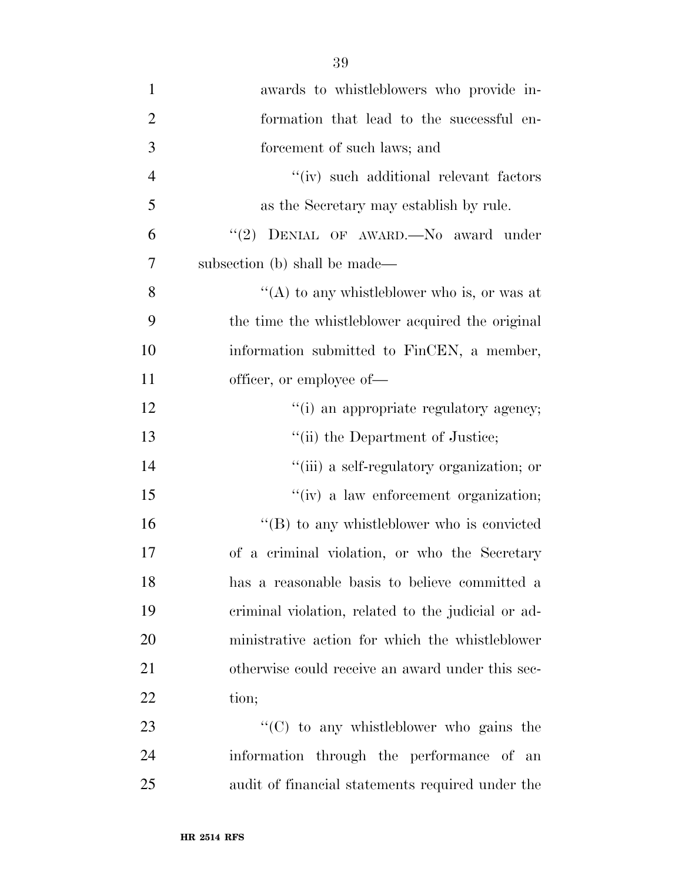awards to whistleblowers who provide information that lead to the successful enforcement of such laws; and

''(iv) such additional relevant factors as the Secretary may establish by rule.

''(2) DENIAL OF AWARD.—No award under subsection (b) shall be made—

''(A) to any whistleblower who is, or was at the time the whistleblower acquired the original information submitted to FinCEN, a member, officer, or employee of—

''(i) an appropriate regulatory agency;

''(ii) the Department of Justice;

''(iii) a self-regulatory organization; or

''(iv) a law enforcement organization;

''(B) to any whistleblower who is convicted of a criminal violation, or who the Secretary has a reasonable basis to believe committed a criminal violation, related to the judicial or administrative action for which the whistleblower otherwise could receive an award under this section;

''(C) to any whistleblower who gains the information through the performance of an audit of financial statements required under the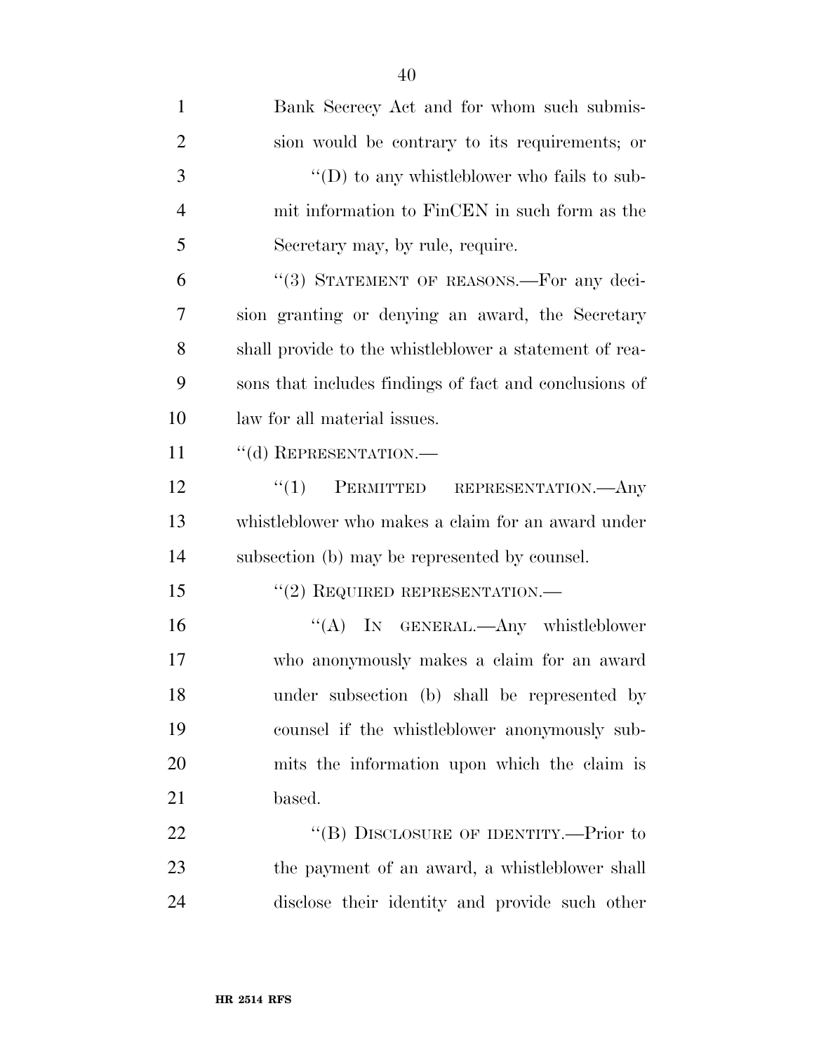Bank Secrecy Act and for whom such submission would be contrary to its requirements; or

"(D) to any whistleblower who fails to submit information to FinCEN in such form as the Secretary may, by rule, require.

"(3) STATEMENT OF REASONS.—For any decision granting or denying an award, the Secretary shall provide to the whistleblower a statement of reasons that includes findings of fact and conclusions of law for all material issues.

"(d) REPRESENTATION.—

"(1) PERMITTED REPRESENTATION.—Any whistleblower who makes a claim for an award under subsection (b) may be represented by counsel.

"(2) REQUIRED REPRESENTATION.—

"(A) IN GENERAL.—Any whistleblower who anonymously makes a claim for an award under subsection (b) shall be represented by counsel if the whistleblower anonymously submits the information upon which the claim is based.

"(B) DISCLOSURE OF IDENTITY.—Prior to the payment of an award, a whistleblower shall disclose their identity and provide such other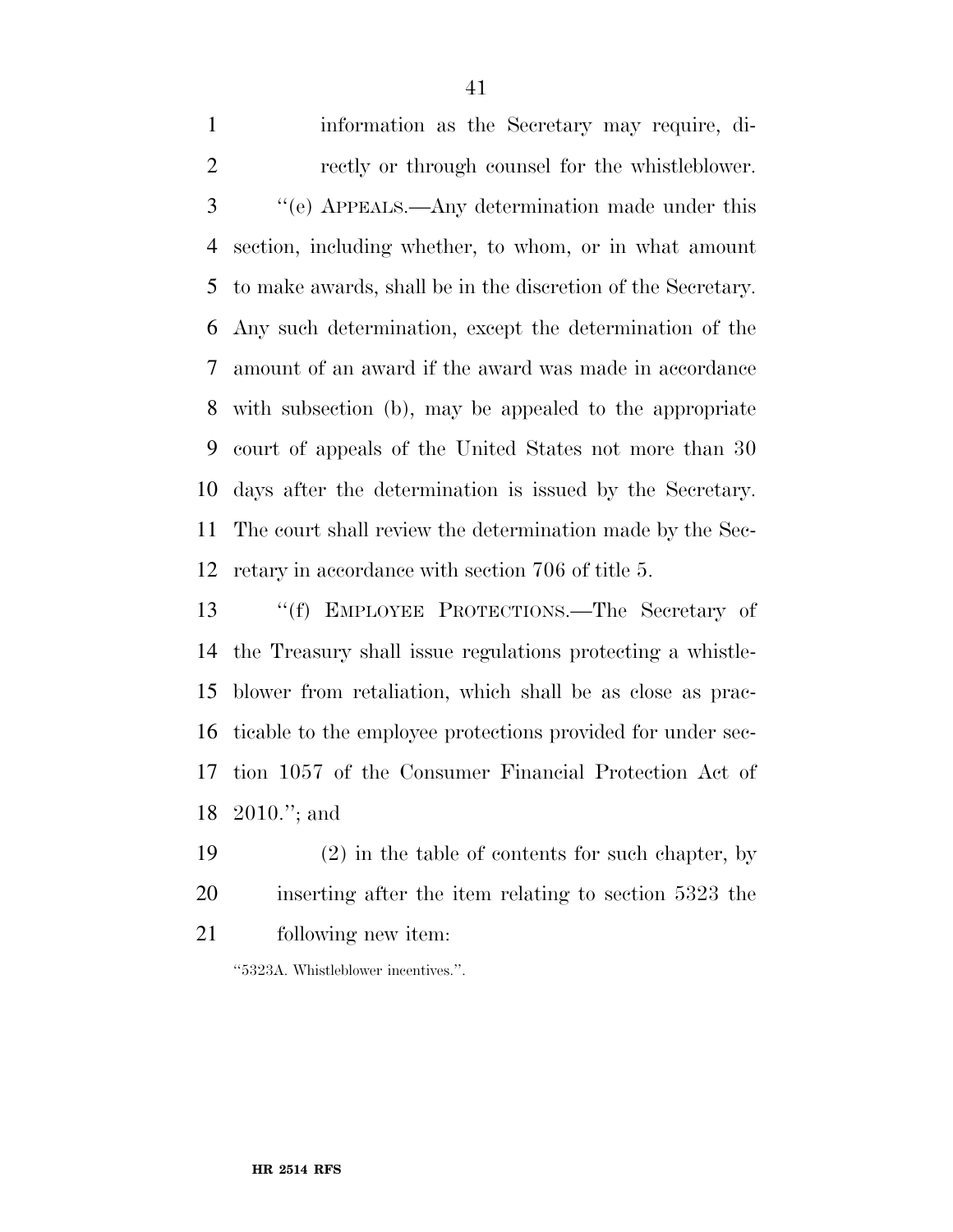information as the Secretary may require, directly or through counsel for the whistleblower.

''(e) APPEALS.—Any determination made under this section, including whether, to whom, or in what amount to make awards, shall be in the discretion of the Secretary. Any such determination, except the determination of the amount of an award if the award was made in accordance with subsection (b), may be appealed to the appropriate court of appeals of the United States not more than 30 days after the determination is issued by the Secretary. The court shall review the determination made by the Secretary in accordance with section 706 of title 5.

''(f) EMPLOYEE PROTECTIONS.—The Secretary of the Treasury shall issue regulations protecting a whistleblower from retaliation, which shall be as close as practicable to the employee protections provided for under section 1057 of the Consumer Financial Protection Act of 2010.''; and

(2) in the table of contents for such chapter, by inserting after the item relating to section 5323 the following new item:

''5323A. Whistleblower incentives.''.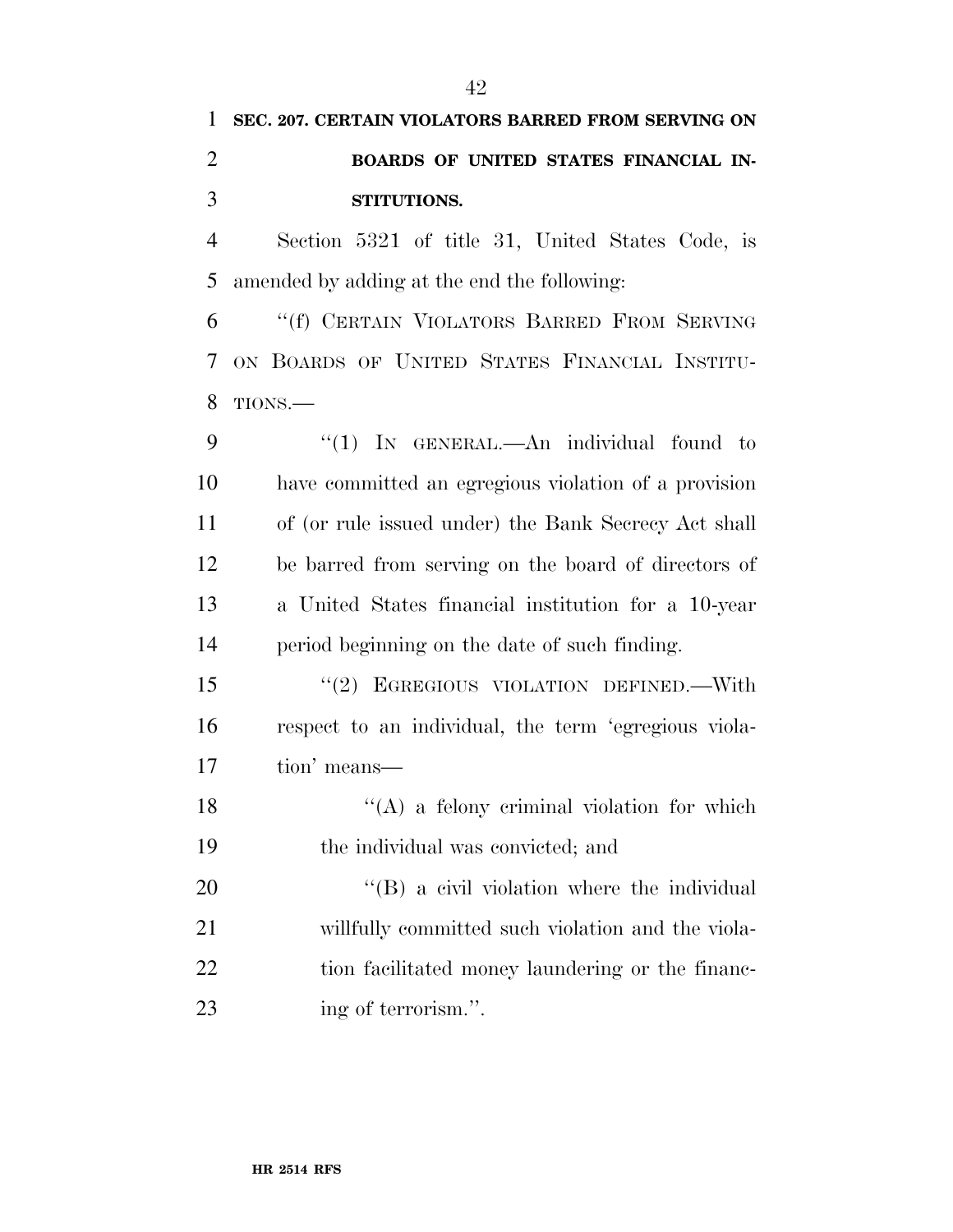**SEC. 207. CERTAIN VIOLATORS BARRED FROM SERVING ON BOARDS OF UNITED STATES FINANCIAL INSTITUTIONS.**

Section 5321 of title 31, United States Code, is amended by adding at the end the following:

"(f) CERTAIN VIOLATORS BARRED FROM SERVING ON BOARDS OF UNITED STATES FINANCIAL INSTITUTIONS.—

"(1) IN GENERAL.—An individual found to have committed an egregious violation of a provision of (or rule issued under) the Bank Secrecy Act shall be barred from serving on the board of directors of a United States financial institution for a 10-year period beginning on the date of such finding.

"(2) EGREGIOUS VIOLATION DEFINED.—With respect to an individual, the term 'egregious violation' means—

"(A) a felony criminal violation for which the individual was convicted; and

"(B) a civil violation where the individual willfully committed such violation and the violation facilitated money laundering or the financing of terrorism.".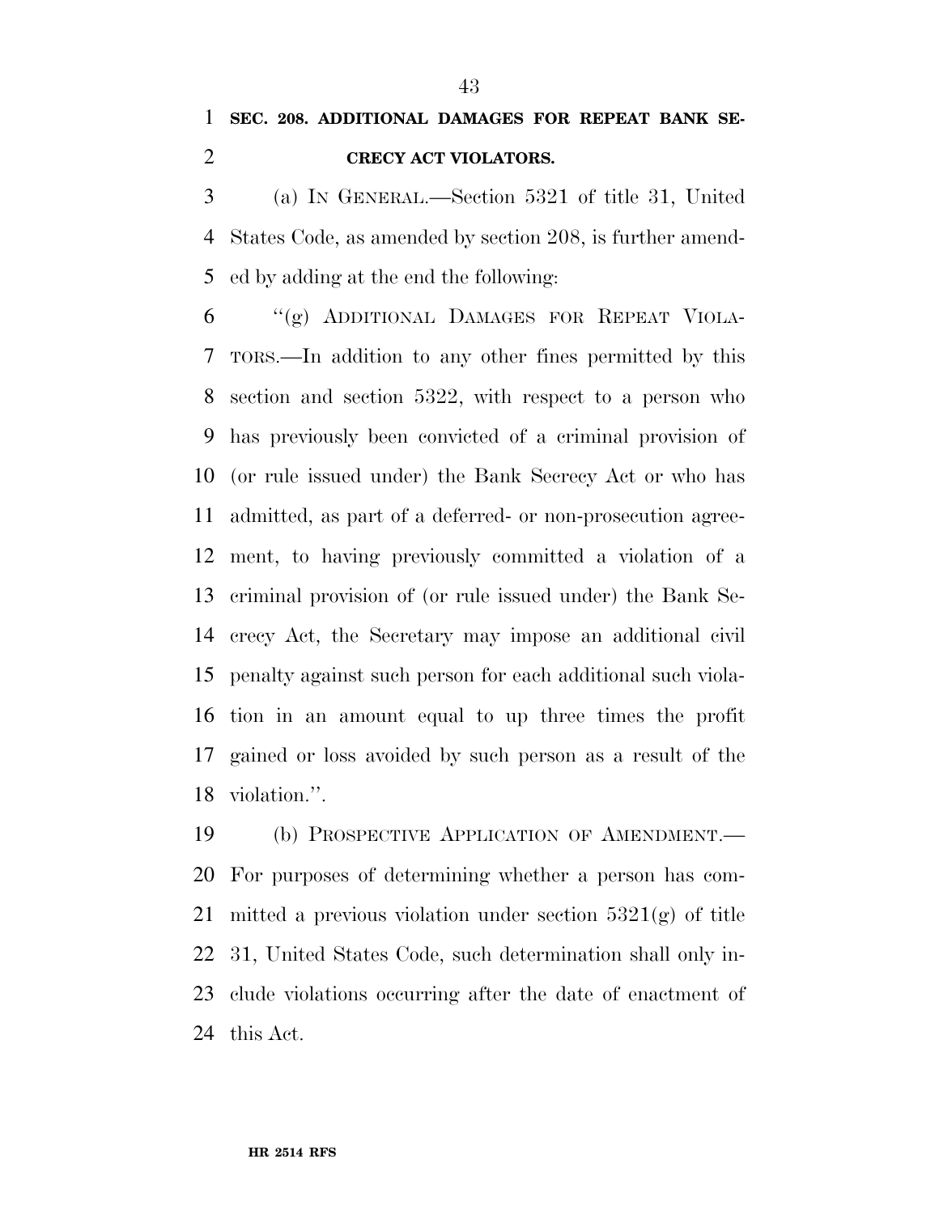**SEC. 208. ADDITIONAL DAMAGES FOR REPEAT BANK SECRECY ACT VIOLATORS.**

(a) IN GENERAL.—Section 5321 of title 31, United States Code, as amended by section 208, is further amended by adding at the end the following:

"(g) ADDITIONAL DAMAGES FOR REPEAT VIOLATORS.—In addition to any other fines permitted by this section and section 5322, with respect to a person who has previously been convicted of a criminal provision of (or rule issued under) the Bank Secrecy Act or who has admitted, as part of a deferred- or non-prosecution agreement, to having previously committed a violation of a criminal provision of (or rule issued under) the Bank Secrecy Act, the Secretary may impose an additional civil penalty against such person for each additional such violation in an amount equal to up three times the profit gained or loss avoided by such person as a result of the violation.".

(b) PROSPECTIVE APPLICATION OF AMENDMENT.—For purposes of determining whether a person has committed a previous violation under section 5321(g) of title 31, United States Code, such determination shall only include violations occurring after the date of enactment of this Act.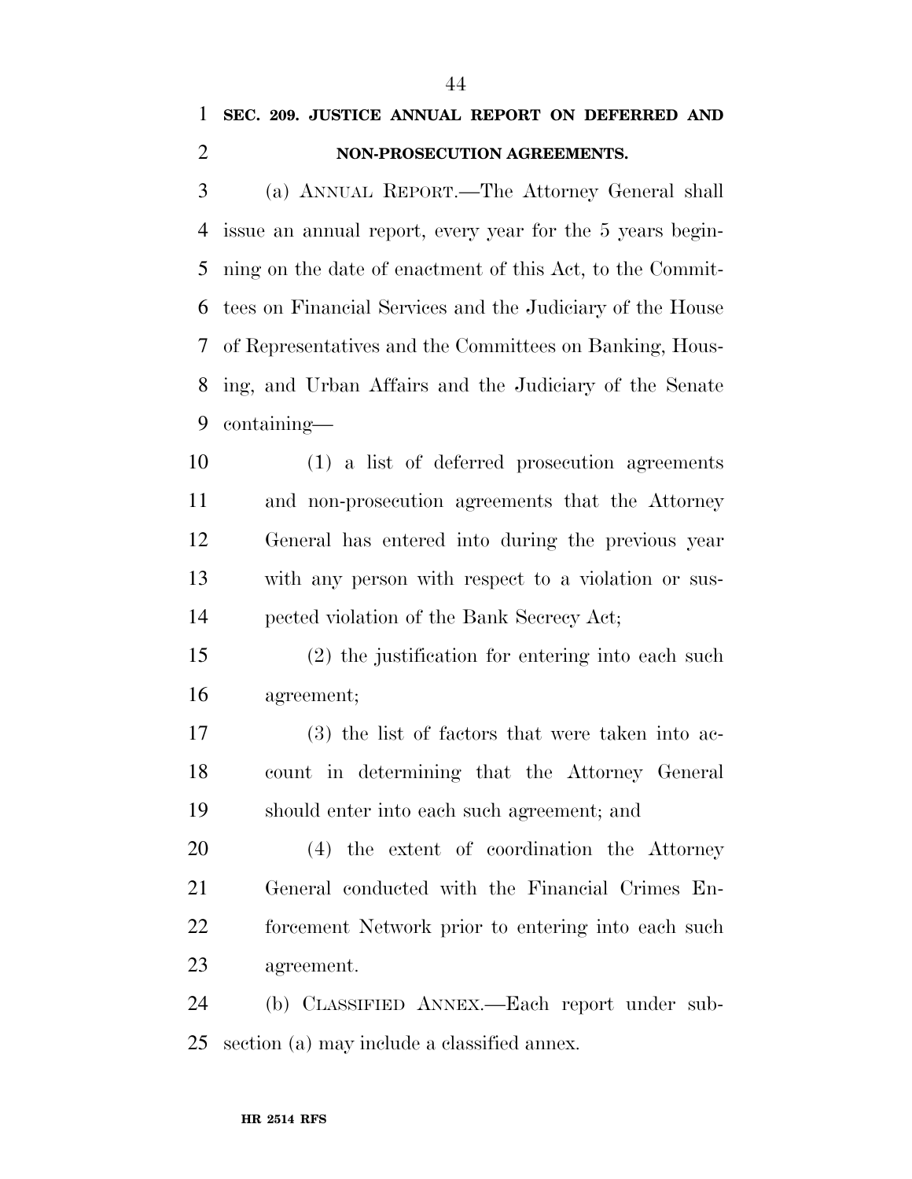**SEC. 209. JUSTICE ANNUAL REPORT ON DEFERRED AND NON-PROSECUTION AGREEMENTS.**

(a) ANNUAL REPORT.—The Attorney General shall issue an annual report, every year for the 5 years beginning on the date of enactment of this Act, to the Committees on Financial Services and the Judiciary of the House of Representatives and the Committees on Banking, Housing, and Urban Affairs and the Judiciary of the Senate containing—

(1) a list of deferred prosecution agreements and non-prosecution agreements that the Attorney General has entered into during the previous year with any person with respect to a violation or suspected violation of the Bank Secrecy Act;

(2) the justification for entering into each such agreement;

(3) the list of factors that were taken into account in determining that the Attorney General should enter into each such agreement; and

(4) the extent of coordination the Attorney General conducted with the Financial Crimes Enforcement Network prior to entering into each such agreement.

(b) CLASSIFIED ANNEX.—Each report under subsection (a) may include a classified annex.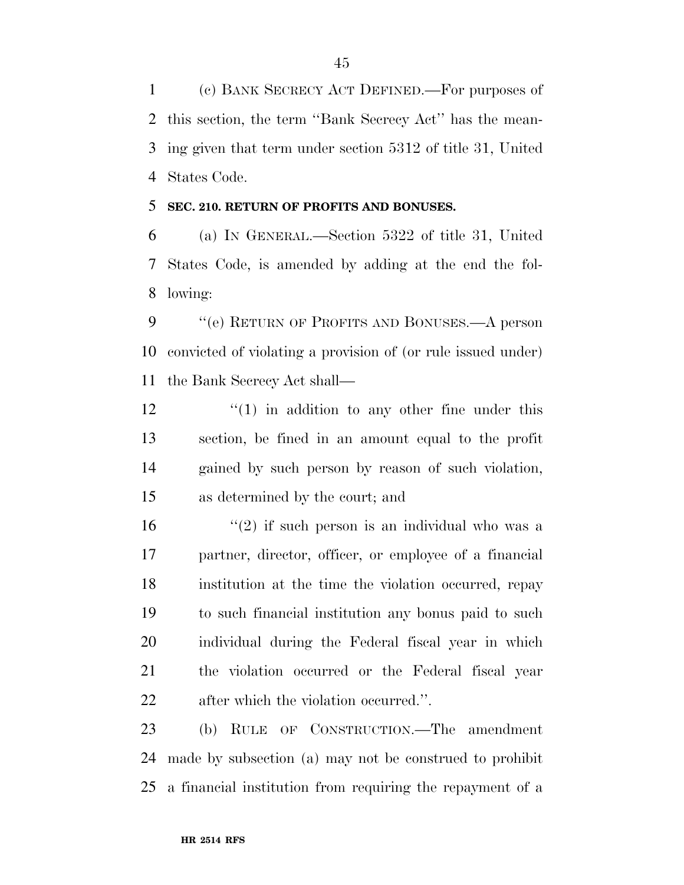(c) Bank Secrecy Act Defined.—For purposes of this section, the term ''Bank Secrecy Act'' has the meaning given that term under section 5312 of title 31, United States Code.

**SEC. 210. RETURN OF PROFITS AND BONUSES.**

(a) In General.—Section 5322 of title 31, United States Code, is amended by adding at the end the following:

''(e) Return of Profits and Bonuses.—A person convicted of violating a provision of (or rule issued under) the Bank Secrecy Act shall—

''(1) in addition to any other fine under this section, be fined in an amount equal to the profit gained by such person by reason of such violation, as determined by the court; and

''(2) if such person is an individual who was a partner, director, officer, or employee of a financial institution at the time the violation occurred, repay to such financial institution any bonus paid to such individual during the Federal fiscal year in which the violation occurred or the Federal fiscal year after which the violation occurred.''.

(b) Rule of Construction.—The amendment made by subsection (a) may not be construed to prohibit a financial institution from requiring the repayment of a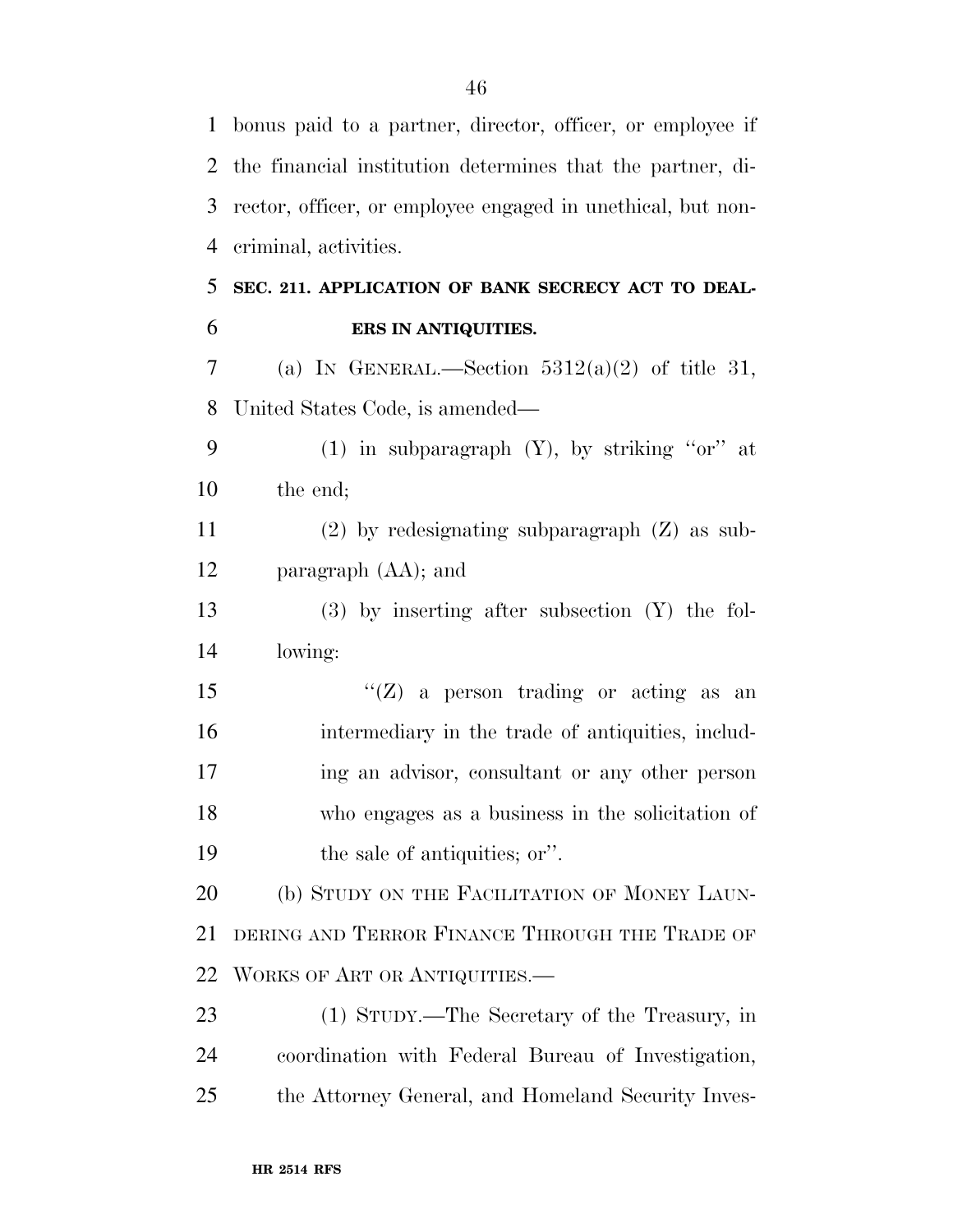bonus paid to a partner, director, officer, or employee if the financial institution determines that the partner, director, officer, or employee engaged in unethical, but non-criminal, activities.

### SEC. 211. APPLICATION OF BANK SECRECY ACT TO DEALERS IN ANTIQUITIES.

(a) IN GENERAL.—Section 5312(a)(2) of title 31, United States Code, is amended—

(1) in subparagraph (Y), by striking "or" at the end;

(2) by redesignating subparagraph (Z) as subparagraph (AA); and

(3) by inserting after subsection (Y) the following:

"(Z) a person trading or acting as an intermediary in the trade of antiquities, including an advisor, consultant or any other person who engages as a business in the solicitation of the sale of antiquities; or".

(b) STUDY ON THE FACILITATION OF MONEY LAUNDERING AND TERROR FINANCE THROUGH THE TRADE OF WORKS OF ART OR ANTIQUITIES.—

(1) STUDY.—The Secretary of the Treasury, in coordination with Federal Bureau of Investigation, the Attorney General, and Homeland Security Inves-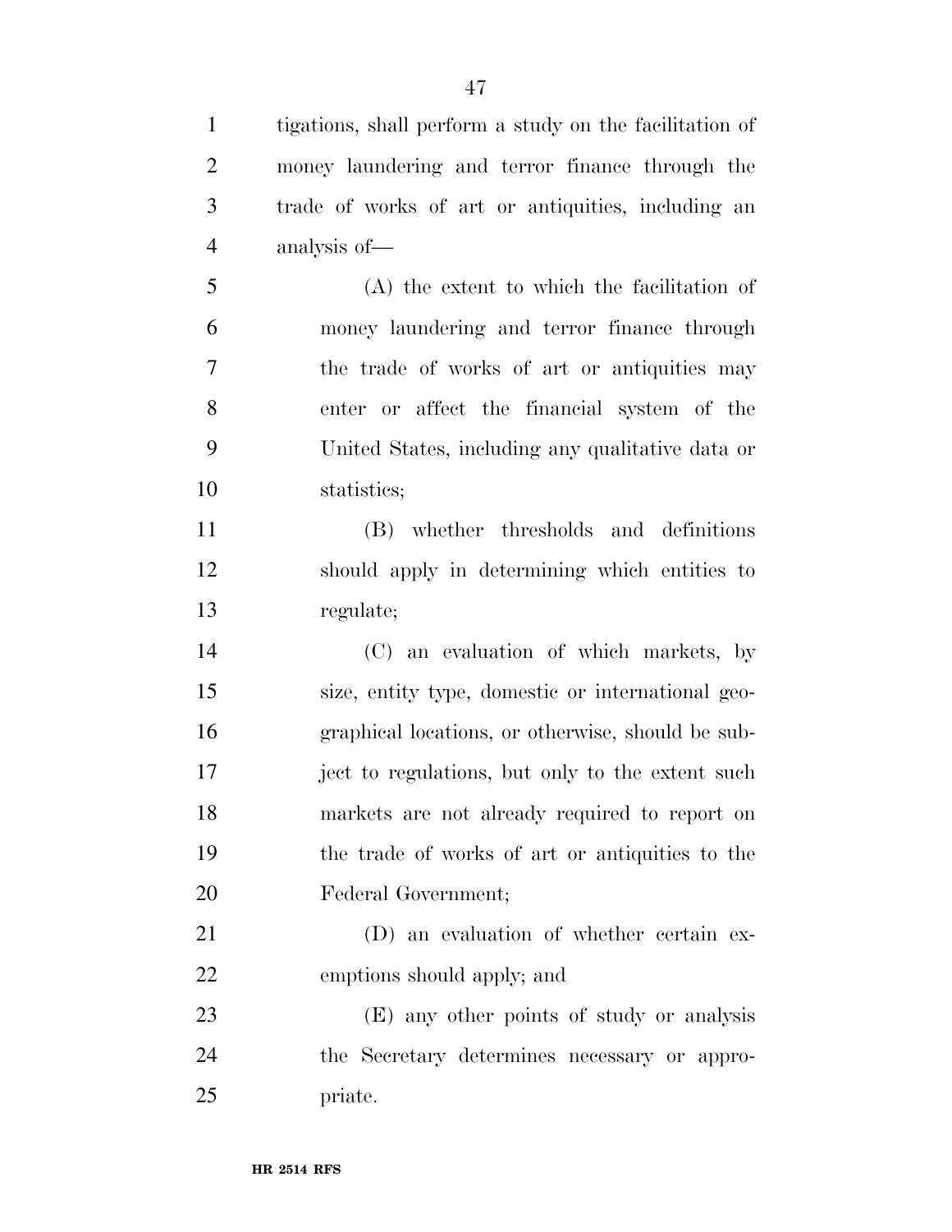tigations, shall perform a study on the facilitation of money laundering and terror finance through the trade of works of art or antiquities, including an analysis of—

(A) the extent to which the facilitation of money laundering and terror finance through the trade of works of art or antiquities may enter or affect the financial system of the United States, including any qualitative data or statistics;

(B) whether thresholds and definitions should apply in determining which entities to regulate;

(C) an evaluation of which markets, by size, entity type, domestic or international geographical locations, or otherwise, should be subject to regulations, but only to the extent such markets are not already required to report on the trade of works of art or antiquities to the Federal Government;

(D) an evaluation of whether certain exemptions should apply; and

(E) any other points of study or analysis the Secretary determines necessary or appropriate.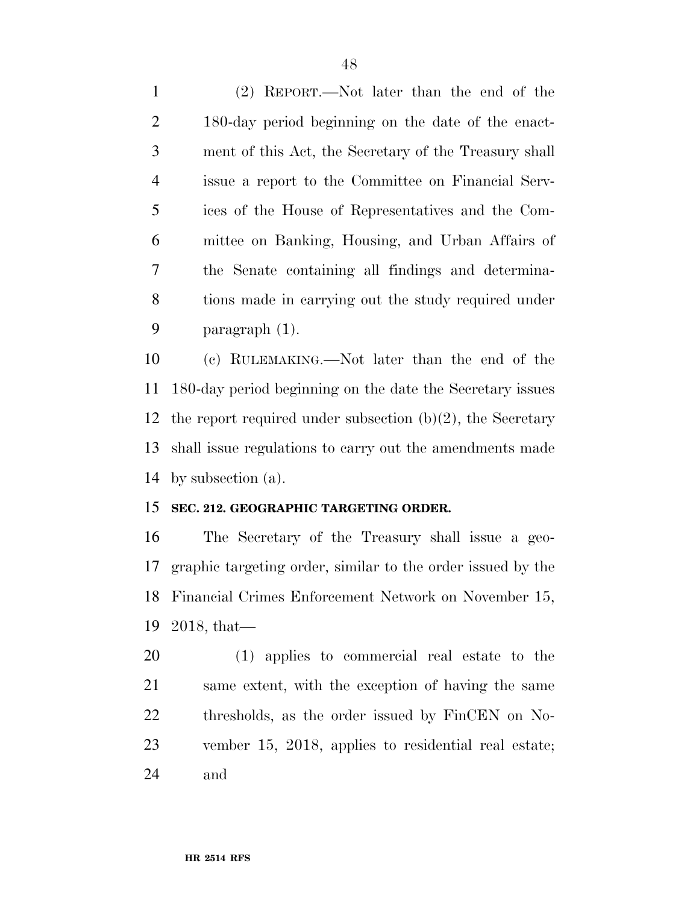(2) REPORT.—Not later than the end of the 180-day period beginning on the date of the enactment of this Act, the Secretary of the Treasury shall issue a report to the Committee on Financial Services of the House of Representatives and the Committee on Banking, Housing, and Urban Affairs of the Senate containing all findings and determinations made in carrying out the study required under paragraph (1).

(c) RULEMAKING.—Not later than the end of the 180-day period beginning on the date the Secretary issues the report required under subsection (b)(2), the Secretary shall issue regulations to carry out the amendments made by subsection (a).

**SEC. 212. GEOGRAPHIC TARGETING ORDER.**

The Secretary of the Treasury shall issue a geographic targeting order, similar to the order issued by the Financial Crimes Enforcement Network on November 15, 2018, that—

(1) applies to commercial real estate to the same extent, with the exception of having the same thresholds, as the order issued by FinCEN on November 15, 2018, applies to residential real estate; and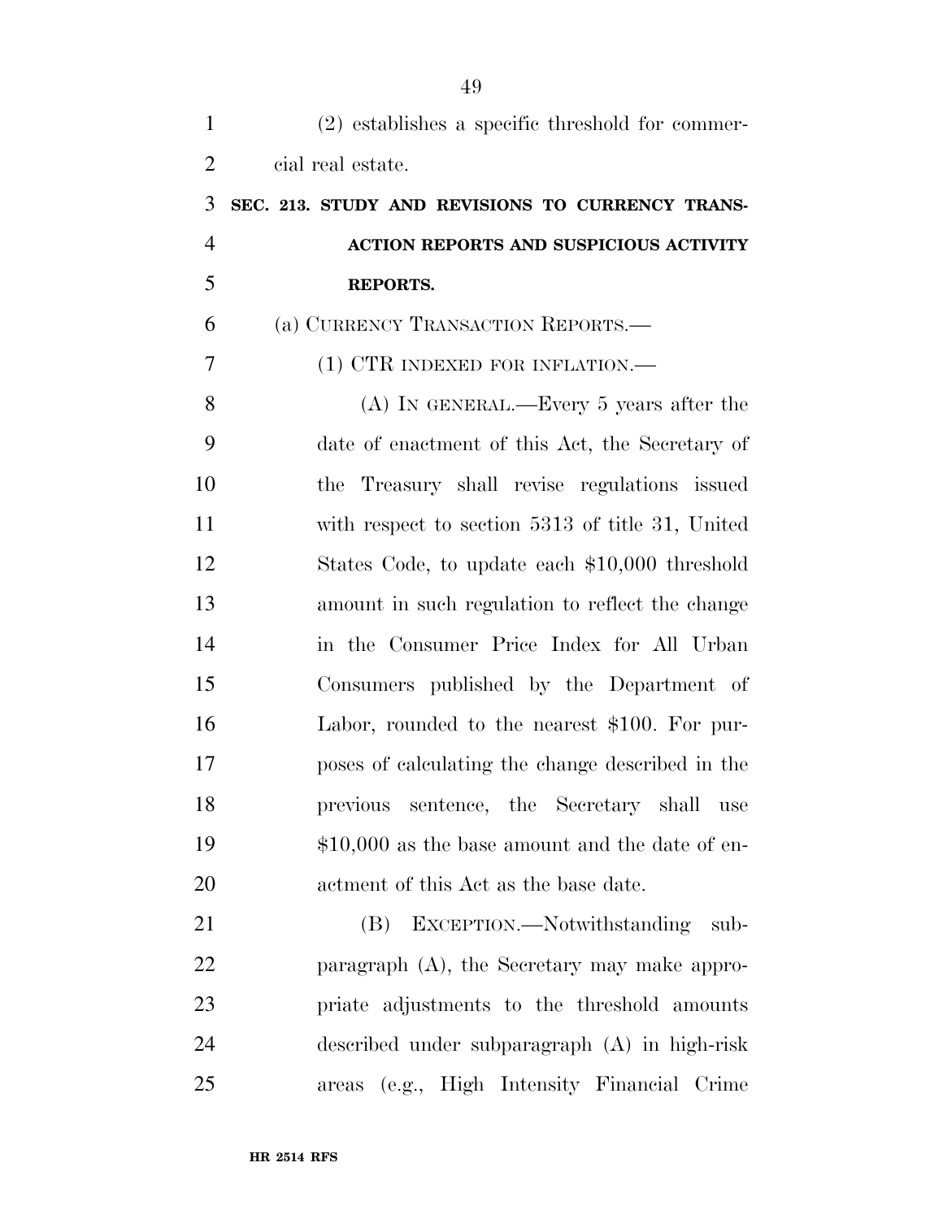(2) establishes a specific threshold for commercial real estate.

**SEC. 213. STUDY AND REVISIONS TO CURRENCY TRANSACTION REPORTS AND SUSPICIOUS ACTIVITY REPORTS.**

(a) CURRENCY TRANSACTION REPORTS.—

(1) CTR INDEXED FOR INFLATION.—

(A) IN GENERAL.—Every 5 years after the date of enactment of this Act, the Secretary of the Treasury shall revise regulations issued with respect to section 5313 of title 31, United States Code, to update each $10,000 threshold amount in such regulation to reflect the change in the Consumer Price Index for All Urban Consumers published by the Department of Labor, rounded to the nearest $100. For purposes of calculating the change described in the previous sentence, the Secretary shall use $10,000 as the base amount and the date of enactment of this Act as the base date.

(B) EXCEPTION.—Notwithstanding subparagraph (A), the Secretary may make appropriate adjustments to the threshold amounts described under subparagraph (A) in high-risk areas (e.g., High Intensity Financial Crime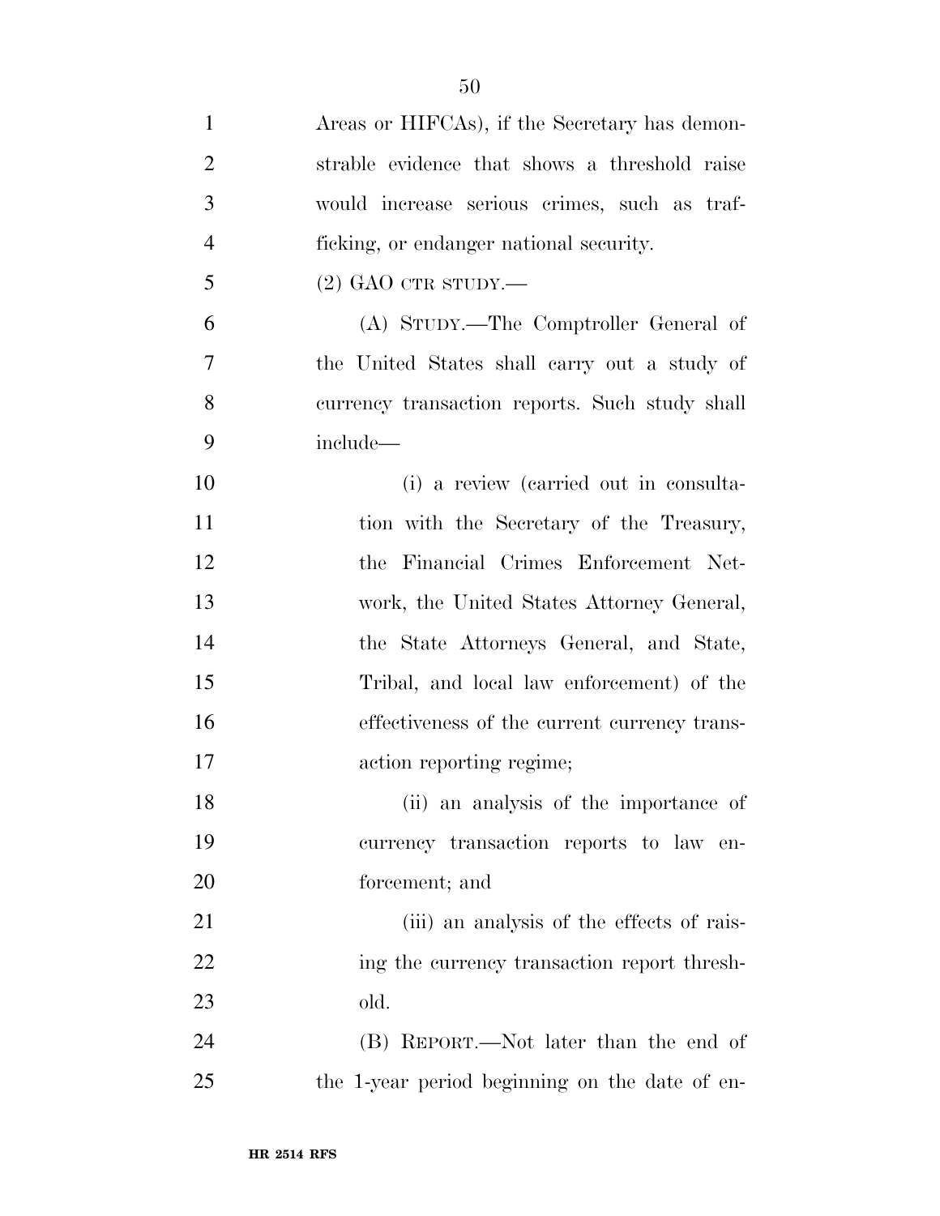Areas or HIFCAs), if the Secretary has demonstrable evidence that shows a threshold raise would increase serious crimes, such as trafficking, or endanger national security.

(2) GAO CTR STUDY.—

(A) STUDY.—The Comptroller General of the United States shall carry out a study of currency transaction reports. Such study shall include—

(i) a review (carried out in consultation with the Secretary of the Treasury, the Financial Crimes Enforcement Network, the United States Attorney General, the State Attorneys General, and State, Tribal, and local law enforcement) of the effectiveness of the current currency transaction reporting regime;

(ii) an analysis of the importance of currency transaction reports to law enforcement; and

(iii) an analysis of the effects of raising the currency transaction report threshold.

(B) REPORT.—Not later than the end of the 1-year period beginning on the date of en-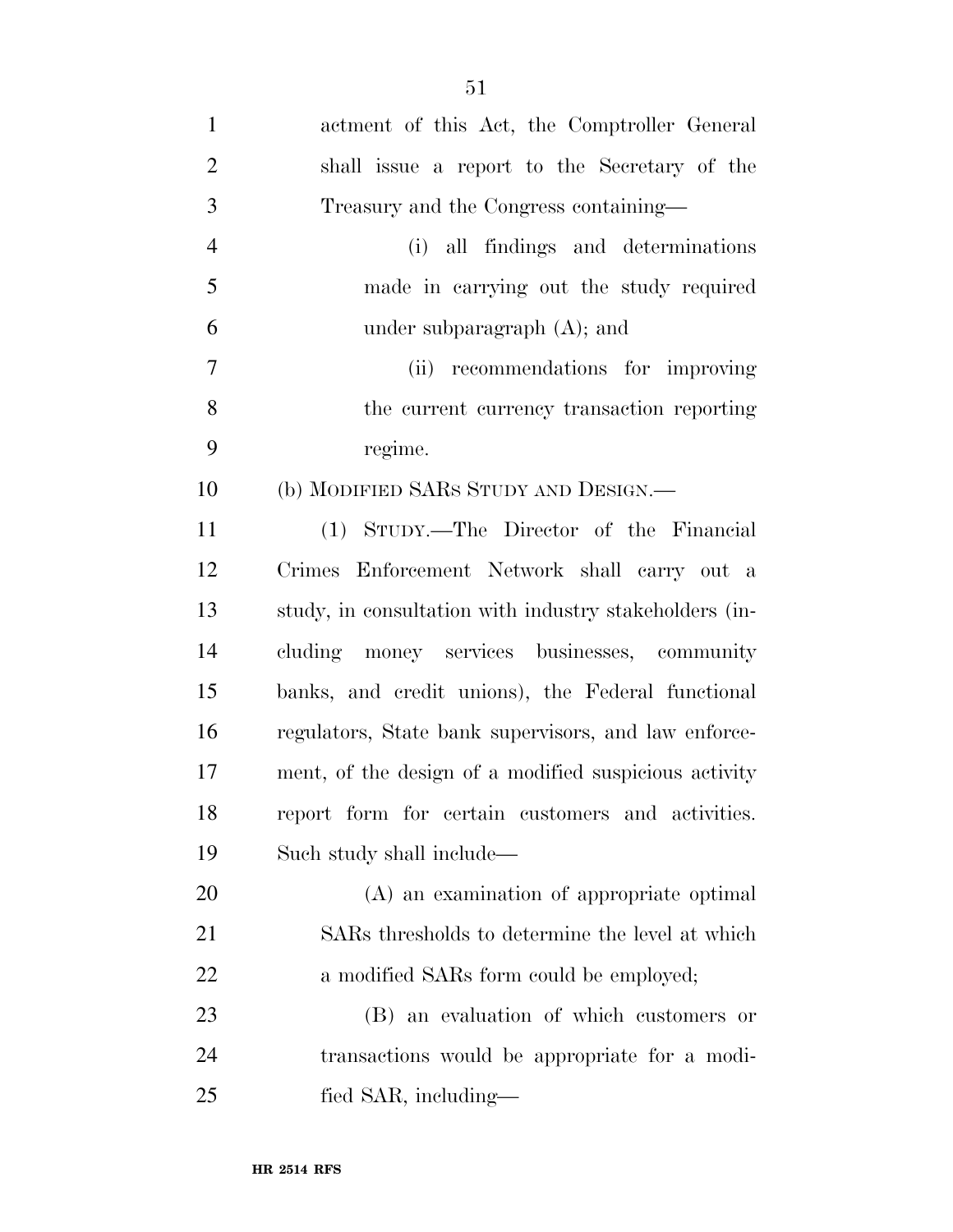actment of this Act, the Comptroller General shall issue a report to the Secretary of the Treasury and the Congress containing—

(i) all findings and determinations made in carrying out the study required under subparagraph (A); and

(ii) recommendations for improving the current currency transaction reporting regime.

(b) MODIFIED SARS STUDY AND DESIGN.—

(1) STUDY.—The Director of the Financial Crimes Enforcement Network shall carry out a study, in consultation with industry stakeholders (including money services businesses, community banks, and credit unions), the Federal functional regulators, State bank supervisors, and law enforcement, of the design of a modified suspicious activity report form for certain customers and activities. Such study shall include—

(A) an examination of appropriate optimal SARs thresholds to determine the level at which a modified SARs form could be employed;

(B) an evaluation of which customers or transactions would be appropriate for a modified SAR, including—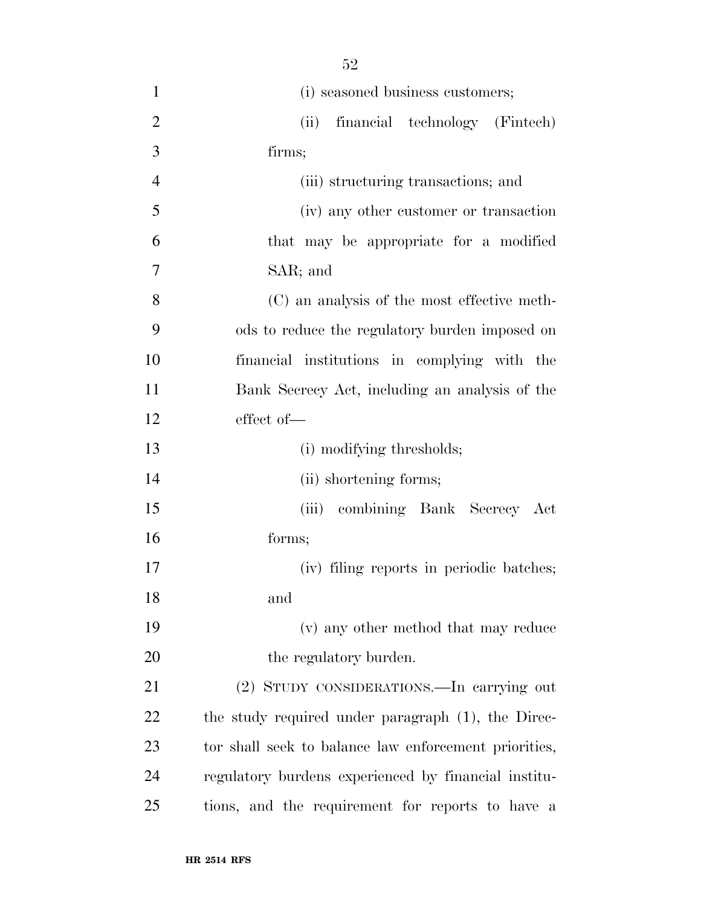(i) seasoned business customers;

(ii) financial technology (Fintech) firms;

(iii) structuring transactions; and

(iv) any other customer or transaction that may be appropriate for a modified SAR; and

(C) an analysis of the most effective methods to reduce the regulatory burden imposed on financial institutions in complying with the Bank Secrecy Act, including an analysis of the effect of—

(i) modifying thresholds;

(ii) shortening forms;

(iii) combining Bank Secrecy Act forms;

(iv) filing reports in periodic batches; and

(v) any other method that may reduce the regulatory burden.

(2) STUDY CONSIDERATIONS.—In carrying out the study required under paragraph (1), the Director shall seek to balance law enforcement priorities, regulatory burdens experienced by financial institutions, and the requirement for reports to have a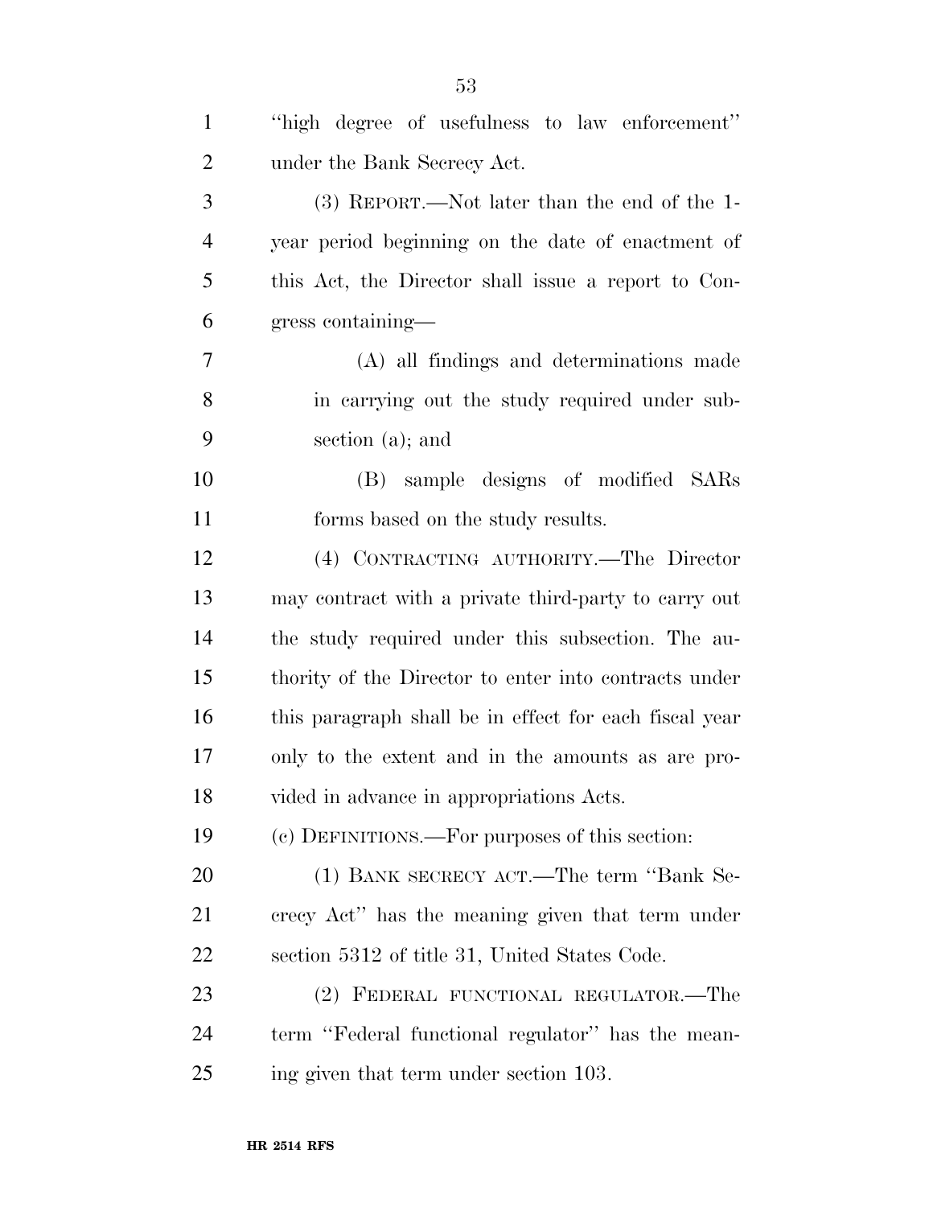"high degree of usefulness to law enforcement" under the Bank Secrecy Act.

(3) REPORT.—Not later than the end of the 1-year period beginning on the date of enactment of this Act, the Director shall issue a report to Congress containing—

(A) all findings and determinations made in carrying out the study required under subsection (a); and

(B) sample designs of modified SARs forms based on the study results.

(4) CONTRACTING AUTHORITY.—The Director may contract with a private third-party to carry out the study required under this subsection. The authority of the Director to enter into contracts under this paragraph shall be in effect for each fiscal year only to the extent and in the amounts as are provided in advance in appropriations Acts.

(c) DEFINITIONS.—For purposes of this section:

(1) BANK SECRECY ACT.—The term "Bank Secrecy Act" has the meaning given that term under section 5312 of title 31, United States Code.

(2) FEDERAL FUNCTIONAL REGULATOR.—The term "Federal functional regulator" has the meaning given that term under section 103.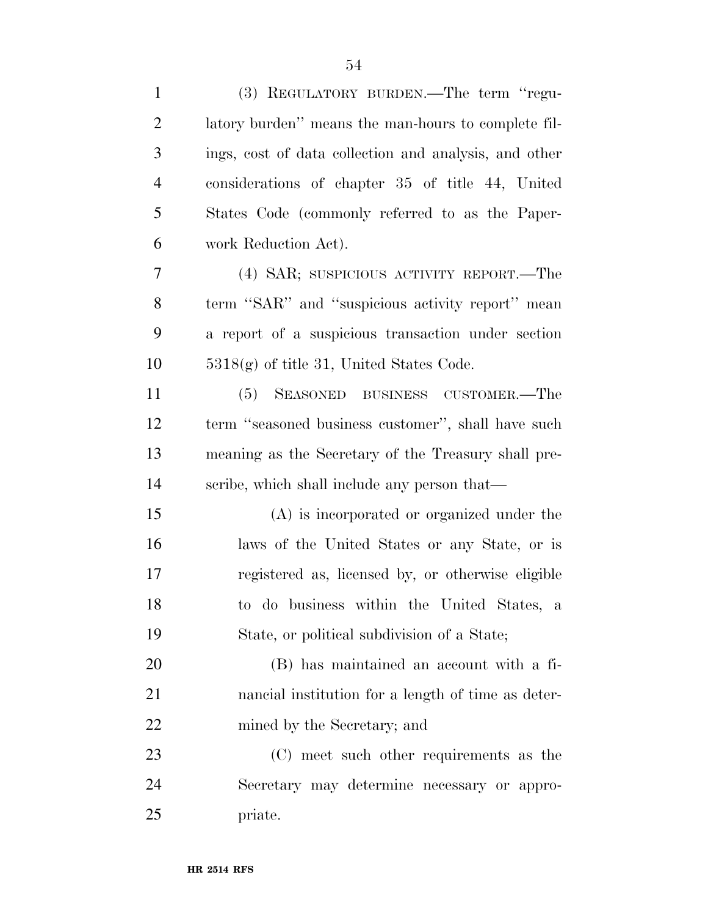(3) REGULATORY BURDEN.—The term "regulatory burden" means the man-hours to complete filings, cost of data collection and analysis, and other considerations of chapter 35 of title 44, United States Code (commonly referred to as the Paperwork Reduction Act).

(4) SAR; SUSPICIOUS ACTIVITY REPORT.—The term "SAR" and "suspicious activity report" mean a report of a suspicious transaction under section 5318(g) of title 31, United States Code.

(5) SEASONED BUSINESS CUSTOMER.—The term "seasoned business customer", shall have such meaning as the Secretary of the Treasury shall prescribe, which shall include any person that—

(A) is incorporated or organized under the laws of the United States or any State, or is registered as, licensed by, or otherwise eligible to do business within the United States, a State, or political subdivision of a State;

(B) has maintained an account with a financial institution for a length of time as determined by the Secretary; and

(C) meet such other requirements as the Secretary may determine necessary or appropriate.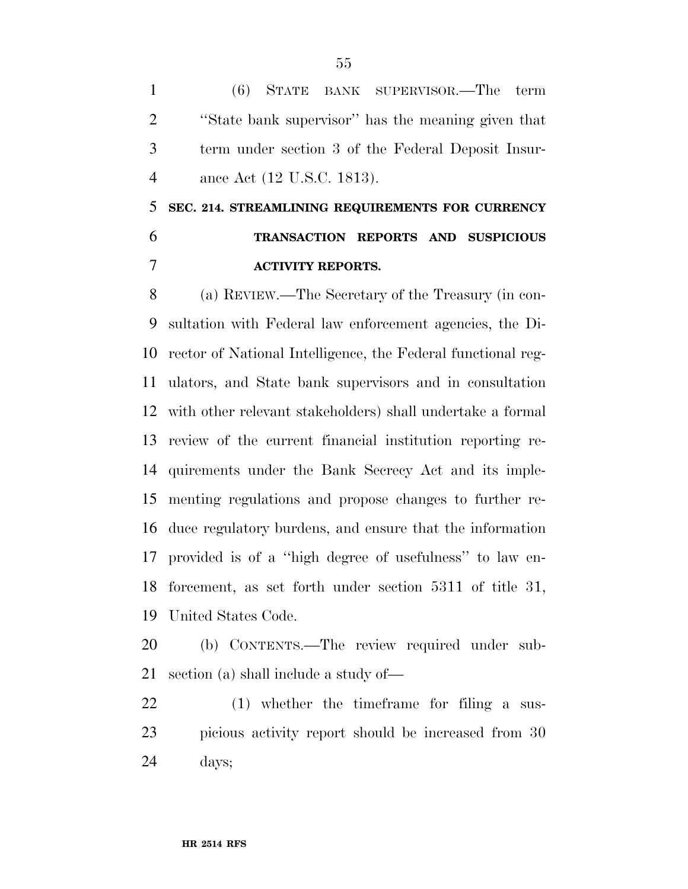(6) STATE BANK SUPERVISOR.—The term ''State bank supervisor'' has the meaning given that term under section 3 of the Federal Deposit Insurance Act (12 U.S.C. 1813).

## SEC. 214. STREAMLINING REQUIREMENTS FOR CURRENCY TRANSACTION REPORTS AND SUSPICIOUS ACTIVITY REPORTS.

(a) REVIEW.—The Secretary of the Treasury (in consultation with Federal law enforcement agencies, the Director of National Intelligence, the Federal functional regulators, and State bank supervisors and in consultation with other relevant stakeholders) shall undertake a formal review of the current financial institution reporting requirements under the Bank Secrecy Act and its implementing regulations and propose changes to further reduce regulatory burdens, and ensure that the information provided is of a ''high degree of usefulness'' to law enforcement, as set forth under section 5311 of title 31, United States Code.

(b) CONTENTS.—The review required under subsection (a) shall include a study of—

(1) whether the timeframe for filing a suspicious activity report should be increased from 30 days;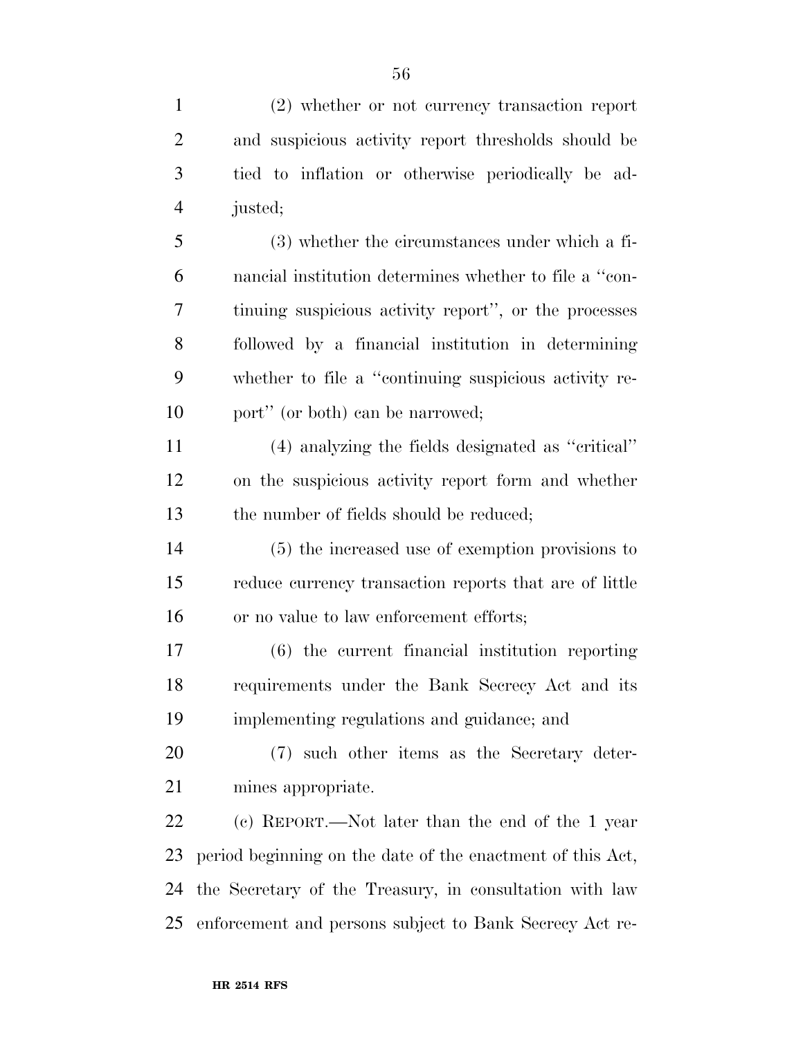(2) whether or not currency transaction report and suspicious activity report thresholds should be tied to inflation or otherwise periodically be adjusted;

(3) whether the circumstances under which a financial institution determines whether to file a "continuing suspicious activity report", or the processes followed by a financial institution in determining whether to file a "continuing suspicious activity report" (or both) can be narrowed;

(4) analyzing the fields designated as "critical" on the suspicious activity report form and whether the number of fields should be reduced;

(5) the increased use of exemption provisions to reduce currency transaction reports that are of little or no value to law enforcement efforts;

(6) the current financial institution reporting requirements under the Bank Secrecy Act and its implementing regulations and guidance; and

(7) such other items as the Secretary determines appropriate.

(c) REPORT.—Not later than the end of the 1 year period beginning on the date of the enactment of this Act, the Secretary of the Treasury, in consultation with law enforcement and persons subject to Bank Secrecy Act re-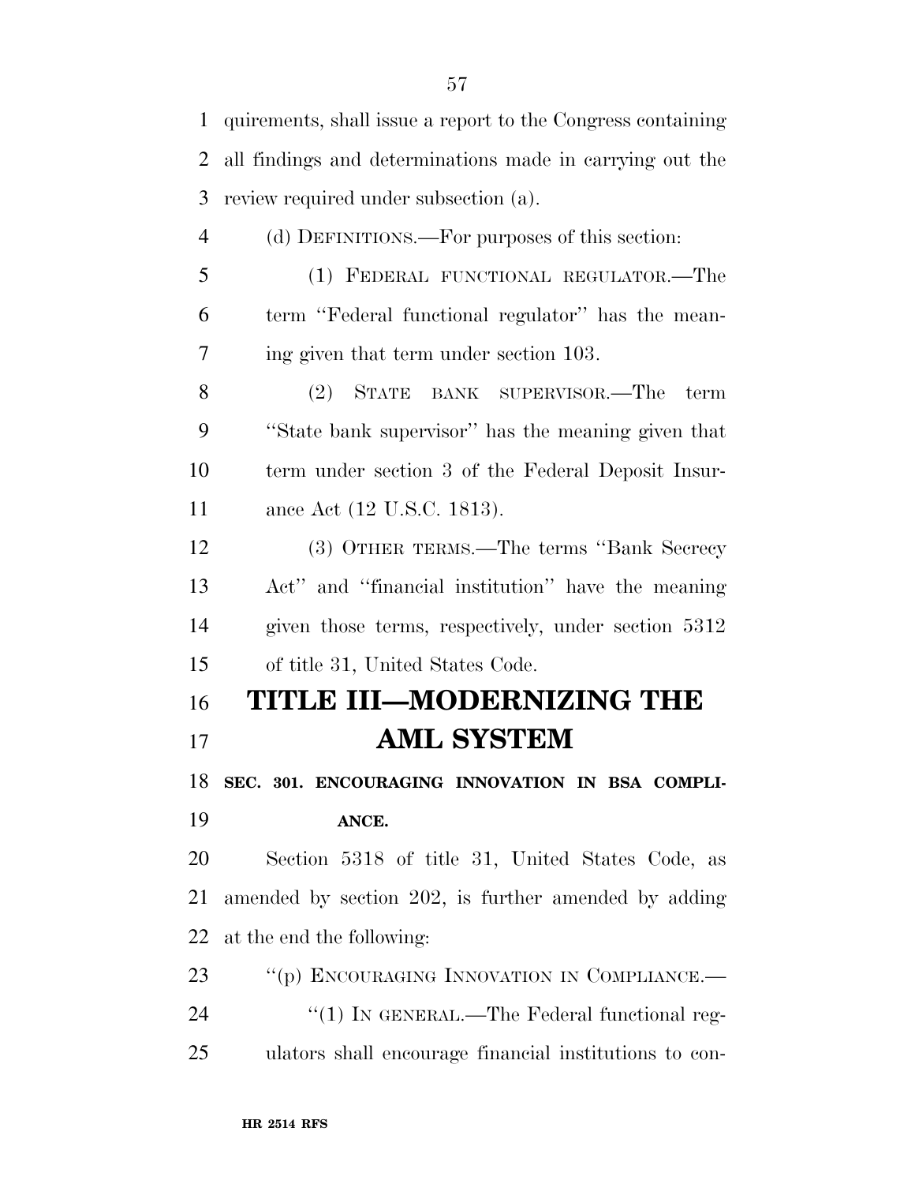quirements, shall issue a report to the Congress containing all findings and determinations made in carrying out the review required under subsection (a).

(d) DEFINITIONS.—For purposes of this section:

(1) FEDERAL FUNCTIONAL REGULATOR.—The term ''Federal functional regulator'' has the meaning given that term under section 103.

(2) STATE BANK SUPERVISOR.—The term ''State bank supervisor'' has the meaning given that term under section 3 of the Federal Deposit Insurance Act (12 U.S.C. 1813).

(3) OTHER TERMS.—The terms ''Bank Secrecy Act'' and ''financial institution'' have the meaning given those terms, respectively, under section 5312 of title 31, United States Code.

# TITLE III—MODERNIZING THE AML SYSTEM

## SEC. 301. ENCOURAGING INNOVATION IN BSA COMPLIANCE.

Section 5318 of title 31, United States Code, as amended by section 202, is further amended by adding at the end the following:

''(p) ENCOURAGING INNOVATION IN COMPLIANCE.—

''(1) IN GENERAL.—The Federal functional regulators shall encourage financial institutions to con-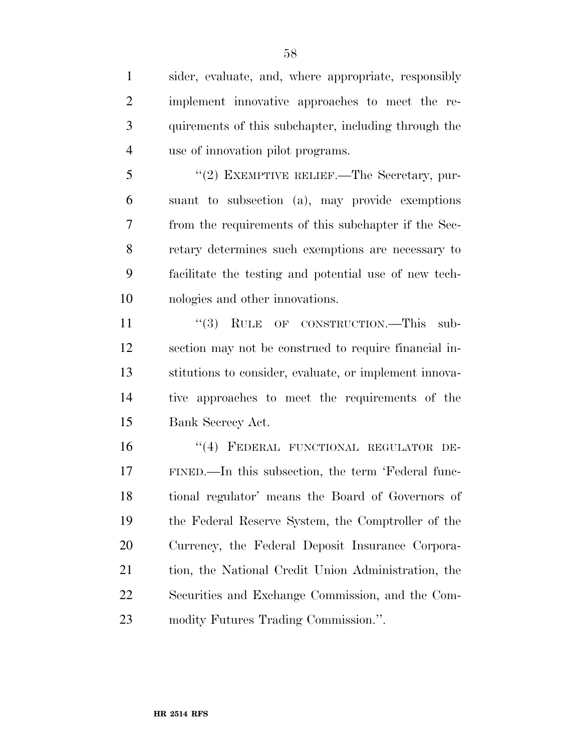sider, evaluate, and, where appropriate, responsibly implement innovative approaches to meet the requirements of this subchapter, including through the use of innovation pilot programs.

"(2) EXEMPTIVE RELIEF.—The Secretary, pursuant to subsection (a), may provide exemptions from the requirements of this subchapter if the Secretary determines such exemptions are necessary to facilitate the testing and potential use of new technologies and other innovations.

"(3) RULE OF CONSTRUCTION.—This subsection may not be construed to require financial institutions to consider, evaluate, or implement innovative approaches to meet the requirements of the Bank Secrecy Act.

"(4) FEDERAL FUNCTIONAL REGULATOR DEFINED.—In this subsection, the term 'Federal functional regulator' means the Board of Governors of the Federal Reserve System, the Comptroller of the Currency, the Federal Deposit Insurance Corporation, the National Credit Union Administration, the Securities and Exchange Commission, and the Commodity Futures Trading Commission.".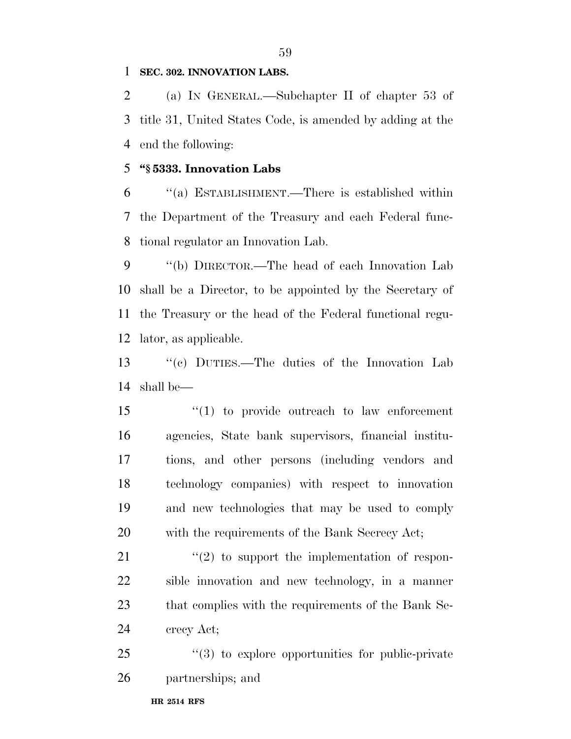**SEC. 302. INNOVATION LABS.**

(a) IN GENERAL.—Subchapter II of chapter 53 of title 31, United States Code, is amended by adding at the end the following:

**"§ 5333. Innovation Labs**

"(a) ESTABLISHMENT.—There is established within the Department of the Treasury and each Federal functional regulator an Innovation Lab.

"(b) DIRECTOR.—The head of each Innovation Lab shall be a Director, to be appointed by the Secretary of the Treasury or the head of the Federal functional regulator, as applicable.

"(c) DUTIES.—The duties of the Innovation Lab shall be—

"(1) to provide outreach to law enforcement agencies, State bank supervisors, financial institutions, and other persons (including vendors and technology companies) with respect to innovation and new technologies that may be used to comply with the requirements of the Bank Secrecy Act;

"(2) to support the implementation of responsible innovation and new technology, in a manner that complies with the requirements of the Bank Secrecy Act;

"(3) to explore opportunities for public-private partnerships; and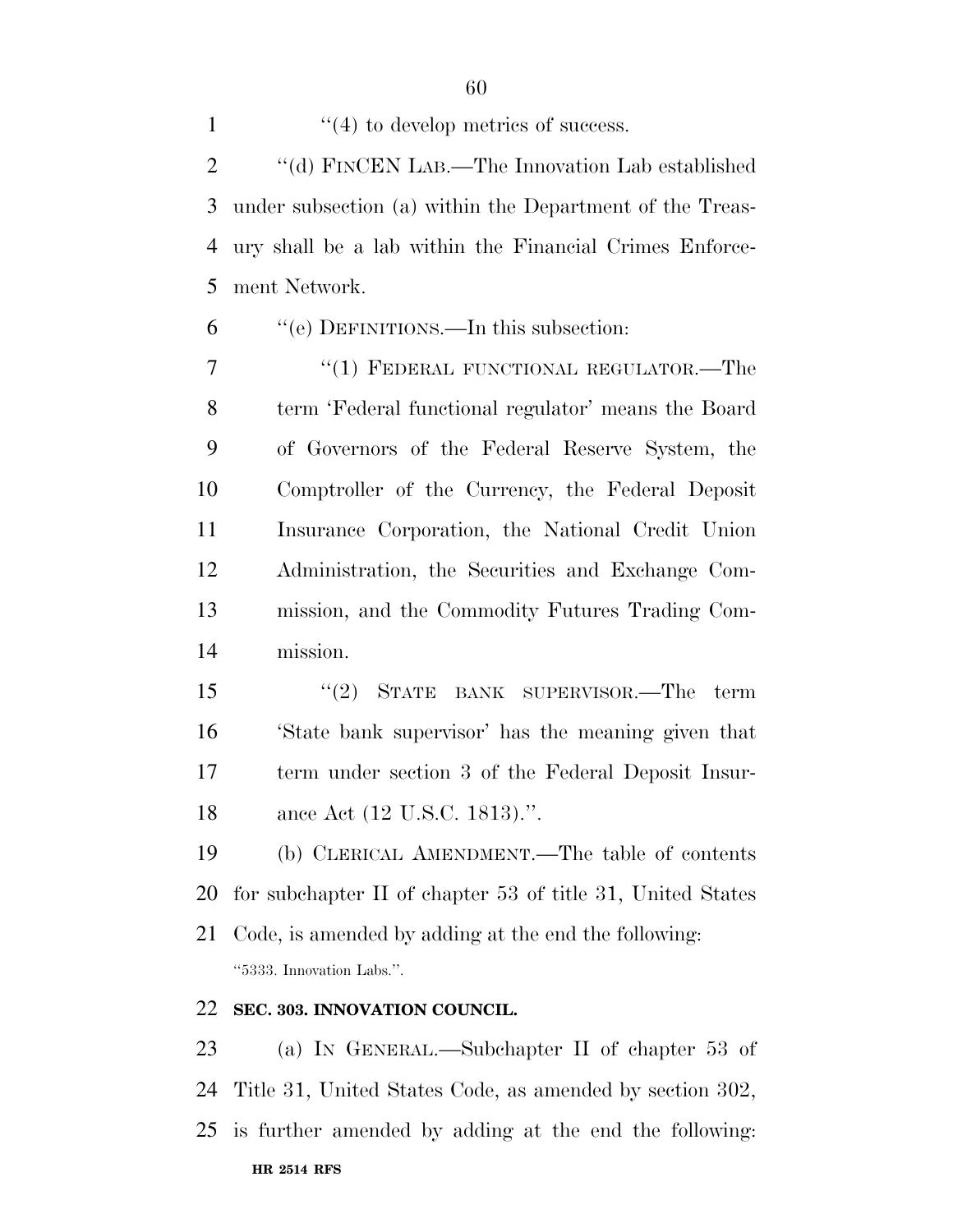''(4) to develop metrics of success.

''(d) FINCEN LAB.—The Innovation Lab established under subsection (a) within the Department of the Treasury shall be a lab within the Financial Crimes Enforcement Network.

''(e) DEFINITIONS.—In this subsection:

''(1) FEDERAL FUNCTIONAL REGULATOR.—The term 'Federal functional regulator' means the Board of Governors of the Federal Reserve System, the Comptroller of the Currency, the Federal Deposit Insurance Corporation, the National Credit Union Administration, the Securities and Exchange Commission, and the Commodity Futures Trading Commission.

''(2) STATE BANK SUPERVISOR.—The term 'State bank supervisor' has the meaning given that term under section 3 of the Federal Deposit Insurance Act (12 U.S.C. 1813).''.

(b) CLERICAL AMENDMENT.—The table of contents for subchapter II of chapter 53 of title 31, United States Code, is amended by adding at the end the following:

''5333. Innovation Labs.''.

**SEC. 303. INNOVATION COUNCIL.**

(a) IN GENERAL.—Subchapter II of chapter 53 of Title 31, United States Code, as amended by section 302, is further amended by adding at the end the following: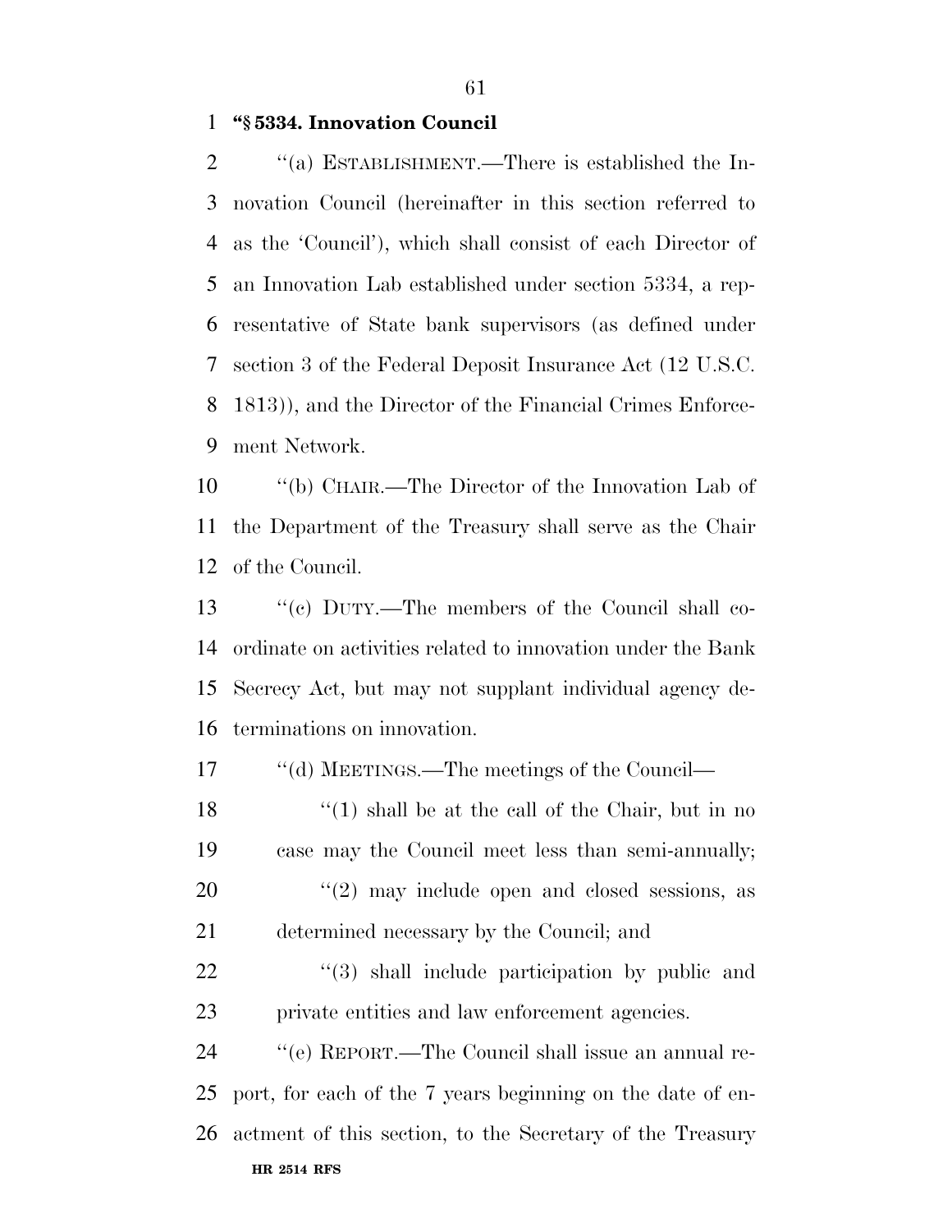**"§ 5334. Innovation Council**

"(a) ESTABLISHMENT.—There is established the Innovation Council (hereinafter in this section referred to as the 'Council'), which shall consist of each Director of an Innovation Lab established under section 5334, a representative of State bank supervisors (as defined under section 3 of the Federal Deposit Insurance Act (12 U.S.C. 1813)), and the Director of the Financial Crimes Enforcement Network.

"(b) CHAIR.—The Director of the Innovation Lab of the Department of the Treasury shall serve as the Chair of the Council.

"(c) DUTY.—The members of the Council shall coordinate on activities related to innovation under the Bank Secrecy Act, but may not supplant individual agency determinations on innovation.

"(d) MEETINGS.—The meetings of the Council—

"(1) shall be at the call of the Chair, but in no case may the Council meet less than semi-annually;

"(2) may include open and closed sessions, as determined necessary by the Council; and

"(3) shall include participation by public and private entities and law enforcement agencies.

"(e) REPORT.—The Council shall issue an annual report, for each of the 7 years beginning on the date of enactment of this section, to the Secretary of the Treasury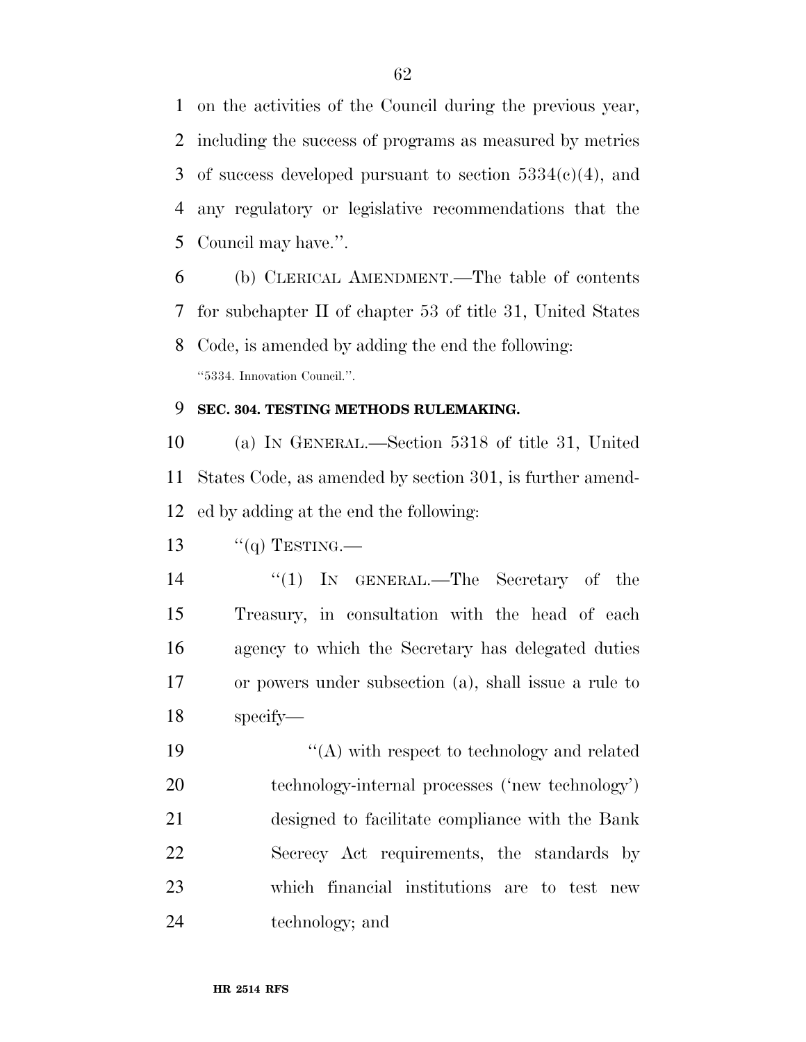on the activities of the Council during the previous year, including the success of programs as measured by metrics of success developed pursuant to section 5334(c)(4), and any regulatory or legislative recommendations that the Council may have.''.

(b) CLERICAL AMENDMENT.—The table of contents for subchapter II of chapter 53 of title 31, United States Code, is amended by adding the end the following:

''5334. Innovation Council.''.

**SEC. 304. TESTING METHODS RULEMAKING.**

(a) IN GENERAL.—Section 5318 of title 31, United States Code, as amended by section 301, is further amended by adding at the end the following:

''(q) TESTING.—

''(1) IN GENERAL.—The Secretary of the Treasury, in consultation with the head of each agency to which the Secretary has delegated duties or powers under subsection (a), shall issue a rule to specify—

''(A) with respect to technology and related technology-internal processes ('new technology') designed to facilitate compliance with the Bank Secrecy Act requirements, the standards by which financial institutions are to test new technology; and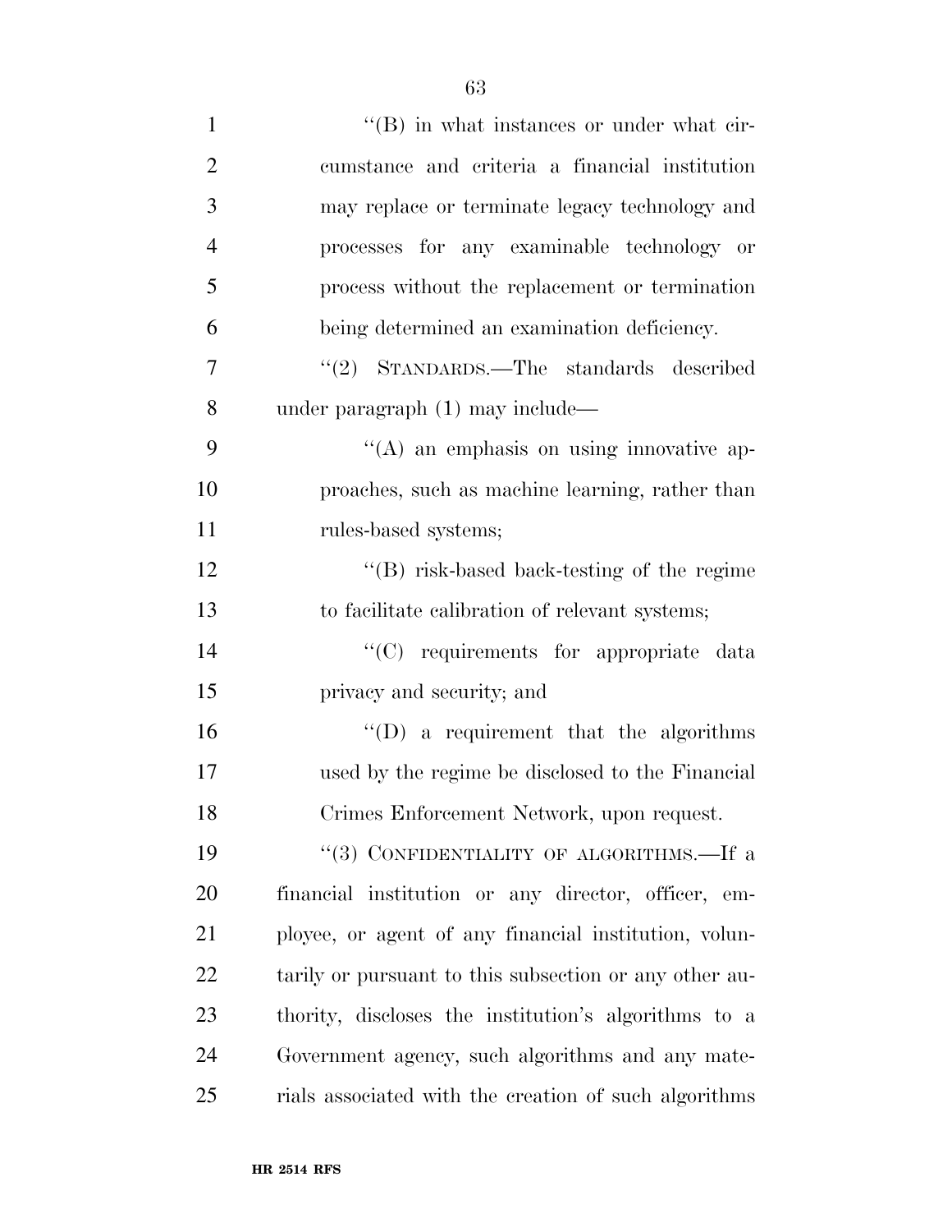''(B) in what instances or under what circumstance and criteria a financial institution may replace or terminate legacy technology and processes for any examinable technology or process without the replacement or termination being determined an examination deficiency.

''(2) STANDARDS.—The standards described under paragraph (1) may include—

''(A) an emphasis on using innovative approaches, such as machine learning, rather than rules-based systems;

''(B) risk-based back-testing of the regime to facilitate calibration of relevant systems;

''(C) requirements for appropriate data privacy and security; and

''(D) a requirement that the algorithms used by the regime be disclosed to the Financial Crimes Enforcement Network, upon request.

''(3) CONFIDENTIALITY OF ALGORITHMS.—If a financial institution or any director, officer, employee, or agent of any financial institution, voluntarily or pursuant to this subsection or any other authority, discloses the institution's algorithms to a Government agency, such algorithms and any materials associated with the creation of such algorithms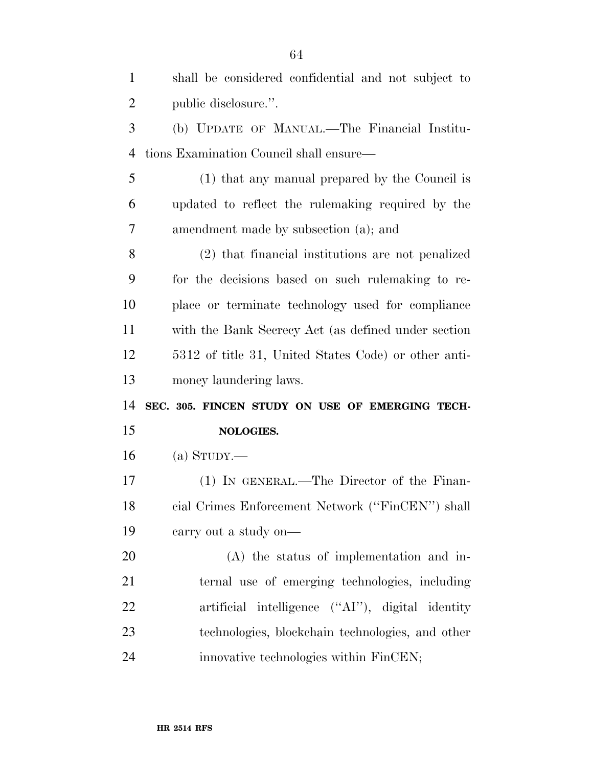shall be considered confidential and not subject to public disclosure.''.

(b) UPDATE OF MANUAL.—The Financial Institutions Examination Council shall ensure—

(1) that any manual prepared by the Council is updated to reflect the rulemaking required by the amendment made by subsection (a); and

(2) that financial institutions are not penalized for the decisions based on such rulemaking to replace or terminate technology used for compliance with the Bank Secrecy Act (as defined under section 5312 of title 31, United States Code) or other anti-money laundering laws.

**SEC. 305. FINCEN STUDY ON USE OF EMERGING TECHNOLOGIES.**

(a) STUDY.—

(1) IN GENERAL.—The Director of the Financial Crimes Enforcement Network (''FinCEN'') shall carry out a study on—

(A) the status of implementation and internal use of emerging technologies, including artificial intelligence (''AI''), digital identity technologies, blockchain technologies, and other innovative technologies within FinCEN;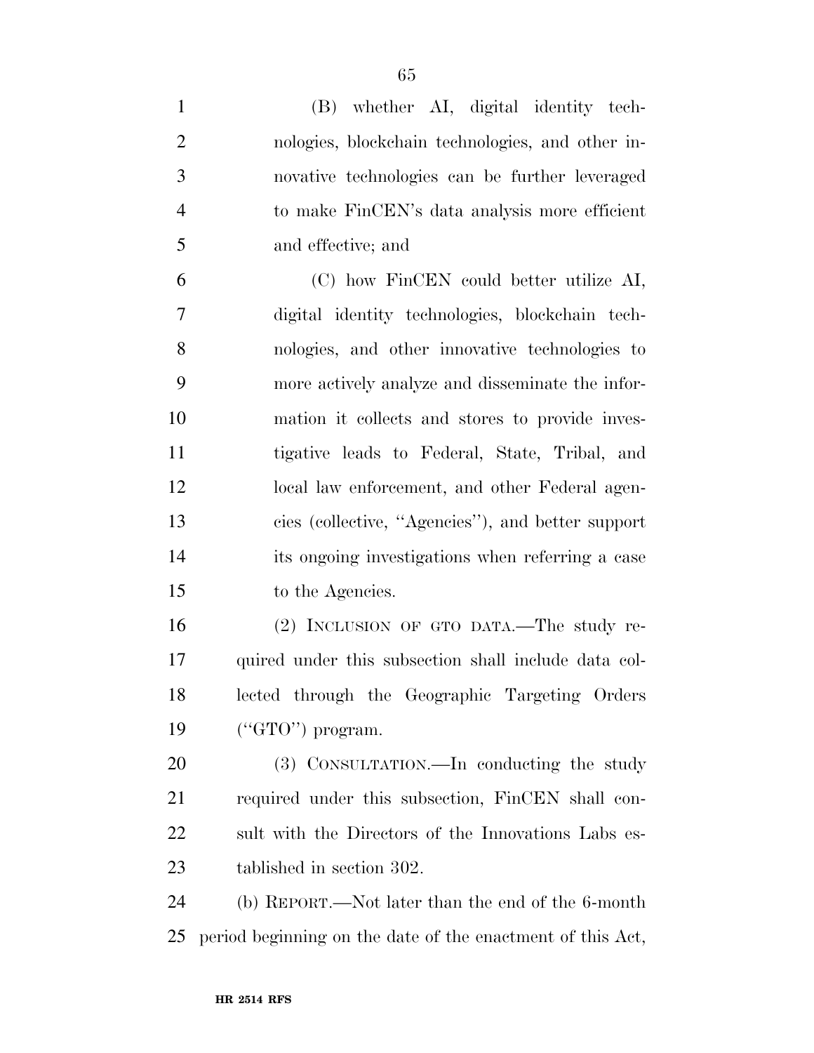(B) whether AI, digital identity technologies, blockchain technologies, and other innovative technologies can be further leveraged to make FinCEN's data analysis more efficient and effective; and

(C) how FinCEN could better utilize AI, digital identity technologies, blockchain technologies, and other innovative technologies to more actively analyze and disseminate the information it collects and stores to provide investigative leads to Federal, State, Tribal, and local law enforcement, and other Federal agencies (collective, "Agencies"), and better support its ongoing investigations when referring a case to the Agencies.

(2) INCLUSION OF GTO DATA.—The study required under this subsection shall include data collected through the Geographic Targeting Orders ("GTO") program.

(3) CONSULTATION.—In conducting the study required under this subsection, FinCEN shall consult with the Directors of the Innovations Labs established in section 302.

(b) REPORT.—Not later than the end of the 6-month period beginning on the date of the enactment of this Act,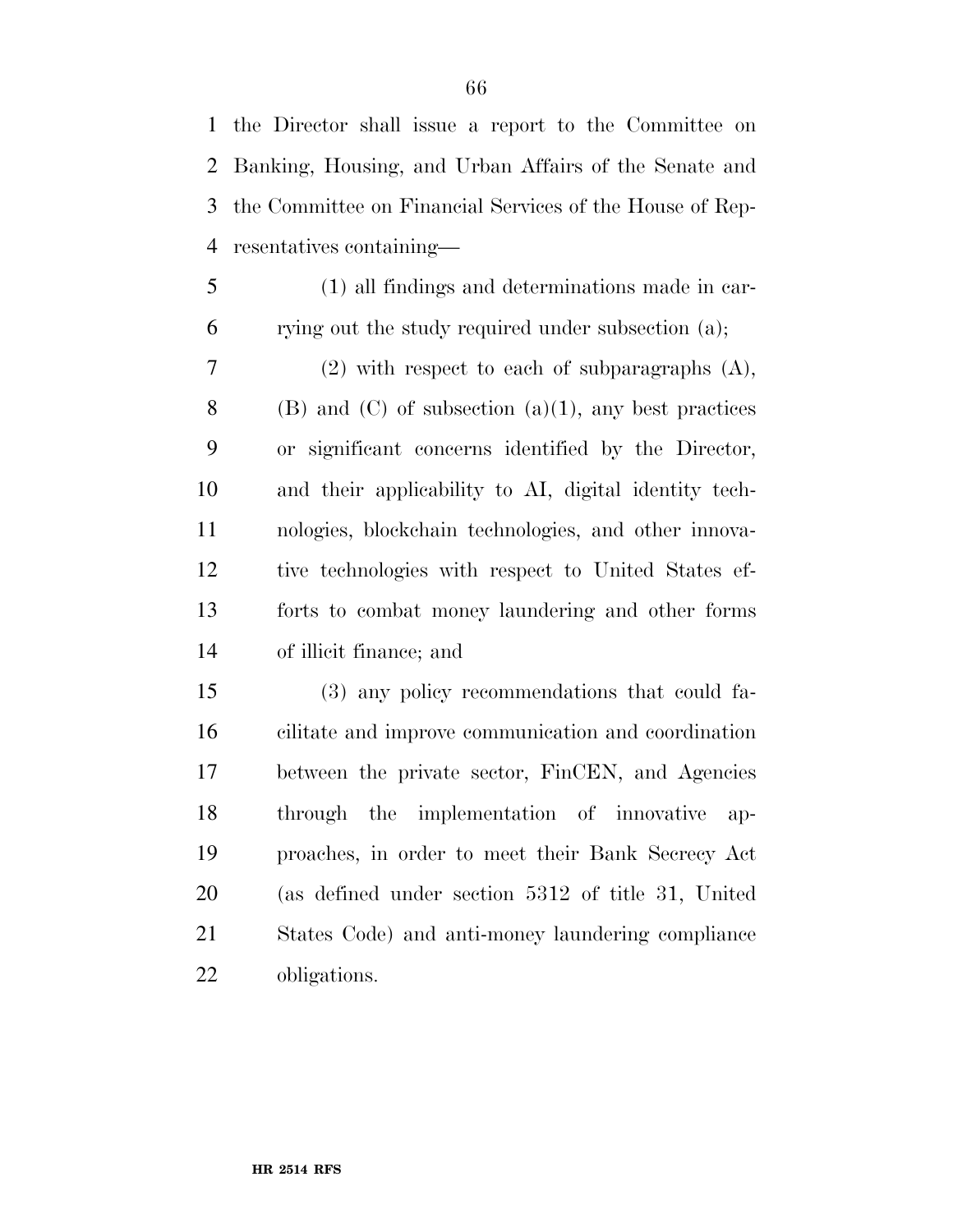the Director shall issue a report to the Committee on Banking, Housing, and Urban Affairs of the Senate and the Committee on Financial Services of the House of Representatives containing—

(1) all findings and determinations made in carrying out the study required under subsection (a);

(2) with respect to each of subparagraphs (A), (B) and (C) of subsection (a)(1), any best practices or significant concerns identified by the Director, and their applicability to AI, digital identity technologies, blockchain technologies, and other innovative technologies with respect to United States efforts to combat money laundering and other forms of illicit finance; and

(3) any policy recommendations that could facilitate and improve communication and coordination between the private sector, FinCEN, and Agencies through the implementation of innovative approaches, in order to meet their Bank Secrecy Act (as defined under section 5312 of title 31, United States Code) and anti-money laundering compliance obligations.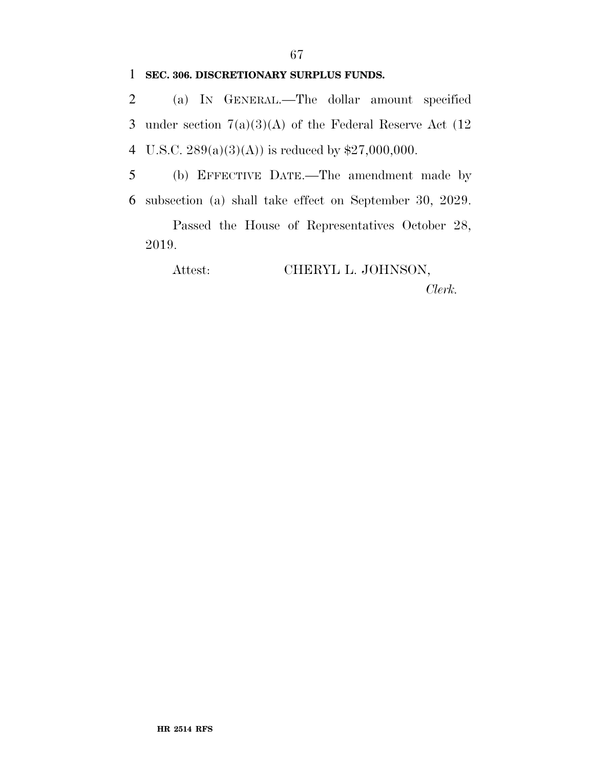**SEC. 306. DISCRETIONARY SURPLUS FUNDS.**

(a) IN GENERAL.—The dollar amount specified under section 7(a)(3)(A) of the Federal Reserve Act (12 U.S.C. 289(a)(3)(A)) is reduced by $27,000,000.

(b) EFFECTIVE DATE.—The amendment made by subsection (a) shall take effect on September 30, 2029.

Passed the House of Representatives October 28, 2019.

Attest: CHERYL L. JOHNSON,

*Clerk.*